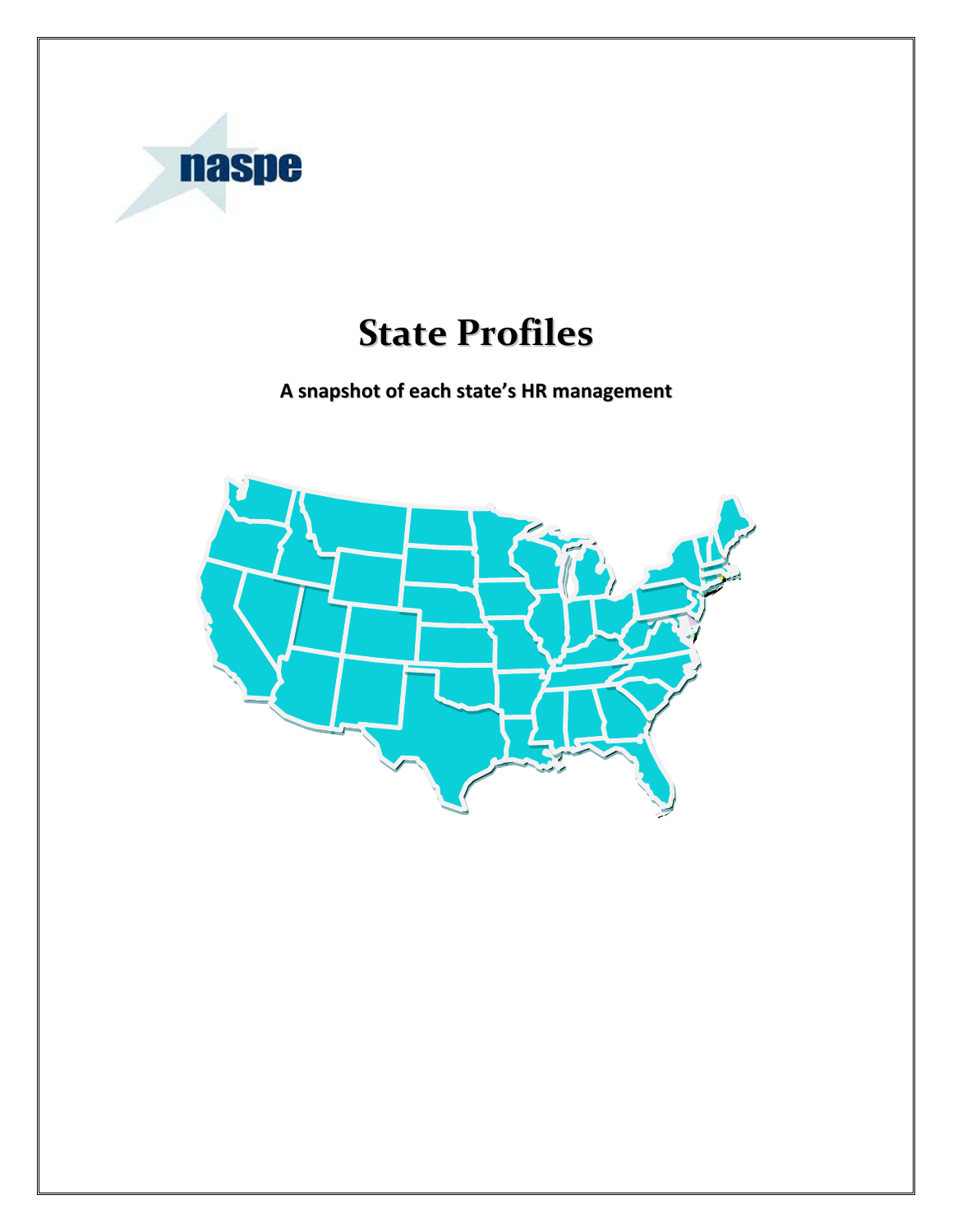naspe

# State Profiles

**A snapshot of each state's HR management**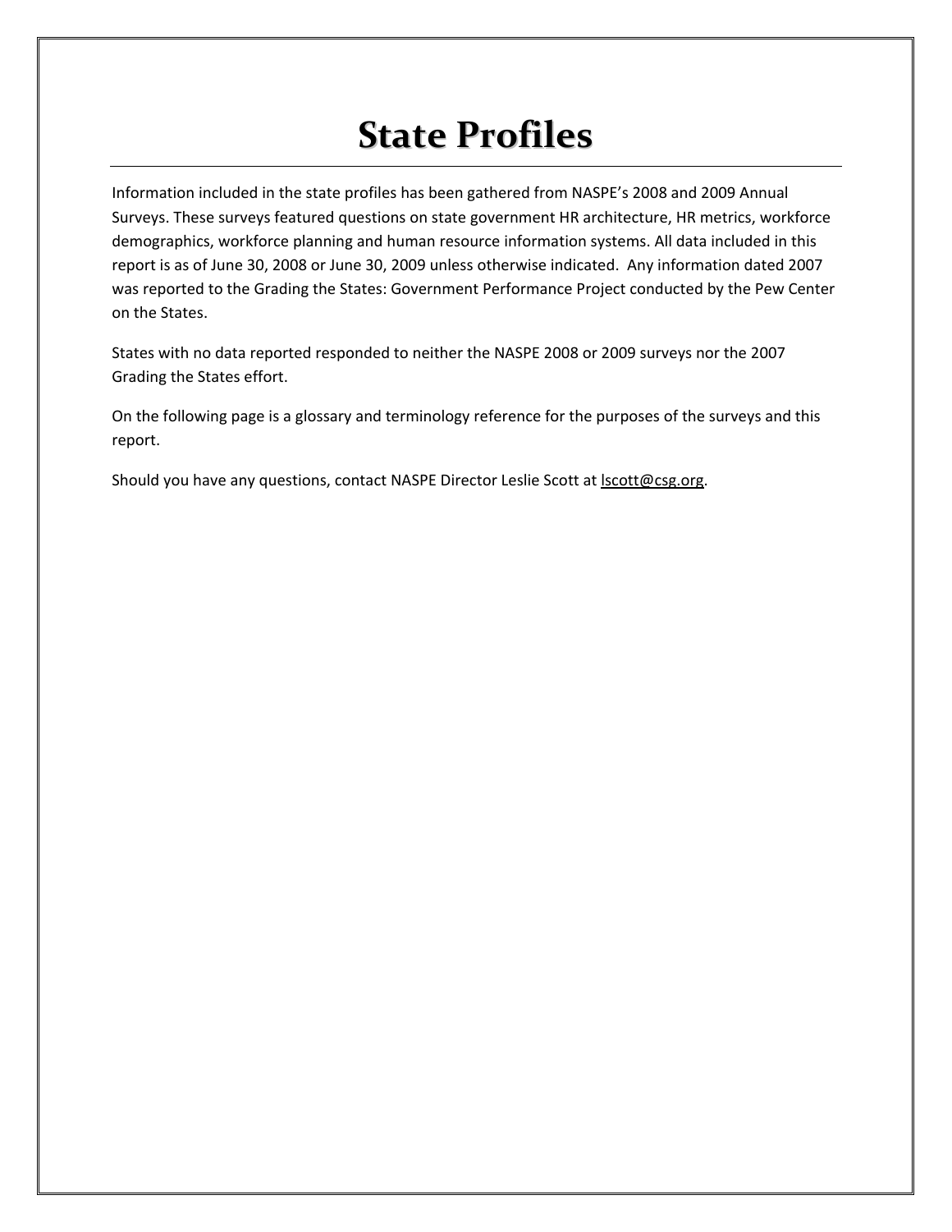# State Profiles

Information included in the state profiles has been gathered from NASPE's 2008 and 2009 Annual Surveys. These surveys featured questions on state government HR architecture, HR metrics, workforce demographics, workforce planning and human resource information systems. All data included in this report is as of June 30, 2008 or June 30, 2009 unless otherwise indicated. Any information dated 2007 was reported to the Grading the States: Government Performance Project conducted by the Pew Center on the States.

States with no data reported responded to neither the NASPE 2008 or 2009 surveys nor the 2007 Grading the States effort.

On the following page is a glossary and terminology reference for the purposes of the surveys and this report.

Should you have any questions, contact NASPE Director Leslie Scott at lscott@csg.org.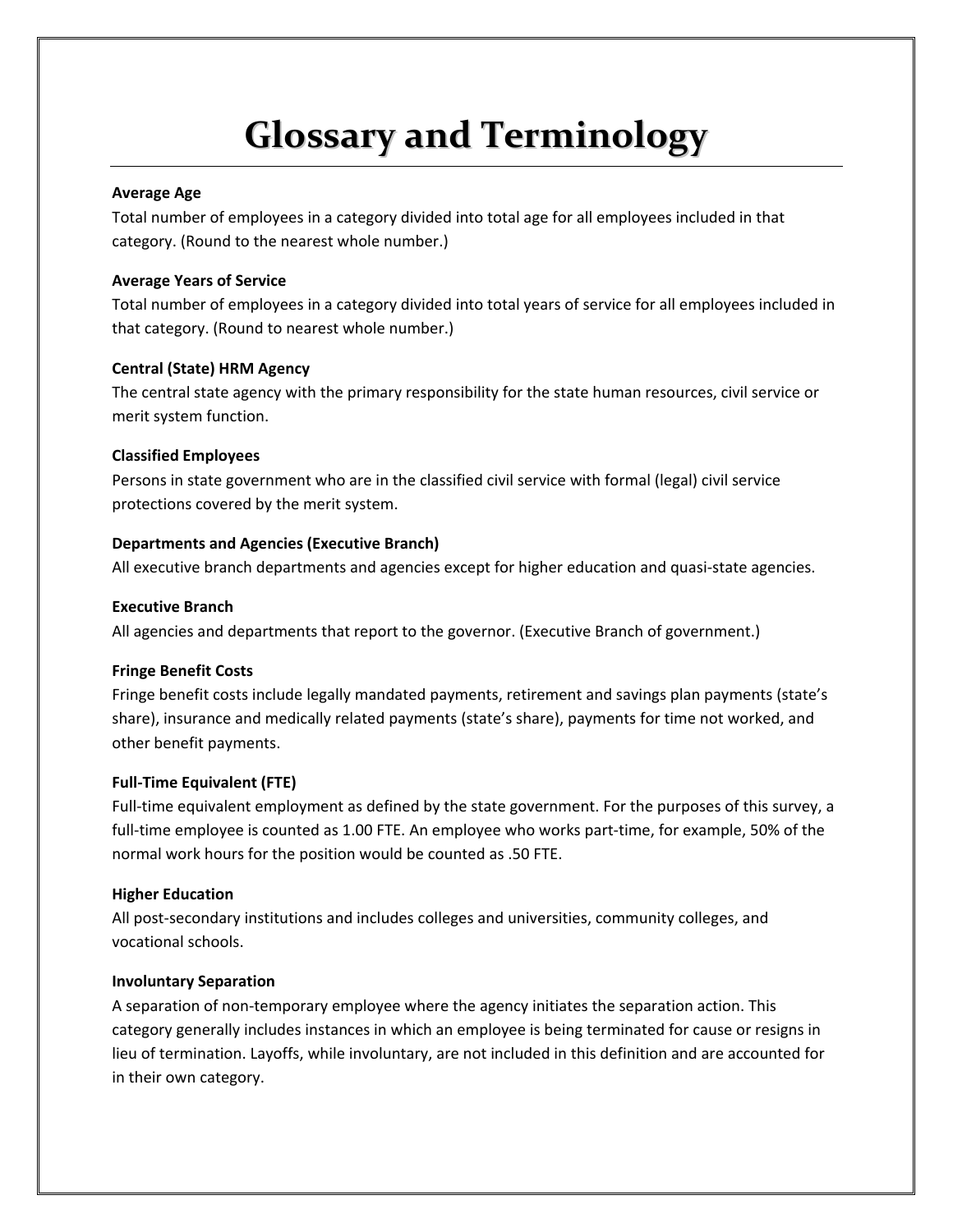# Glossary and Terminology

**Average Age**

Total number of employees in a category divided into total age for all employees included in that category. (Round to the nearest whole number.)

**Average Years of Service**

Total number of employees in a category divided into total years of service for all employees included in that category. (Round to nearest whole number.)

**Central (State) HRM Agency**

The central state agency with the primary responsibility for the state human resources, civil service or merit system function.

**Classified Employees**

Persons in state government who are in the classified civil service with formal (legal) civil service protections covered by the merit system.

**Departments and Agencies (Executive Branch)**

All executive branch departments and agencies except for higher education and quasi-state agencies.

**Executive Branch**

All agencies and departments that report to the governor. (Executive Branch of government.)

**Fringe Benefit Costs**

Fringe benefit costs include legally mandated payments, retirement and savings plan payments (state's share), insurance and medically related payments (state's share), payments for time not worked, and other benefit payments.

**Full-Time Equivalent (FTE)**

Full-time equivalent employment as defined by the state government. For the purposes of this survey, a full-time employee is counted as 1.00 FTE. An employee who works part-time, for example, 50% of the normal work hours for the position would be counted as .50 FTE.

**Higher Education**

All post-secondary institutions and includes colleges and universities, community colleges, and vocational schools.

**Involuntary Separation**

A separation of non-temporary employee where the agency initiates the separation action. This category generally includes instances in which an employee is being terminated for cause or resigns in lieu of termination. Layoffs, while involuntary, are not included in this definition and are accounted for in their own category.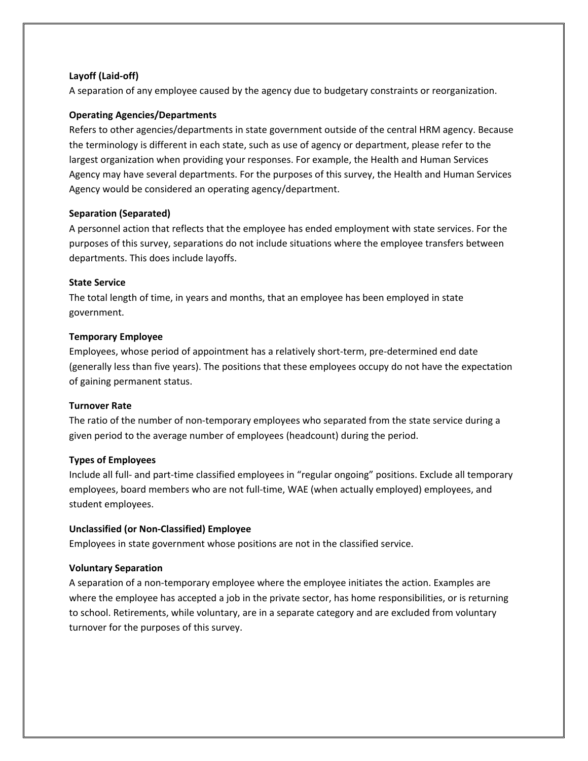**Layoff (Laid-off)**
A separation of any employee caused by the agency due to budgetary constraints or reorganization.

**Operating Agencies/Departments**
Refers to other agencies/departments in state government outside of the central HRM agency. Because the terminology is different in each state, such as use of agency or department, please refer to the largest organization when providing your responses. For example, the Health and Human Services Agency may have several departments. For the purposes of this survey, the Health and Human Services Agency would be considered an operating agency/department.

**Separation (Separated)**
A personnel action that reflects that the employee has ended employment with state services. For the purposes of this survey, separations do not include situations where the employee transfers between departments. This does include layoffs.

**State Service**
The total length of time, in years and months, that an employee has been employed in state government.

**Temporary Employee**
Employees, whose period of appointment has a relatively short-term, pre-determined end date (generally less than five years). The positions that these employees occupy do not have the expectation of gaining permanent status.

**Turnover Rate**
The ratio of the number of non-temporary employees who separated from the state service during a given period to the average number of employees (headcount) during the period.

**Types of Employees**
Include all full- and part-time classified employees in "regular ongoing" positions. Exclude all temporary employees, board members who are not full-time, WAE (when actually employed) employees, and student employees.

**Unclassified (or Non-Classified) Employee**
Employees in state government whose positions are not in the classified service.

**Voluntary Separation**
A separation of a non-temporary employee where the employee initiates the action. Examples are where the employee has accepted a job in the private sector, has home responsibilities, or is returning to school. Retirements, while voluntary, are in a separate category and are excluded from voluntary turnover for the purposes of this survey.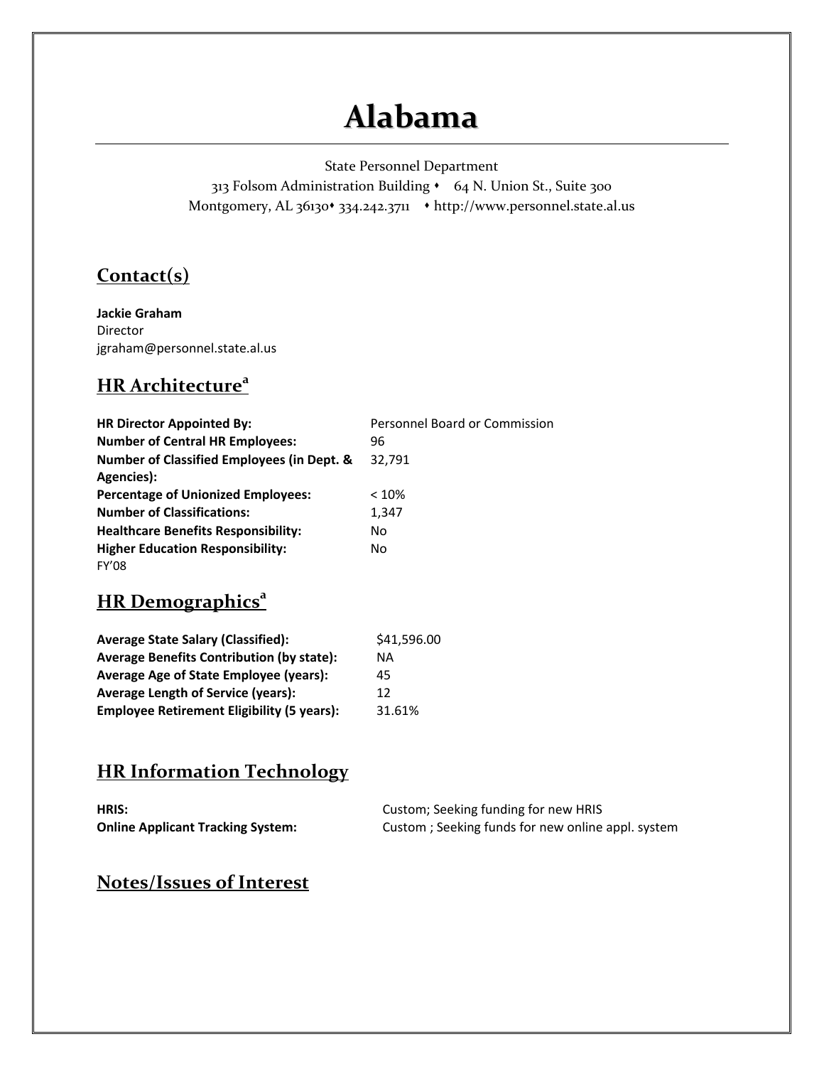# Alabama

State Personnel Department

313 Folsom Administration Building • 64 N. Union St., Suite 300

Montgomery, AL 36130 • 334.242.3711 • http://www.personnel.state.al.us

## Contact(s)

**Jackie Graham**
Director
jgraham@personnel.state.al.us

## HR Architecture[a]

| | |
|---|---|
| **HR Director Appointed By:** | Personnel Board or Commission |
| **Number of Central HR Employees:** | 96 |
| **Number of Classified Employees (in Dept. & Agencies):** | 32,791 |
| **Percentage of Unionized Employees:** | < 10% |
| **Number of Classifications:** | 1,347 |
| **Healthcare Benefits Responsibility:** | No |
| **Higher Education Responsibility:** | No |

FY'08

## HR Demographics[a]

| | |
|---|---|
| **Average State Salary (Classified):** | $41,596.00 |
| **Average Benefits Contribution (by state):** | NA |
| **Average Age of State Employee (years):** | 45 |
| **Average Length of Service (years):** | 12 |
| **Employee Retirement Eligibility (5 years):** | 31.61% |

## HR Information Technology

| | |
|---|---|
| **HRIS:** | Custom; Seeking funding for new HRIS |
| **Online Applicant Tracking System:** | Custom ; Seeking funds for new online appl. system |

## Notes/Issues of Interest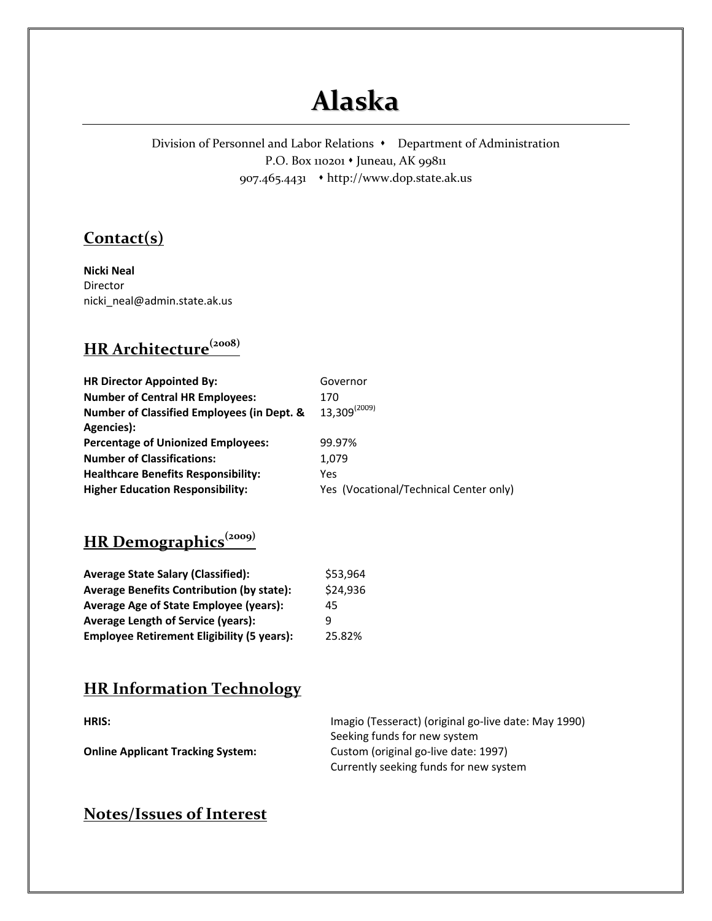# Alaska

Division of Personnel and Labor Relations • Department of Administration
P.O. Box 110201 • Juneau, AK 99811
907.465.4431 • http://www.dop.state.ak.us

## Contact(s)

**Nicki Neal**
Director
nicki_neal@admin.state.ak.us

## HR Architecture[(2008)]

| | |
|---|---|
| **HR Director Appointed By:** | Governor |
| **Number of Central HR Employees:** | 170 |
| **Number of Classified Employees (in Dept. & Agencies):** | 13,309[(2009)] |
| **Percentage of Unionized Employees:** | 99.97% |
| **Number of Classifications:** | 1,079 |
| **Healthcare Benefits Responsibility:** | Yes |
| **Higher Education Responsibility:** | Yes (Vocational/Technical Center only) |

## HR Demographics[(2009)]

| | |
|---|---|
| **Average State Salary (Classified):** | $53,964 |
| **Average Benefits Contribution (by state):** | $24,936 |
| **Average Age of State Employee (years):** | 45 |
| **Average Length of Service (years):** | 9 |
| **Employee Retirement Eligibility (5 years):** | 25.82% |

## HR Information Technology

| | |
|---|---|
| **HRIS:** | Imagio (Tesseract) (original go-live date: May 1990)<br>Seeking funds for new system |
| **Online Applicant Tracking System:** | Custom (original go-live date: 1997)<br>Currently seeking funds for new system |

## Notes/Issues of Interest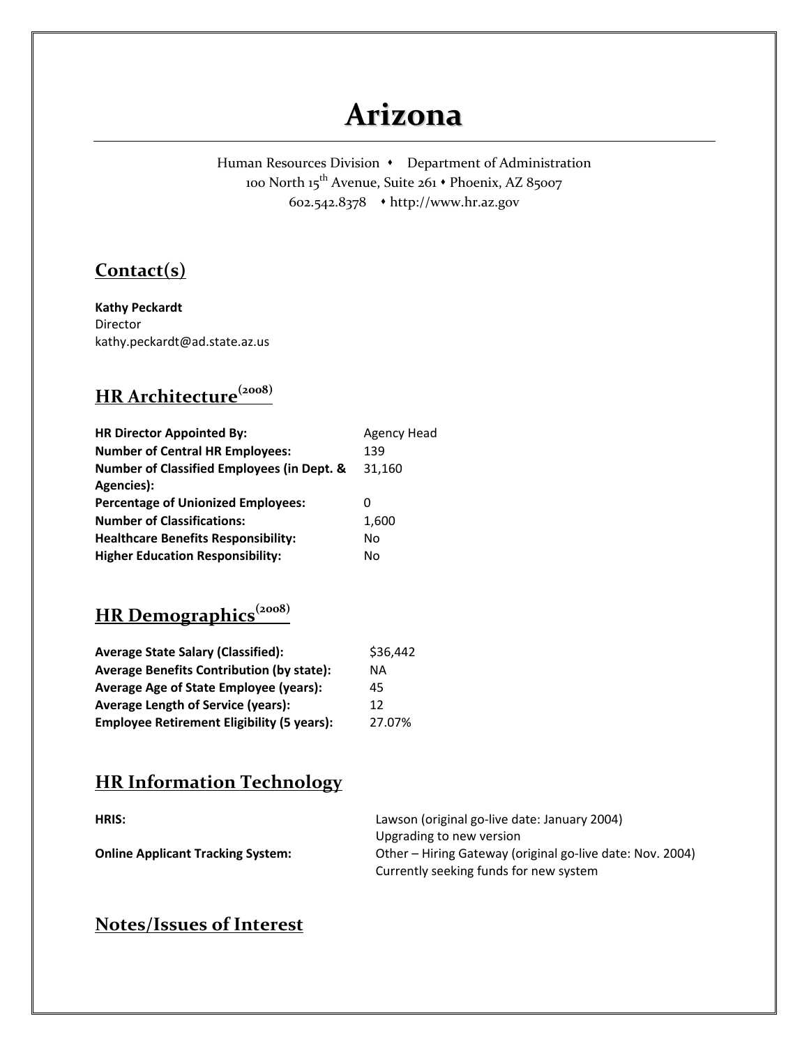# Arizona

Human Resources Division • Department of Administration
100 North 15th Avenue, Suite 261 • Phoenix, AZ 85007
602.542.8378 • http://www.hr.az.gov

## Contact(s)

**Kathy Peckardt**
Director
kathy.peckardt@ad.state.az.us

## HR Architecture(2008)

| | |
|---|---|
| **HR Director Appointed By:** | Agency Head |
| **Number of Central HR Employees:** | 139 |
| **Number of Classified Employees (in Dept. & Agencies):** | 31,160 |
| **Percentage of Unionized Employees:** | 0 |
| **Number of Classifications:** | 1,600 |
| **Healthcare Benefits Responsibility:** | No |
| **Higher Education Responsibility:** | No |

## HR Demographics(2008)

| | |
|---|---|
| **Average State Salary (Classified):** | $36,442 |
| **Average Benefits Contribution (by state):** | NA |
| **Average Age of State Employee (years):** | 45 |
| **Average Length of Service (years):** | 12 |
| **Employee Retirement Eligibility (5 years):** | 27.07% |

## HR Information Technology

| | |
|---|---|
| **HRIS:** | Lawson (original go-live date: January 2004)<br>Upgrading to new version |
| **Online Applicant Tracking System:** | Other – Hiring Gateway (original go-live date: Nov. 2004)<br>Currently seeking funds for new system |

## Notes/Issues of Interest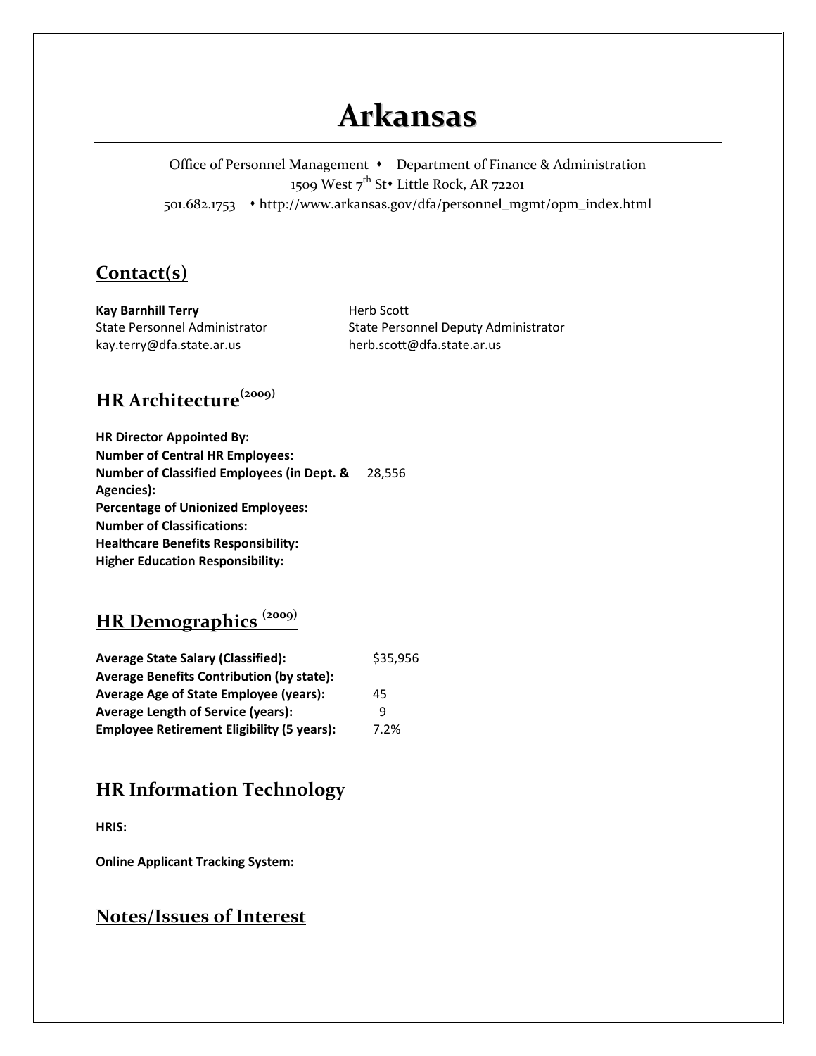# Arkansas

Office of Personnel Management • Department of Finance & Administration
1509 West 7th St• Little Rock, AR 72201
501.682.1753 • http://www.arkansas.gov/dfa/personnel_mgmt/opm_index.html

## Contact(s)

**Kay Barnhill Terry**
State Personnel Administrator
kay.terry@dfa.state.ar.us

Herb Scott
State Personnel Deputy Administrator
herb.scott@dfa.state.ar.us

## HR Architecture (2009)

**HR Director Appointed By:**
**Number of Central HR Employees:**
**Number of Classified Employees (in Dept. & Agencies):** 28,556
**Percentage of Unionized Employees:**
**Number of Classifications:**
**Healthcare Benefits Responsibility:**
**Higher Education Responsibility:**

## HR Demographics (2009)

**Average State Salary (Classified):** $35,956
**Average Benefits Contribution (by state):**
**Average Age of State Employee (years):** 45
**Average Length of Service (years):** 9
**Employee Retirement Eligibility (5 years):** 7.2%

## HR Information Technology

**HRIS:**

**Online Applicant Tracking System:**

## Notes/Issues of Interest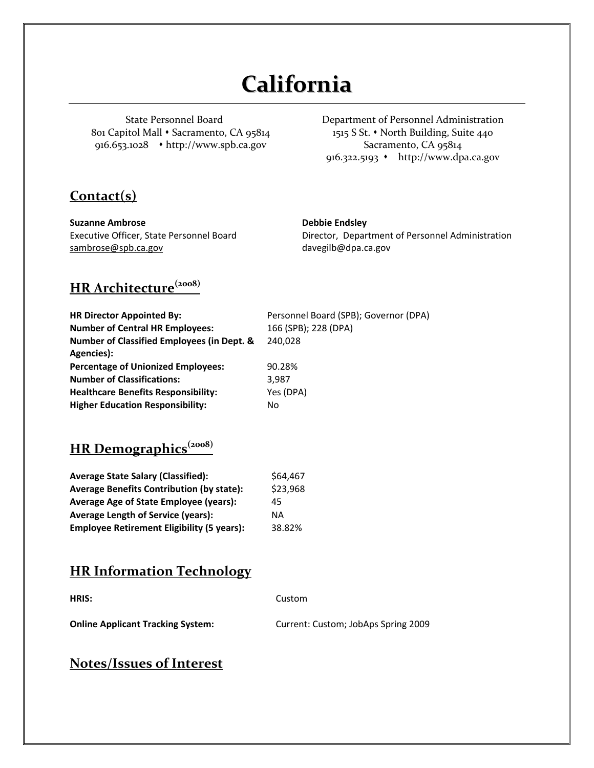# California

State Personnel Board
801 Capitol Mall • Sacramento, CA 95814
916.653.1028 • http://www.spb.ca.gov

Department of Personnel Administration
1515 S St. • North Building, Suite 440
Sacramento, CA 95814
916.322.5193 • http://www.dpa.ca.gov

## Contact(s)

**Suzanne Ambrose**
Executive Officer, State Personnel Board
sambrose@spb.ca.gov

**Debbie Endsley**
Director, Department of Personnel Administration
davegilb@dpa.ca.gov

## HR Architecture(2008)

| | |
|---|---|
| **HR Director Appointed By:** | Personnel Board (SPB); Governor (DPA) |
| **Number of Central HR Employees:** | 166 (SPB); 228 (DPA) |
| **Number of Classified Employees (in Dept. & Agencies):** | 240,028 |
| **Percentage of Unionized Employees:** | 90.28% |
| **Number of Classifications:** | 3,987 |
| **Healthcare Benefits Responsibility:** | Yes (DPA) |
| **Higher Education Responsibility:** | No |

## HR Demographics(2008)

| | |
|---|---|
| **Average State Salary (Classified):** | $64,467 |
| **Average Benefits Contribution (by state):** | $23,968 |
| **Average Age of State Employee (years):** | 45 |
| **Average Length of Service (years):** | NA |
| **Employee Retirement Eligibility (5 years):** | 38.82% |

## HR Information Technology

| | |
|---|---|
| **HRIS:** | Custom |
| **Online Applicant Tracking System:** | Current: Custom; JobAps Spring 2009 |

## Notes/Issues of Interest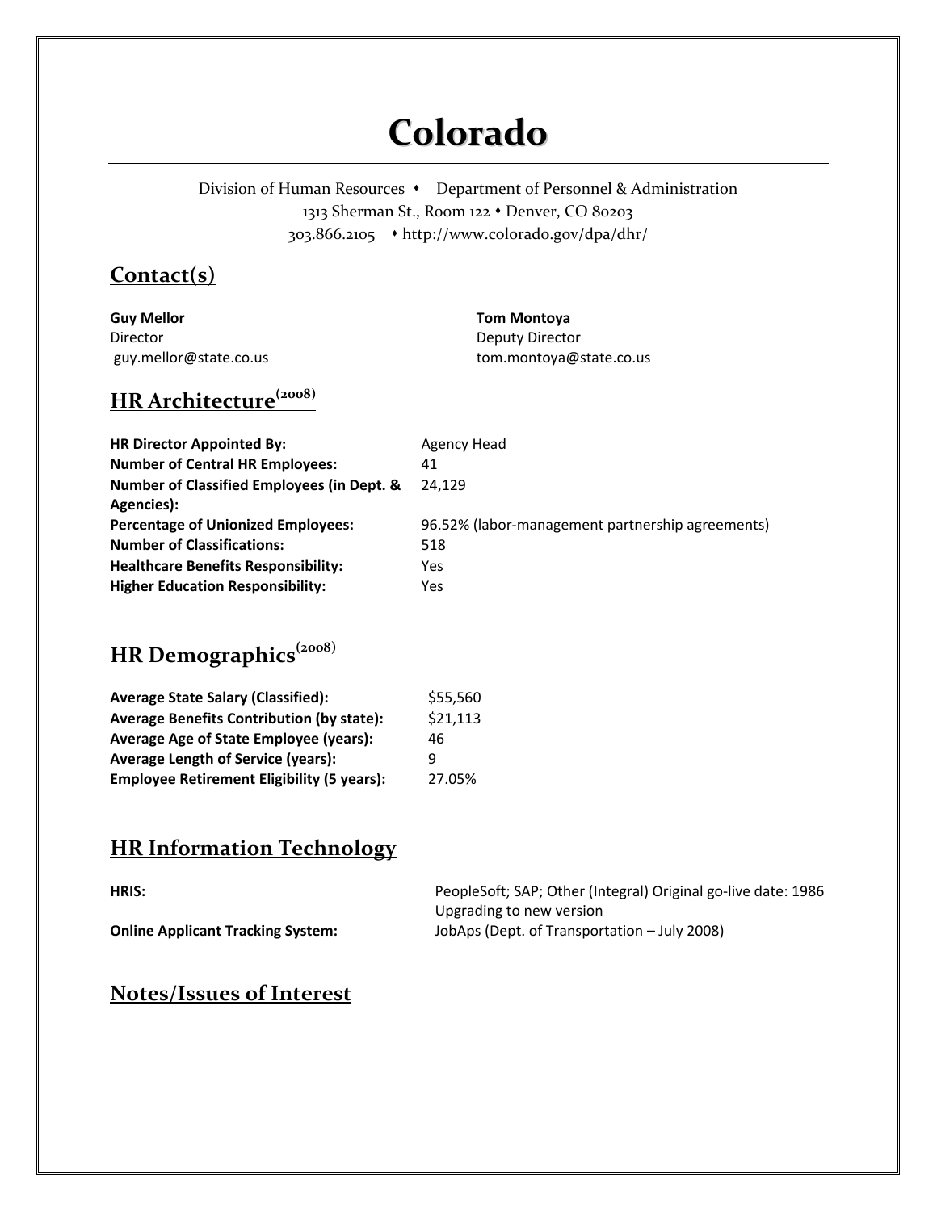# Colorado

Division of Human Resources • Department of Personnel & Administration
1313 Sherman St., Room 122 • Denver, CO 80203
303.866.2105 • http://www.colorado.gov/dpa/dhr/

## Contact(s)

**Guy Mellor**
Director
guy.mellor@state.co.us

**Tom Montoya**
Deputy Director
tom.montoya@state.co.us

## HR Architecture(2008)

| | |
|---|---|
| **HR Director Appointed By:** | Agency Head |
| **Number of Central HR Employees:** | 41 |
| **Number of Classified Employees (in Dept. & Agencies):** | 24,129 |
| **Percentage of Unionized Employees:** | 96.52% (labor-management partnership agreements) |
| **Number of Classifications:** | 518 |
| **Healthcare Benefits Responsibility:** | Yes |
| **Higher Education Responsibility:** | Yes |

## HR Demographics(2008)

| | |
|---|---|
| **Average State Salary (Classified):** | $55,560 |
| **Average Benefits Contribution (by state):** | $21,113 |
| **Average Age of State Employee (years):** | 46 |
| **Average Length of Service (years):** | 9 |
| **Employee Retirement Eligibility (5 years):** | 27.05% |

## HR Information Technology

| | |
|---|---|
| **HRIS:** | PeopleSoft; SAP; Other (Integral) Original go-live date: 1986 Upgrading to new version |
| **Online Applicant Tracking System:** | JobAps (Dept. of Transportation – July 2008) |

## Notes/Issues of Interest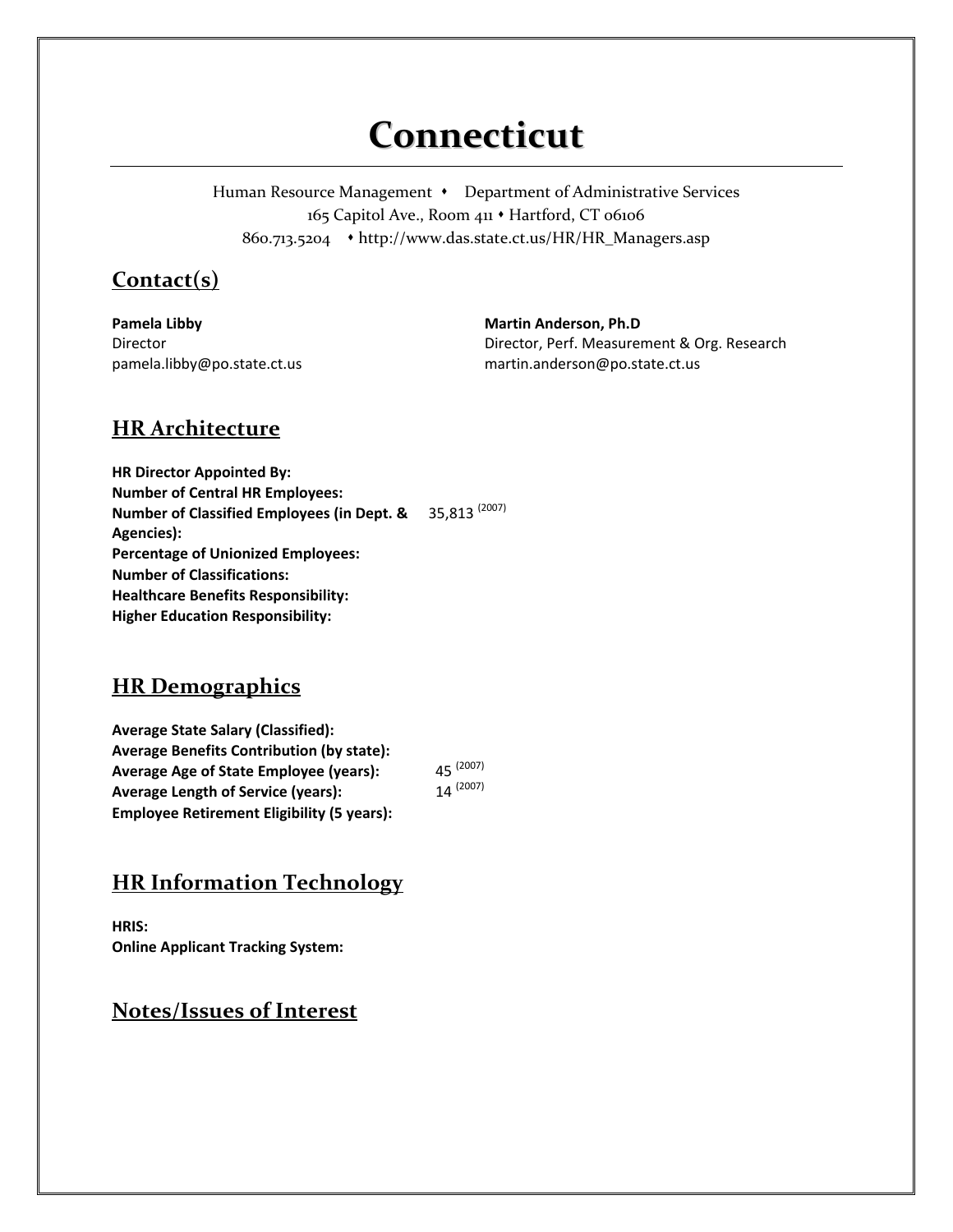# Connecticut

Human Resource Management • Department of Administrative Services
165 Capitol Ave., Room 411 • Hartford, CT 06106
860.713.5204 • http://www.das.state.ct.us/HR/HR_Managers.asp

## Contact(s)

**Pamela Libby**
Director
pamela.libby@po.state.ct.us

**Martin Anderson, Ph.D**
Director, Perf. Measurement & Org. Research
martin.anderson@po.state.ct.us

## HR Architecture

**HR Director Appointed By:**
**Number of Central HR Employees:**
**Number of Classified Employees (in Dept. & Agencies):** 35,813 (2007)
**Percentage of Unionized Employees:**
**Number of Classifications:**
**Healthcare Benefits Responsibility:**
**Higher Education Responsibility:**

## HR Demographics

**Average State Salary (Classified):**
**Average Benefits Contribution (by state):**
**Average Age of State Employee (years):** 45 (2007)
**Average Length of Service (years):** 14 (2007)
**Employee Retirement Eligibility (5 years):**

## HR Information Technology

**HRIS:**
**Online Applicant Tracking System:**

## Notes/Issues of Interest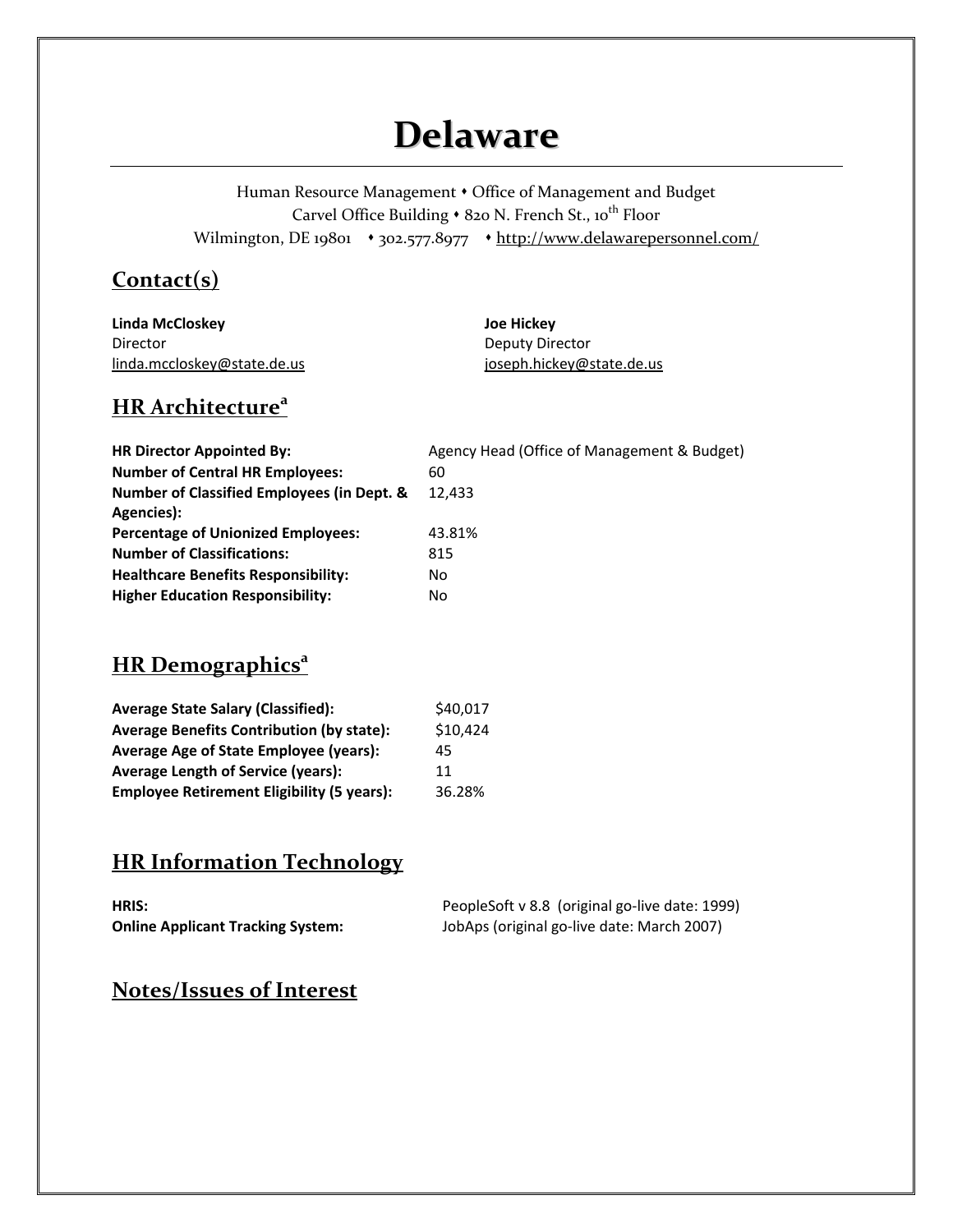# Delaware

Human Resource Management • Office of Management and Budget
Carvel Office Building • 820 N. French St., 10th Floor
Wilmington, DE 19801 • 302.577.8977 • http://www.delawarepersonnel.com/

## Contact(s)

**Linda McCloskey**
Director
linda.mccloskey@state.de.us

**Joe Hickey**
Deputy Director
joseph.hickey@state.de.us

## HR Architecture[a]

| | |
|---|---|
| **HR Director Appointed By:** | Agency Head (Office of Management & Budget) |
| **Number of Central HR Employees:** | 60 |
| **Number of Classified Employees (in Dept. & Agencies):** | 12,433 |
| **Percentage of Unionized Employees:** | 43.81% |
| **Number of Classifications:** | 815 |
| **Healthcare Benefits Responsibility:** | No |
| **Higher Education Responsibility:** | No |

## HR Demographics[a]

| | |
|---|---|
| **Average State Salary (Classified):** | $40,017 |
| **Average Benefits Contribution (by state):** | $10,424 |
| **Average Age of State Employee (years):** | 45 |
| **Average Length of Service (years):** | 11 |
| **Employee Retirement Eligibility (5 years):** | 36.28% |

## HR Information Technology

| | |
|---|---|
| **HRIS:** | PeopleSoft v 8.8 (original go-live date: 1999) |
| **Online Applicant Tracking System:** | JobAps (original go-live date: March 2007) |

## Notes/Issues of Interest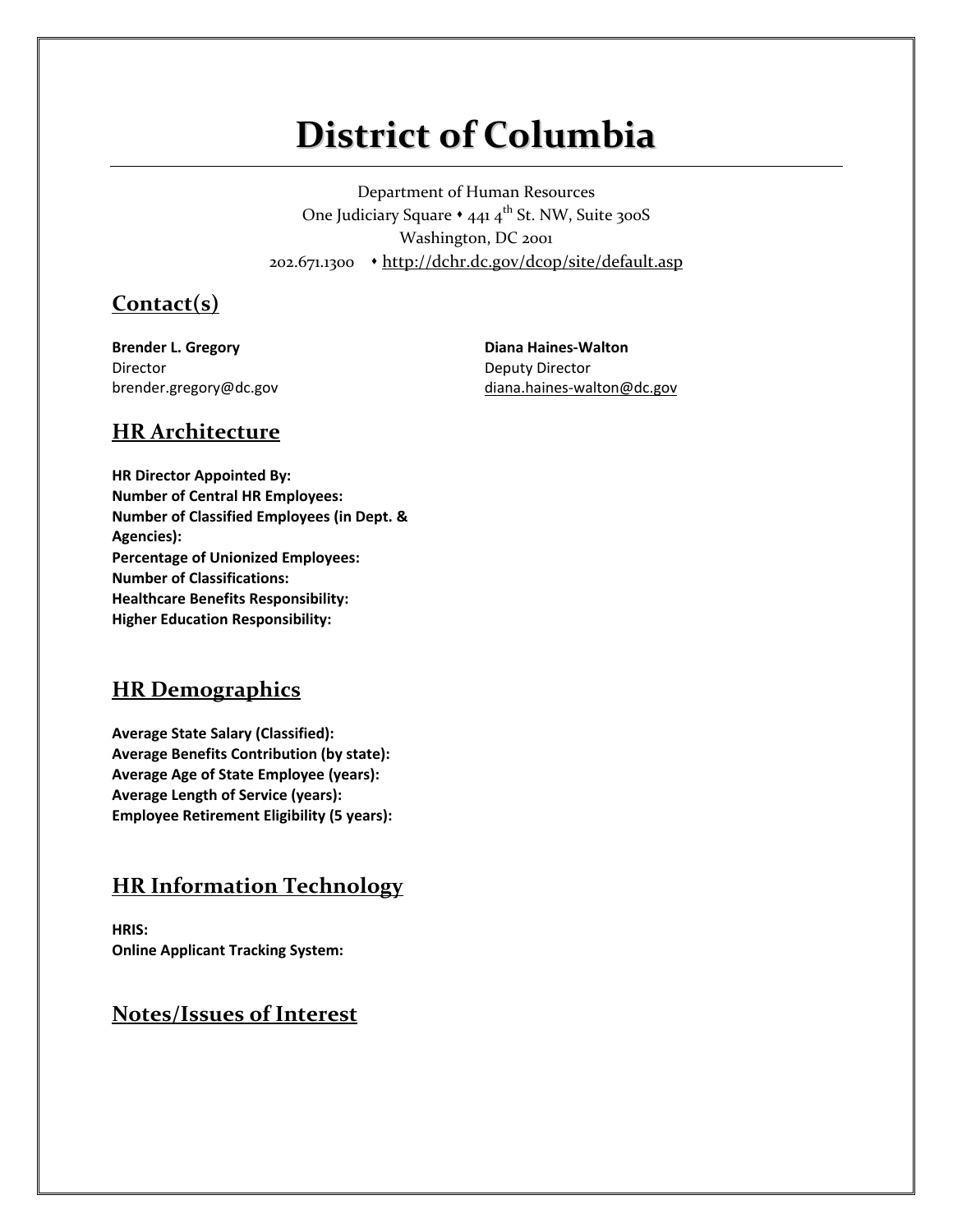# District of Columbia

Department of Human Resources
One Judiciary Square • 441 4th St. NW, Suite 300S
Washington, DC 2001
202.671.1300 • http://dchr.dc.gov/dcop/site/default.asp

## Contact(s)

**Brender L. Gregory**
Director
brender.gregory@dc.gov

**Diana Haines-Walton**
Deputy Director
diana.haines-walton@dc.gov

## HR Architecture

**HR Director Appointed By:**
**Number of Central HR Employees:**
**Number of Classified Employees (in Dept. & Agencies):**
**Percentage of Unionized Employees:**
**Number of Classifications:**
**Healthcare Benefits Responsibility:**
**Higher Education Responsibility:**

## HR Demographics

**Average State Salary (Classified):**
**Average Benefits Contribution (by state):**
**Average Age of State Employee (years):**
**Average Length of Service (years):**
**Employee Retirement Eligibility (5 years):**

## HR Information Technology

**HRIS:**
**Online Applicant Tracking System:**

## Notes/Issues of Interest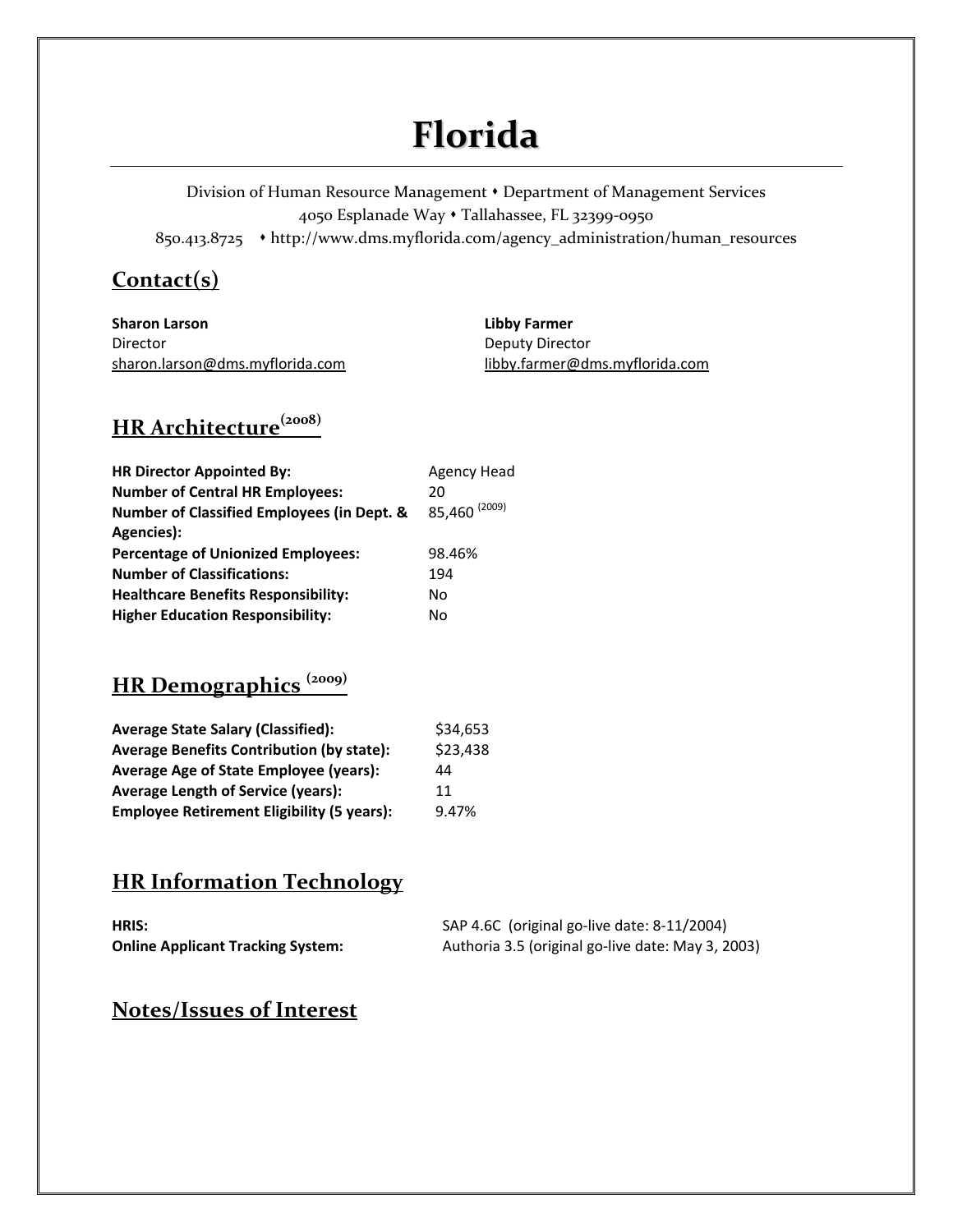# Florida

Division of Human Resource Management • Department of Management Services
4050 Esplanade Way • Tallahassee, FL 32399-0950
850.413.8725 • http://www.dms.myflorida.com/agency_administration/human_resources

## Contact(s)

**Sharon Larson**
Director
sharon.larson@dms.myflorida.com

**Libby Farmer**
Deputy Director
libby.farmer@dms.myflorida.com

## HR Architecture (2008)

| | |
|---|---|
| **HR Director Appointed By:** | Agency Head |
| **Number of Central HR Employees:** | 20 |
| **Number of Classified Employees (in Dept. & Agencies):** | 85,460 (2009) |
| **Percentage of Unionized Employees:** | 98.46% |
| **Number of Classifications:** | 194 |
| **Healthcare Benefits Responsibility:** | No |
| **Higher Education Responsibility:** | No |

## HR Demographics (2009)

| | |
|---|---|
| **Average State Salary (Classified):** | $34,653 |
| **Average Benefits Contribution (by state):** | $23,438 |
| **Average Age of State Employee (years):** | 44 |
| **Average Length of Service (years):** | 11 |
| **Employee Retirement Eligibility (5 years):** | 9.47% |

## HR Information Technology

| | |
|---|---|
| **HRIS:** | SAP 4.6C (original go-live date: 8-11/2004) |
| **Online Applicant Tracking System:** | Authoria 3.5 (original go-live date: May 3, 2003) |

## Notes/Issues of Interest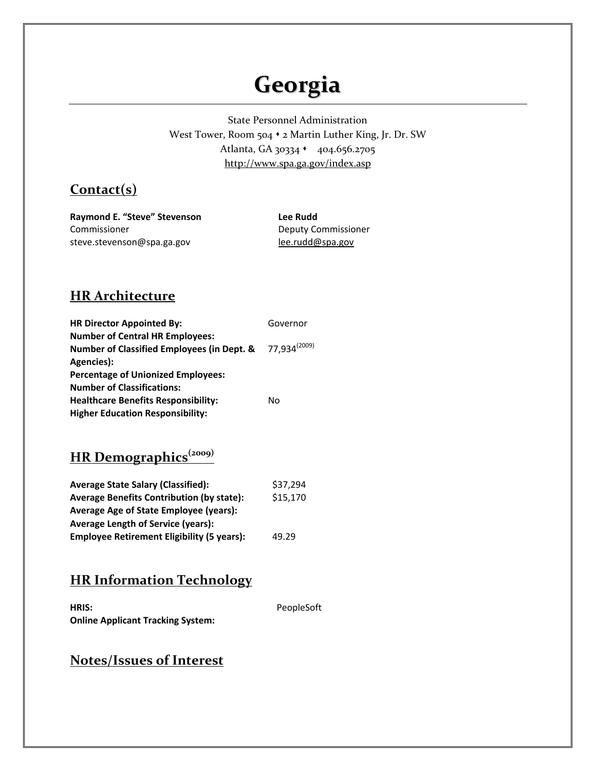# Georgia

State Personnel Administration
West Tower, Room 504 • 2 Martin Luther King, Jr. Dr. SW
Atlanta, GA 30334 • 404.656.2705
http://www.spa.ga.gov/index.asp

## Contact(s)

**Raymond E. "Steve" Stevenson**
Commissioner
steve.stevenson@spa.ga.gov

**Lee Rudd**
Deputy Commissioner
lee.rudd@spa.gov

## HR Architecture

| | |
|---|---|
| **HR Director Appointed By:** | Governor |
| **Number of Central HR Employees:** | |
| **Number of Classified Employees (in Dept. & Agencies):** | 77,934 (2009) |
| **Percentage of Unionized Employees:** | |
| **Number of Classifications:** | |
| **Healthcare Benefits Responsibility:** | No |
| **Higher Education Responsibility:** | |

## HR Demographics (2009)

| | |
|---|---|
| **Average State Salary (Classified):** | $37,294 |
| **Average Benefits Contribution (by state):** | $15,170 |
| **Average Age of State Employee (years):** | |
| **Average Length of Service (years):** | |
| **Employee Retirement Eligibility (5 years):** | 49.29 |

## HR Information Technology

| | |
|---|---|
| **HRIS:** | PeopleSoft |
| **Online Applicant Tracking System:** | |

## Notes/Issues of Interest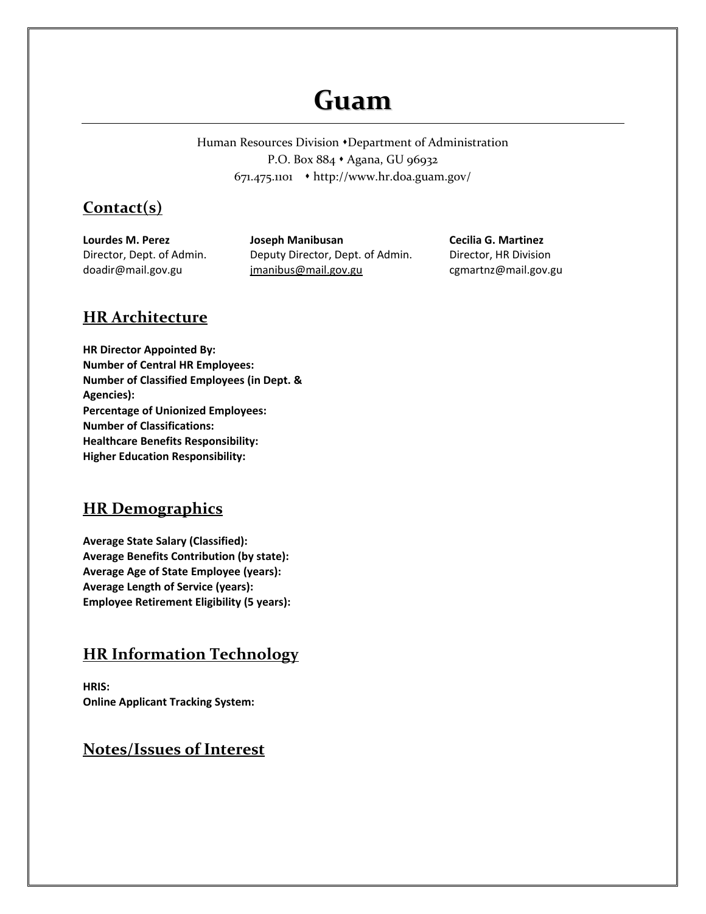# Guam

Human Resources Division • Department of Administration
P.O. Box 884 • Agana, GU 96932
671.475.1101 • http://www.hr.doa.guam.gov/

## Contact(s)

**Lourdes M. Perez**
Director, Dept. of Admin.
doadir@mail.gov.gu

**Joseph Manibusan**
Deputy Director, Dept. of Admin.
jmanibus@mail.gov.gu

**Cecilia G. Martinez**
Director, HR Division
cgmartnz@mail.gov.gu

## HR Architecture

**HR Director Appointed By:**
**Number of Central HR Employees:**
**Number of Classified Employees (in Dept. & Agencies):**
**Percentage of Unionized Employees:**
**Number of Classifications:**
**Healthcare Benefits Responsibility:**
**Higher Education Responsibility:**

## HR Demographics

**Average State Salary (Classified):**
**Average Benefits Contribution (by state):**
**Average Age of State Employee (years):**
**Average Length of Service (years):**
**Employee Retirement Eligibility (5 years):**

## HR Information Technology

**HRIS:**
**Online Applicant Tracking System:**

## Notes/Issues of Interest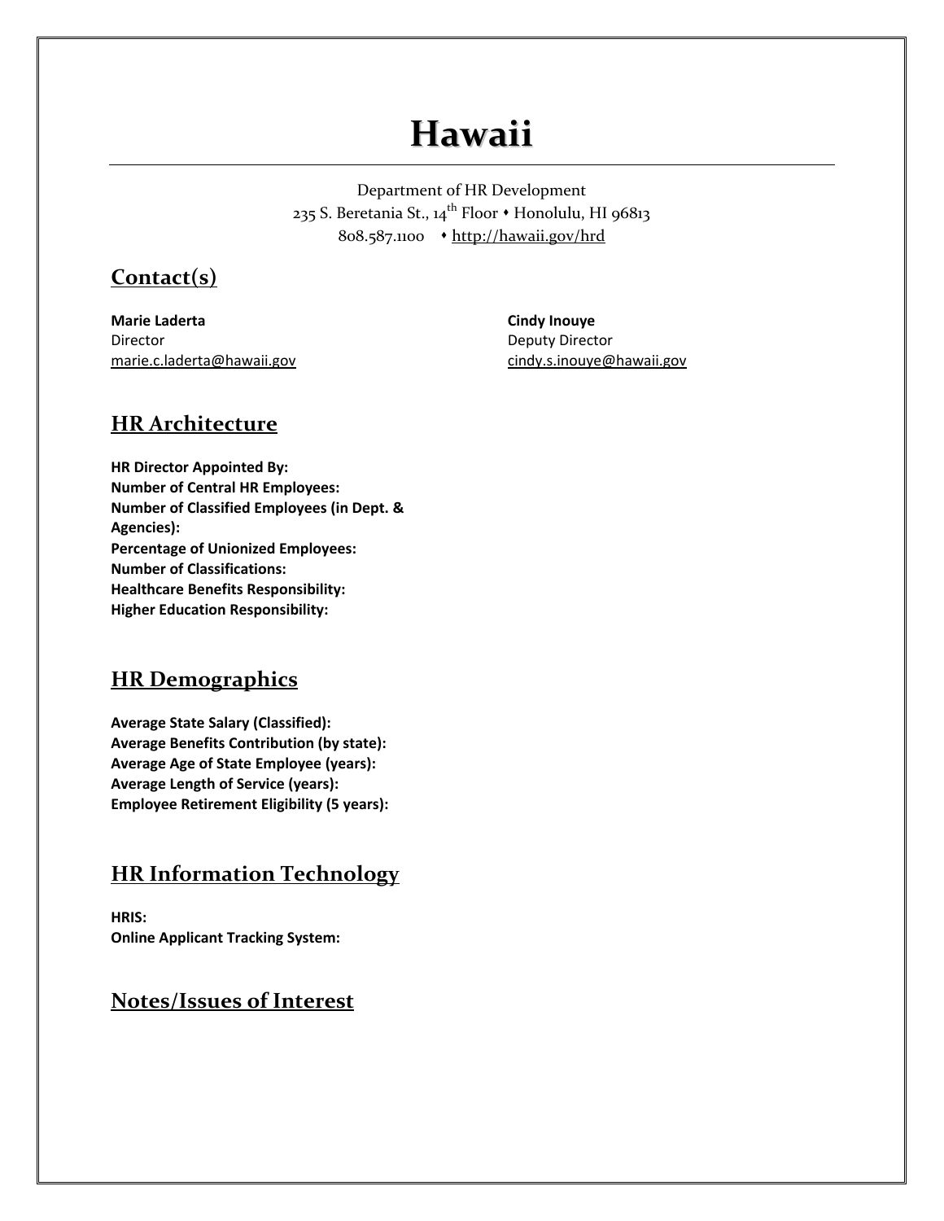# Hawaii

Department of HR Development
235 S. Beretania St., 14th Floor • Honolulu, HI 96813
808.587.1100 • http://hawaii.gov/hrd

## Contact(s)

**Marie Laderta**
Director
marie.c.laderta@hawaii.gov

**Cindy Inouye**
Deputy Director
cindy.s.inouye@hawaii.gov

## HR Architecture

**HR Director Appointed By:**
**Number of Central HR Employees:**
**Number of Classified Employees (in Dept. & Agencies):**
**Percentage of Unionized Employees:**
**Number of Classifications:**
**Healthcare Benefits Responsibility:**
**Higher Education Responsibility:**

## HR Demographics

**Average State Salary (Classified):**
**Average Benefits Contribution (by state):**
**Average Age of State Employee (years):**
**Average Length of Service (years):**
**Employee Retirement Eligibility (5 years):**

## HR Information Technology

**HRIS:**
**Online Applicant Tracking System:**

## Notes/Issues of Interest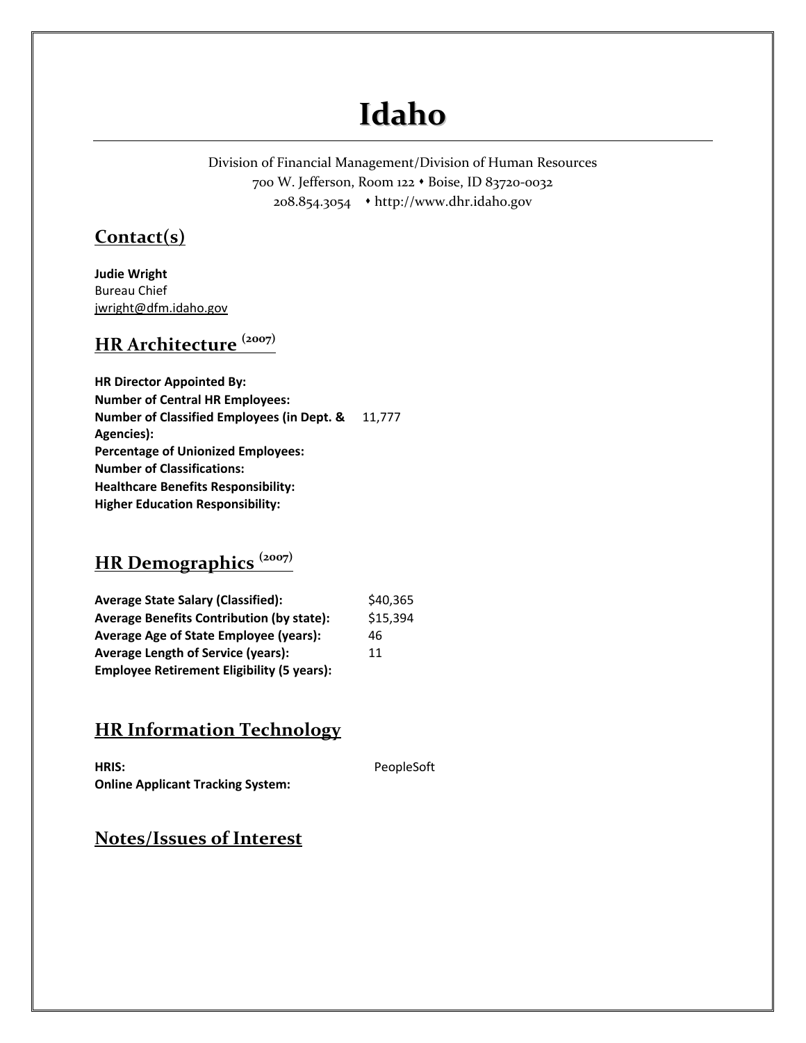# Idaho

Division of Financial Management/Division of Human Resources
700 W. Jefferson, Room 122 • Boise, ID 83720-0032
208.854.3054 • http://www.dhr.idaho.gov

## Contact(s)

**Judie Wright**
Bureau Chief
jwright@dfm.idaho.gov

## HR Architecture (2007)

| | |
|---|---|
| **HR Director Appointed By:** | |
| **Number of Central HR Employees:** | |
| **Number of Classified Employees (in Dept. & Agencies):** | 11,777 |
| **Percentage of Unionized Employees:** | |
| **Number of Classifications:** | |
| **Healthcare Benefits Responsibility:** | |
| **Higher Education Responsibility:** | |

## HR Demographics (2007)

| | |
|---|---|
| **Average State Salary (Classified):** | $40,365 |
| **Average Benefits Contribution (by state):** | $15,394 |
| **Average Age of State Employee (years):** | 46 |
| **Average Length of Service (years):** | 11 |
| **Employee Retirement Eligibility (5 years):** | |

## HR Information Technology

| | |
|---|---|
| **HRIS:** | PeopleSoft |
| **Online Applicant Tracking System:** | |

## Notes/Issues of Interest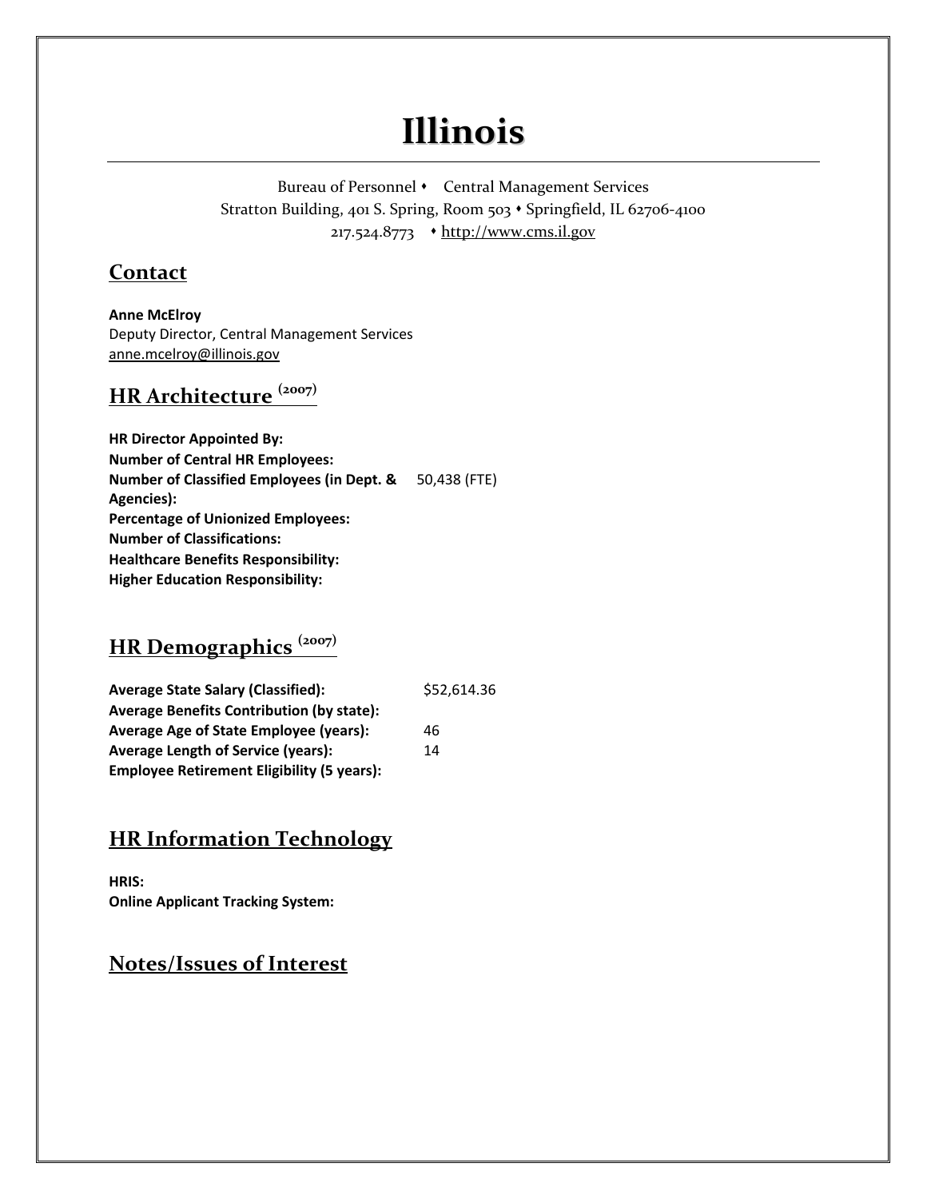# Illinois

Bureau of Personnel • Central Management Services
Stratton Building, 401 S. Spring, Room 503 • Springfield, IL 62706-4100
217.524.8773 • http://www.cms.il.gov

## Contact

**Anne McElroy**
Deputy Director, Central Management Services
anne.mcelroy@illinois.gov

## HR Architecture (2007)

| | |
|---|---|
| **HR Director Appointed By:** | |
| **Number of Central HR Employees:** | |
| **Number of Classified Employees (in Dept. & Agencies):** | 50,438 (FTE) |
| **Percentage of Unionized Employees:** | |
| **Number of Classifications:** | |
| **Healthcare Benefits Responsibility:** | |
| **Higher Education Responsibility:** | |

## HR Demographics (2007)

| | |
|---|---|
| **Average State Salary (Classified):** | $52,614.36 |
| **Average Benefits Contribution (by state):** | |
| **Average Age of State Employee (years):** | 46 |
| **Average Length of Service (years):** | 14 |
| **Employee Retirement Eligibility (5 years):** | |

## HR Information Technology

**HRIS:**
**Online Applicant Tracking System:**

## Notes/Issues of Interest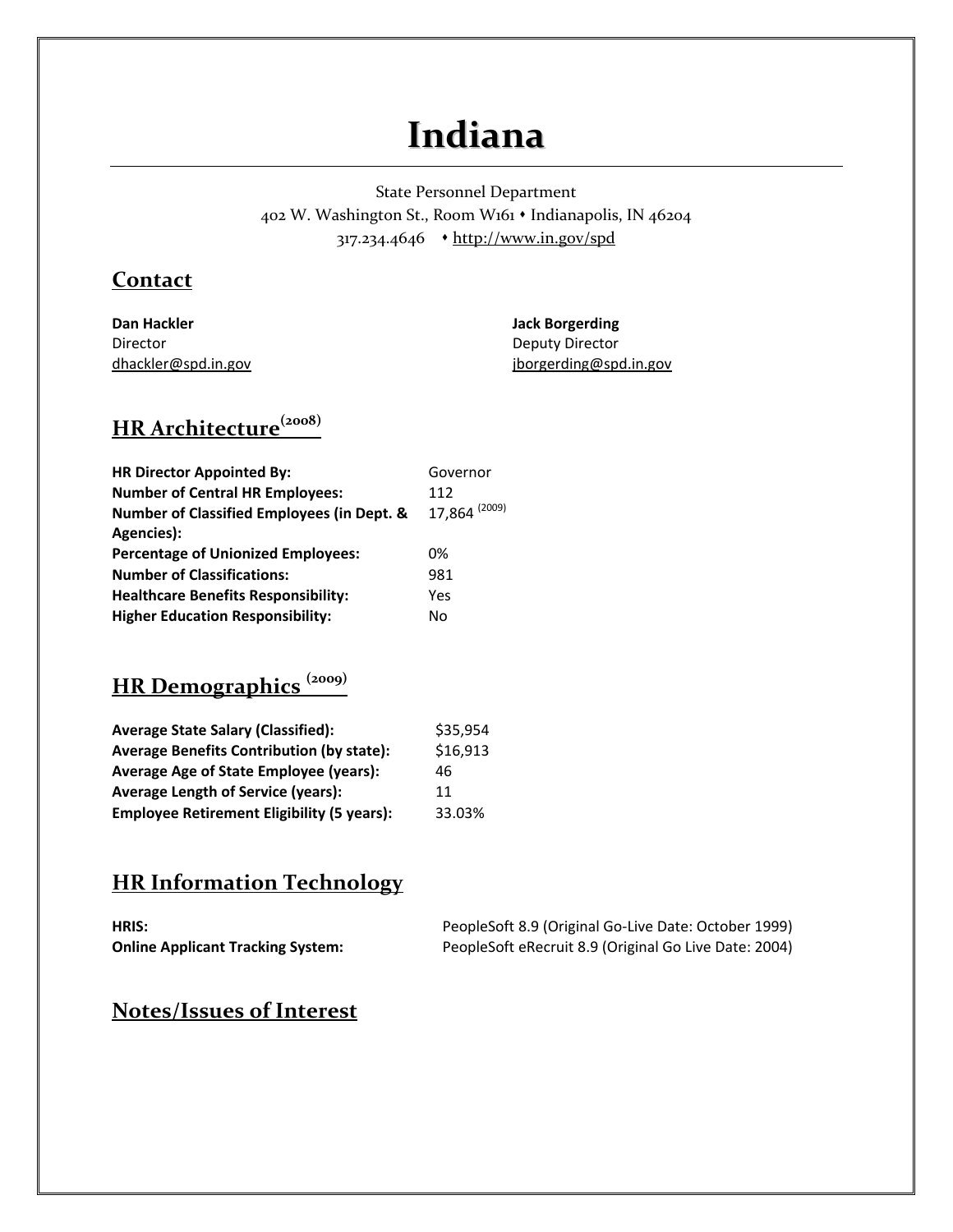# Indiana

State Personnel Department
402 W. Washington St., Room W161 • Indianapolis, IN 46204
317.234.4646 • http://www.in.gov/spd

## Contact

**Dan Hackler**
Director
dhackler@spd.in.gov

**Jack Borgerding**
Deputy Director
jborgerding@spd.in.gov

## HR Architecture (2008)

| | |
|---|---|
| **HR Director Appointed By:** | Governor |
| **Number of Central HR Employees:** | 112 |
| **Number of Classified Employees (in Dept. & Agencies):** | 17,864 (2009) |
| **Percentage of Unionized Employees:** | 0% |
| **Number of Classifications:** | 981 |
| **Healthcare Benefits Responsibility:** | Yes |
| **Higher Education Responsibility:** | No |

## HR Demographics (2009)

| | |
|---|---|
| **Average State Salary (Classified):** | $35,954 |
| **Average Benefits Contribution (by state):** | $16,913 |
| **Average Age of State Employee (years):** | 46 |
| **Average Length of Service (years):** | 11 |
| **Employee Retirement Eligibility (5 years):** | 33.03% |

## HR Information Technology

| | |
|---|---|
| **HRIS:** | PeopleSoft 8.9 (Original Go-Live Date: October 1999) |
| **Online Applicant Tracking System:** | PeopleSoft eRecruit 8.9 (Original Go Live Date: 2004) |

## Notes/Issues of Interest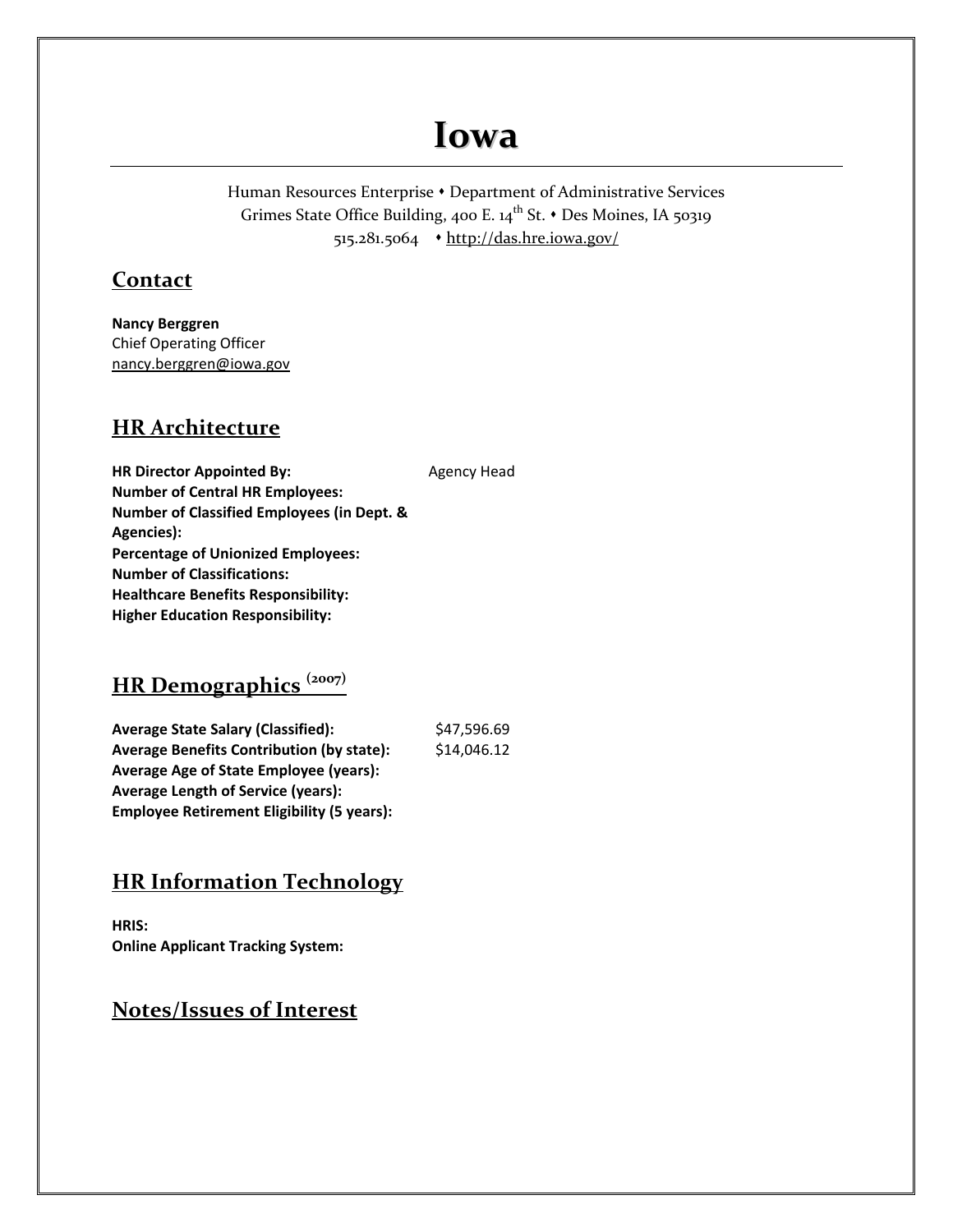# Iowa

Human Resources Enterprise • Department of Administrative Services
Grimes State Office Building, 400 E. 14th St. • Des Moines, IA 50319
515.281.5064 • http://das.hre.iowa.gov/

## Contact

**Nancy Berggren**
Chief Operating Officer
nancy.berggren@iowa.gov

## HR Architecture

**HR Director Appointed By:** Agency Head
**Number of Central HR Employees:**
**Number of Classified Employees (in Dept. & Agencies):**
**Percentage of Unionized Employees:**
**Number of Classifications:**
**Healthcare Benefits Responsibility:**
**Higher Education Responsibility:**

## HR Demographics (2007)

**Average State Salary (Classified):** $47,596.69
**Average Benefits Contribution (by state):** $14,046.12
**Average Age of State Employee (years):**
**Average Length of Service (years):**
**Employee Retirement Eligibility (5 years):**

## HR Information Technology

**HRIS:**
**Online Applicant Tracking System:**

## Notes/Issues of Interest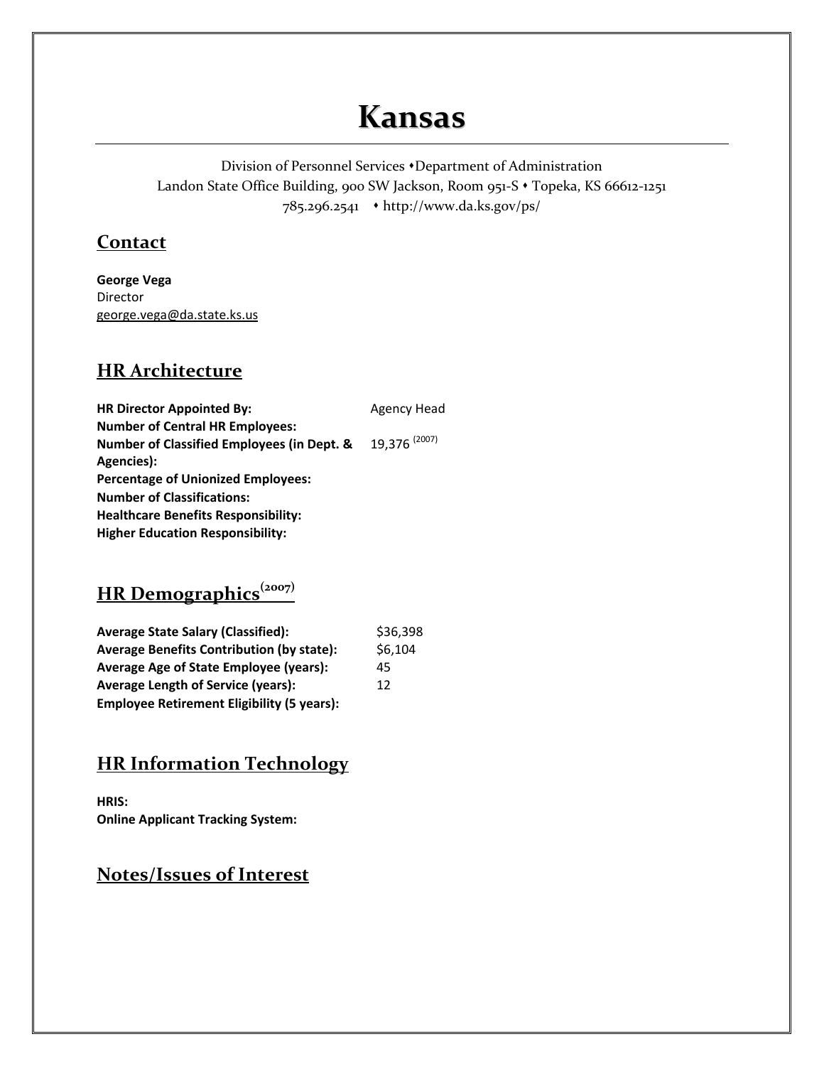# Kansas

Division of Personnel Services • Department of Administration
Landon State Office Building, 900 SW Jackson, Room 951-S • Topeka, KS 66612-1251
785.296.2541 • http://www.da.ks.gov/ps/

## Contact

**George Vega**
Director
george.vega@da.state.ks.us

## HR Architecture

| | |
|---|---|
| **HR Director Appointed By:** | Agency Head |
| **Number of Central HR Employees:** | |
| **Number of Classified Employees (in Dept. & Agencies):** | 19,376 (2007) |
| **Percentage of Unionized Employees:** | |
| **Number of Classifications:** | |
| **Healthcare Benefits Responsibility:** | |
| **Higher Education Responsibility:** | |

## HR Demographics (2007)

| | |
|---|---|
| **Average State Salary (Classified):** | $36,398 |
| **Average Benefits Contribution (by state):** | $6,104 |
| **Average Age of State Employee (years):** | 45 |
| **Average Length of Service (years):** | 12 |
| **Employee Retirement Eligibility (5 years):** | |

## HR Information Technology

**HRIS:**
**Online Applicant Tracking System:**

## Notes/Issues of Interest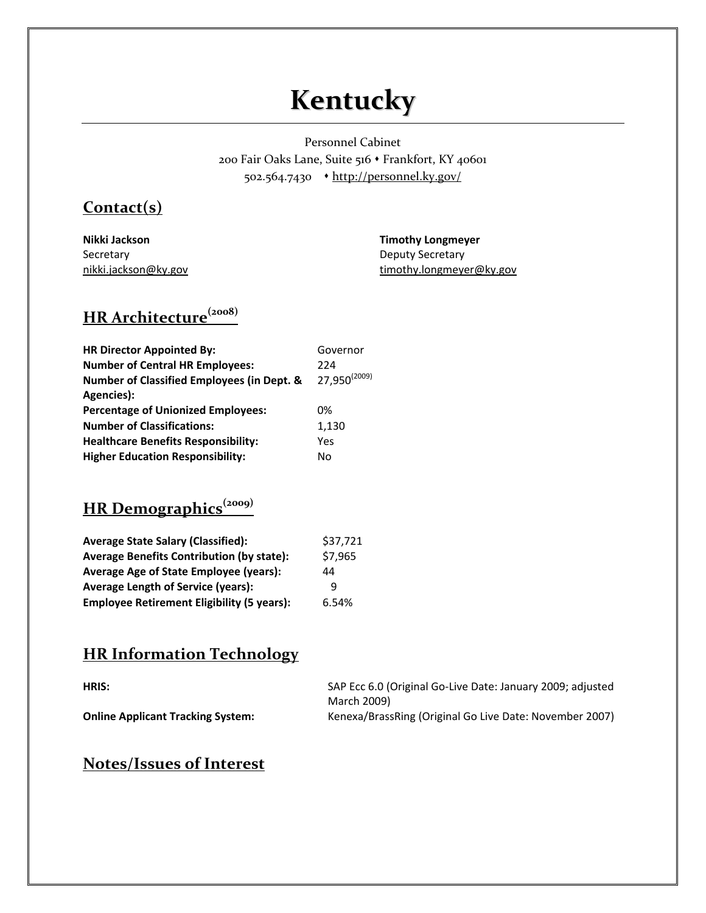# Kentucky

Personnel Cabinet
200 Fair Oaks Lane, Suite 516 • Frankfort, KY 40601
502.564.7430 • http://personnel.ky.gov/

## Contact(s)

**Nikki Jackson**
Secretary
nikki.jackson@ky.gov

**Timothy Longmeyer**
Deputy Secretary
timothy.longmeyer@ky.gov

## HR Architecture (2008)

| | |
|---|---|
| **HR Director Appointed By:** | Governor |
| **Number of Central HR Employees:** | 224 |
| **Number of Classified Employees (in Dept. & Agencies):** | 27,950 (2009) |
| **Percentage of Unionized Employees:** | 0% |
| **Number of Classifications:** | 1,130 |
| **Healthcare Benefits Responsibility:** | Yes |
| **Higher Education Responsibility:** | No |

## HR Demographics (2009)

| | |
|---|---|
| **Average State Salary (Classified):** | $37,721 |
| **Average Benefits Contribution (by state):** | $7,965 |
| **Average Age of State Employee (years):** | 44 |
| **Average Length of Service (years):** | 9 |
| **Employee Retirement Eligibility (5 years):** | 6.54% |

## HR Information Technology

| | |
|---|---|
| **HRIS:** | SAP Ecc 6.0 (Original Go-Live Date: January 2009; adjusted March 2009) |
| **Online Applicant Tracking System:** | Kenexa/BrassRing (Original Go Live Date: November 2007) |

## Notes/Issues of Interest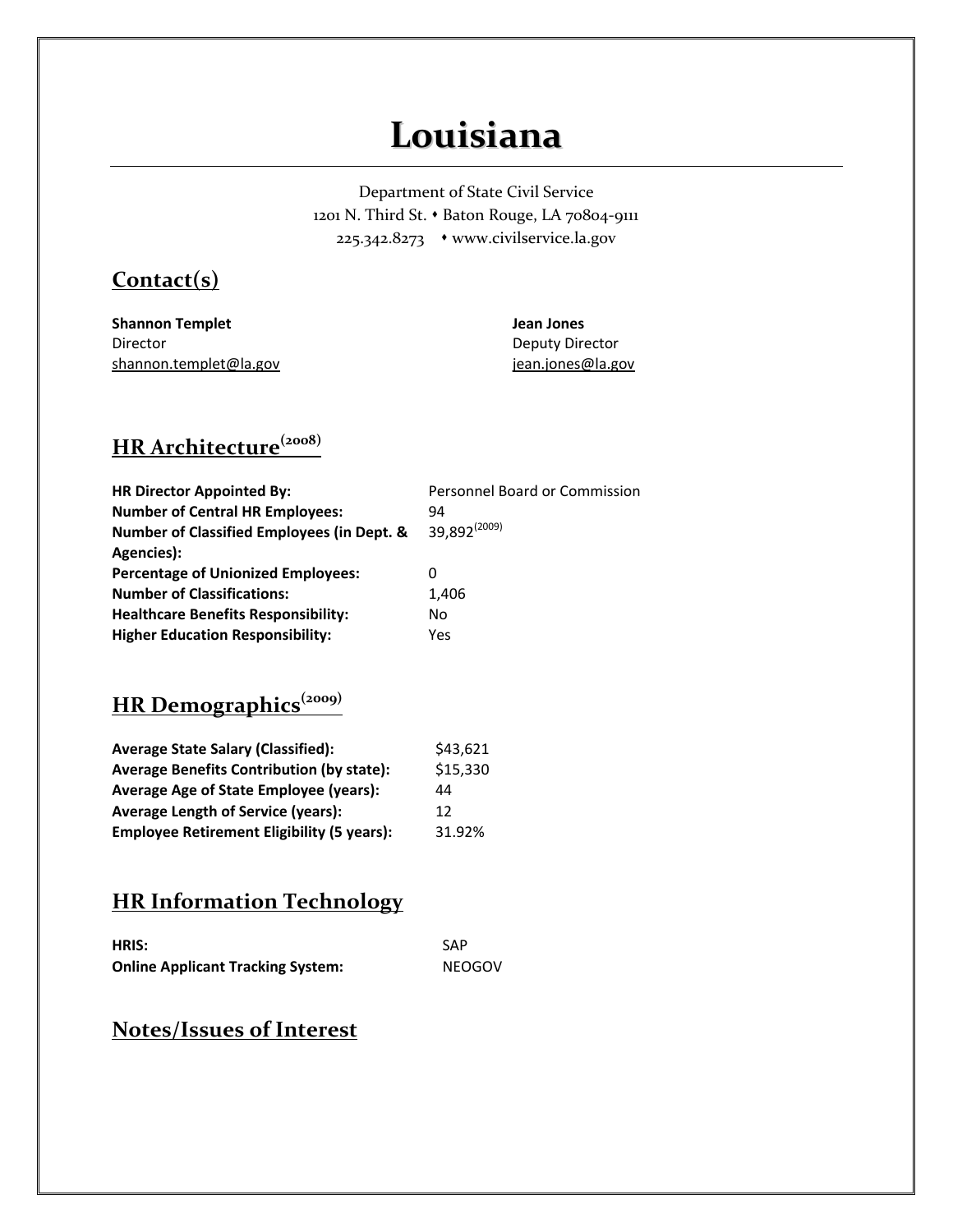# Louisiana

Department of State Civil Service
1201 N. Third St. • Baton Rouge, LA 70804-9111
225.342.8273 • www.civilservice.la.gov

## Contact(s)

**Shannon Templet**
Director
shannon.templet@la.gov

**Jean Jones**
Deputy Director
jean.jones@la.gov

## HR Architecture(2008)

| | |
|---|---|
| **HR Director Appointed By:** | Personnel Board or Commission |
| **Number of Central HR Employees:** | 94 |
| **Number of Classified Employees (in Dept. & Agencies):** | 39,892(2009) |
| **Percentage of Unionized Employees:** | 0 |
| **Number of Classifications:** | 1,406 |
| **Healthcare Benefits Responsibility:** | No |
| **Higher Education Responsibility:** | Yes |

## HR Demographics(2009)

| | |
|---|---|
| **Average State Salary (Classified):** | $43,621 |
| **Average Benefits Contribution (by state):** | $15,330 |
| **Average Age of State Employee (years):** | 44 |
| **Average Length of Service (years):** | 12 |
| **Employee Retirement Eligibility (5 years):** | 31.92% |

## HR Information Technology

| | |
|---|---|
| **HRIS:** | SAP |
| **Online Applicant Tracking System:** | NEOGOV |

## Notes/Issues of Interest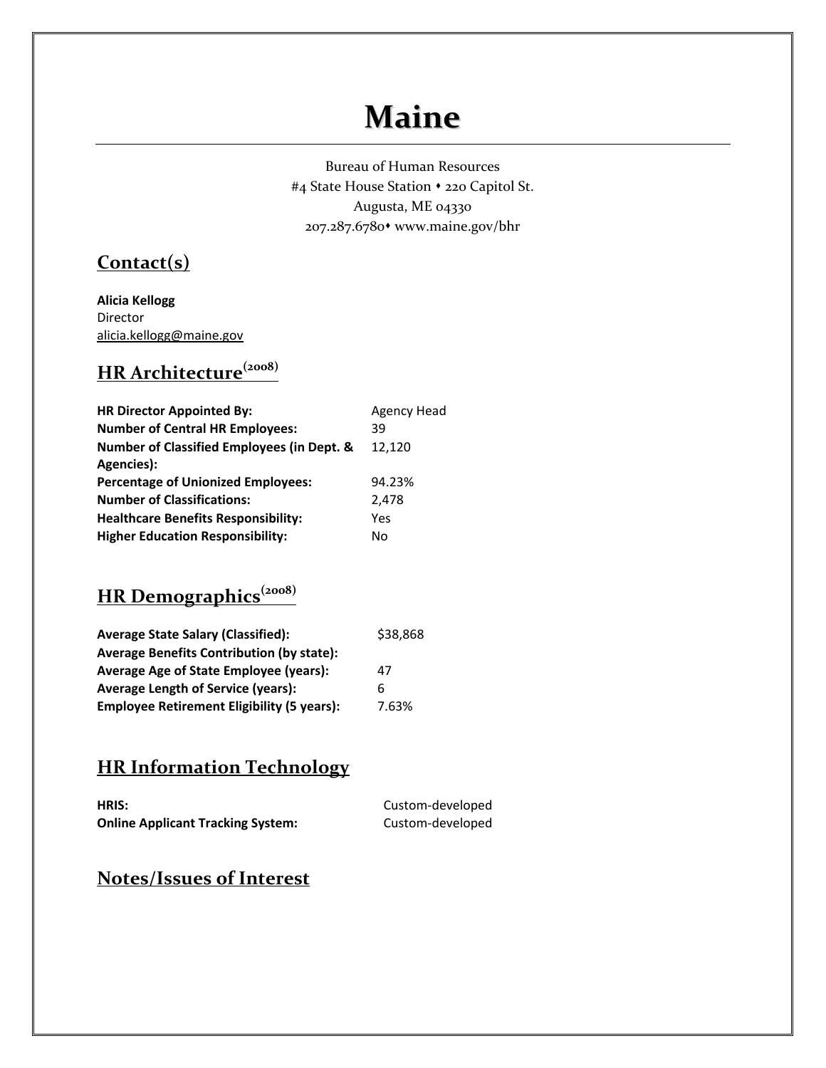# Maine

Bureau of Human Resources
#4 State House Station • 220 Capitol St.
Augusta, ME 04330
207.287.6780• www.maine.gov/bhr

## Contact(s)

**Alicia Kellogg**
Director
alicia.kellogg@maine.gov

## HR Architecture(2008)

| | |
|---|---|
| **HR Director Appointed By:** | Agency Head |
| **Number of Central HR Employees:** | 39 |
| **Number of Classified Employees (in Dept. & Agencies):** | 12,120 |
| **Percentage of Unionized Employees:** | 94.23% |
| **Number of Classifications:** | 2,478 |
| **Healthcare Benefits Responsibility:** | Yes |
| **Higher Education Responsibility:** | No |

## HR Demographics(2008)

| | |
|---|---|
| **Average State Salary (Classified):** | $38,868 |
| **Average Benefits Contribution (by state):** | |
| **Average Age of State Employee (years):** | 47 |
| **Average Length of Service (years):** | 6 |
| **Employee Retirement Eligibility (5 years):** | 7.63% |

## HR Information Technology

| | |
|---|---|
| **HRIS:** | Custom-developed |
| **Online Applicant Tracking System:** | Custom-developed |

## Notes/Issues of Interest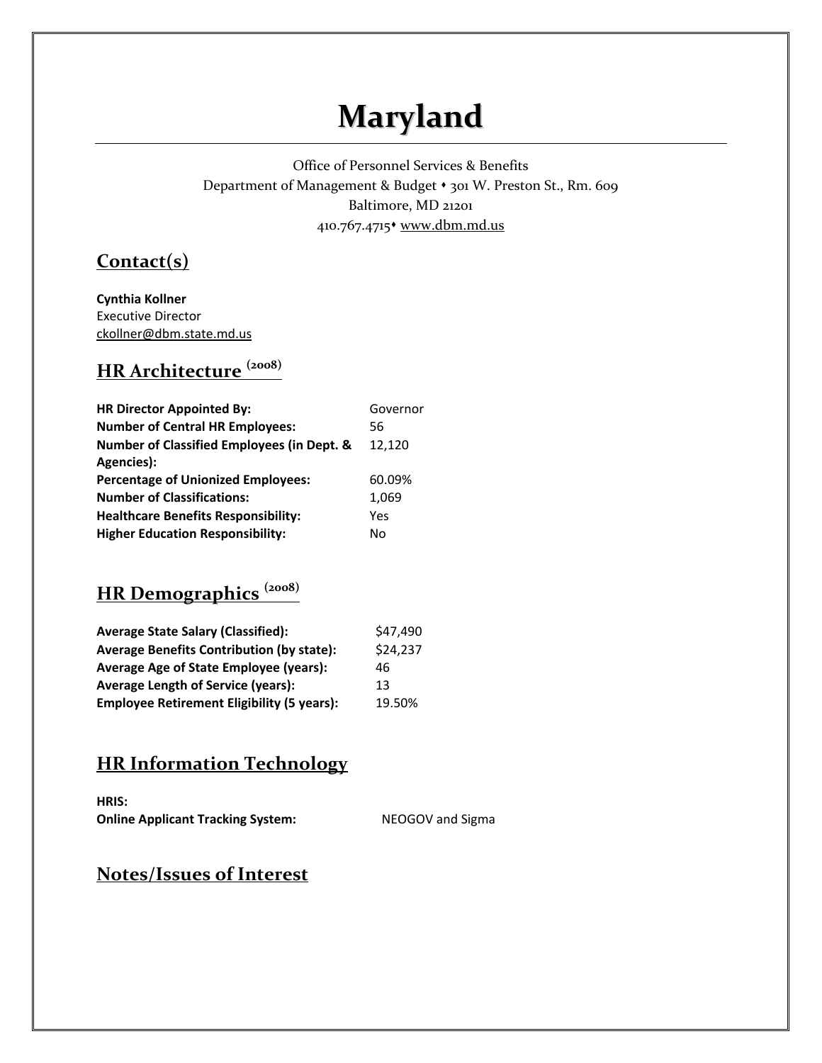# Maryland

Office of Personnel Services & Benefits
Department of Management & Budget • 301 W. Preston St., Rm. 609
Baltimore, MD 21201
410.767.4715• www.dbm.md.us

## Contact(s)

**Cynthia Kollner**
Executive Director
ckollner@dbm.state.md.us

## HR Architecture (2008)

| | |
|---|---|
| **HR Director Appointed By:** | Governor |
| **Number of Central HR Employees:** | 56 |
| **Number of Classified Employees (in Dept. & Agencies):** | 12,120 |
| **Percentage of Unionized Employees:** | 60.09% |
| **Number of Classifications:** | 1,069 |
| **Healthcare Benefits Responsibility:** | Yes |
| **Higher Education Responsibility:** | No |

## HR Demographics (2008)

| | |
|---|---|
| **Average State Salary (Classified):** | $47,490 |
| **Average Benefits Contribution (by state):** | $24,237 |
| **Average Age of State Employee (years):** | 46 |
| **Average Length of Service (years):** | 13 |
| **Employee Retirement Eligibility (5 years):** | 19.50% |

## HR Information Technology

| | |
|---|---|
| **HRIS:** | |
| **Online Applicant Tracking System:** | NEOGOV and Sigma |

## Notes/Issues of Interest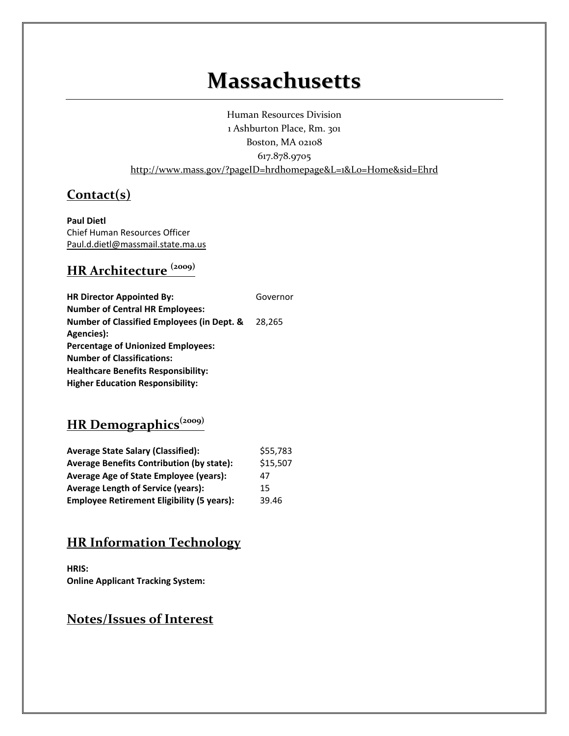# Massachusetts

Human Resources Division
1 Ashburton Place, Rm. 301
Boston, MA 02108
617.878.9705
http://www.mass.gov/?pageID=hrdhomepage&L=1&L0=Home&sid=Ehrd

## Contact(s)

**Paul Dietl**
Chief Human Resources Officer
Paul.d.dietl@massmail.state.ma.us

## HR Architecture (2009)

| | |
|---|---|
| **HR Director Appointed By:** | Governor |
| **Number of Central HR Employees:** | |
| **Number of Classified Employees (in Dept. & Agencies):** | 28,265 |
| **Percentage of Unionized Employees:** | |
| **Number of Classifications:** | |
| **Healthcare Benefits Responsibility:** | |
| **Higher Education Responsibility:** | |

## HR Demographics(2009)

| | |
|---|---|
| **Average State Salary (Classified):** | $55,783 |
| **Average Benefits Contribution (by state):** | $15,507 |
| **Average Age of State Employee (years):** | 47 |
| **Average Length of Service (years):** | 15 |
| **Employee Retirement Eligibility (5 years):** | 39.46 |

## HR Information Technology

**HRIS:**
**Online Applicant Tracking System:**

## Notes/Issues of Interest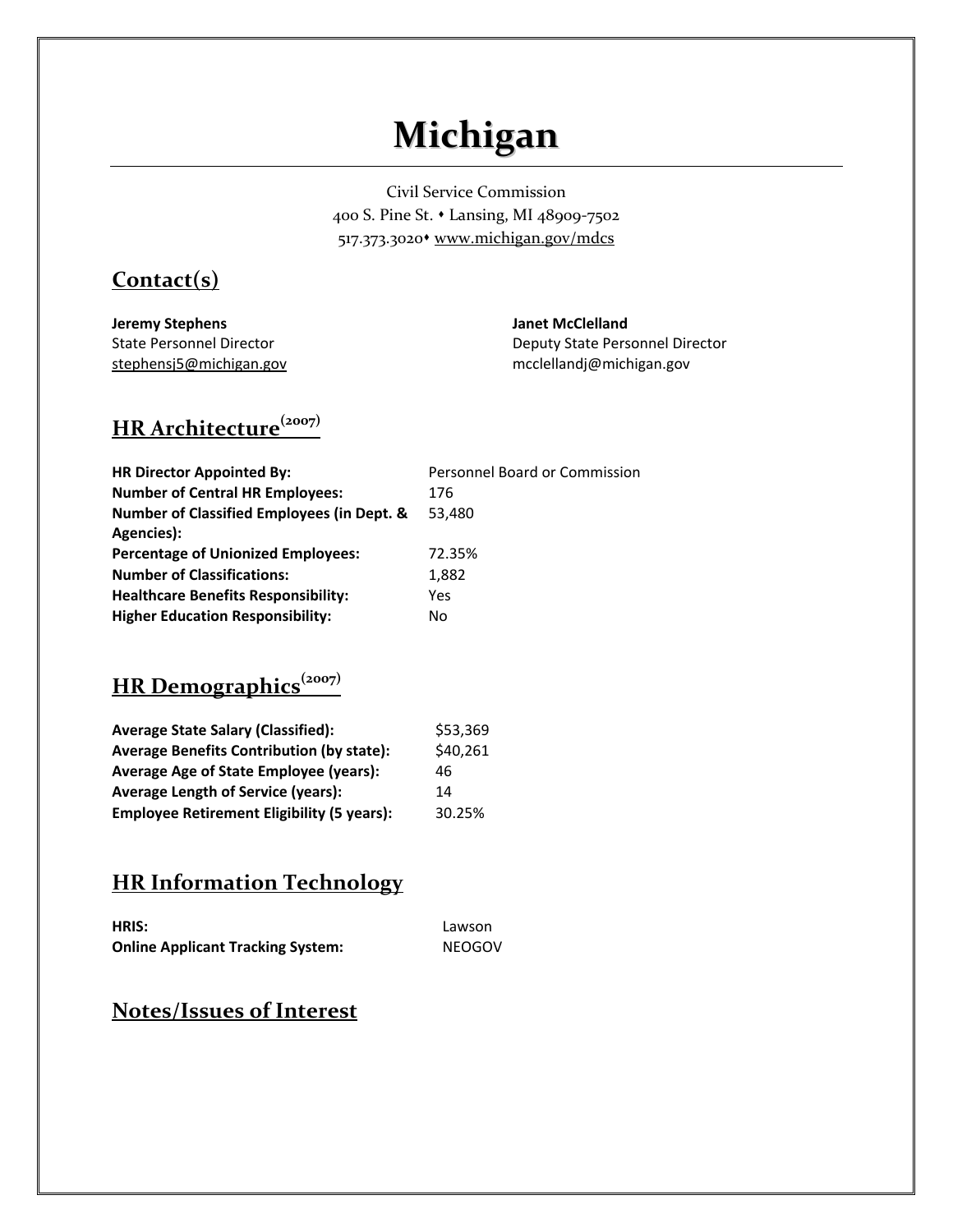# Michigan

Civil Service Commission
400 S. Pine St. • Lansing, MI 48909-7502
517.373.3020• www.michigan.gov/mdcs

## Contact(s)

**Jeremy Stephens**
State Personnel Director
stephensj5@michigan.gov

**Janet McClelland**
Deputy State Personnel Director
mcclellandj@michigan.gov

## HR Architecture(2007)

| | |
|---|---|
| **HR Director Appointed By:** | Personnel Board or Commission |
| **Number of Central HR Employees:** | 176 |
| **Number of Classified Employees (in Dept. & Agencies):** | 53,480 |
| **Percentage of Unionized Employees:** | 72.35% |
| **Number of Classifications:** | 1,882 |
| **Healthcare Benefits Responsibility:** | Yes |
| **Higher Education Responsibility:** | No |

## HR Demographics(2007)

| | |
|---|---|
| **Average State Salary (Classified):** | $53,369 |
| **Average Benefits Contribution (by state):** | $40,261 |
| **Average Age of State Employee (years):** | 46 |
| **Average Length of Service (years):** | 14 |
| **Employee Retirement Eligibility (5 years):** | 30.25% |

## HR Information Technology

| | |
|---|---|
| **HRIS:** | Lawson |
| **Online Applicant Tracking System:** | NEOGOV |

## Notes/Issues of Interest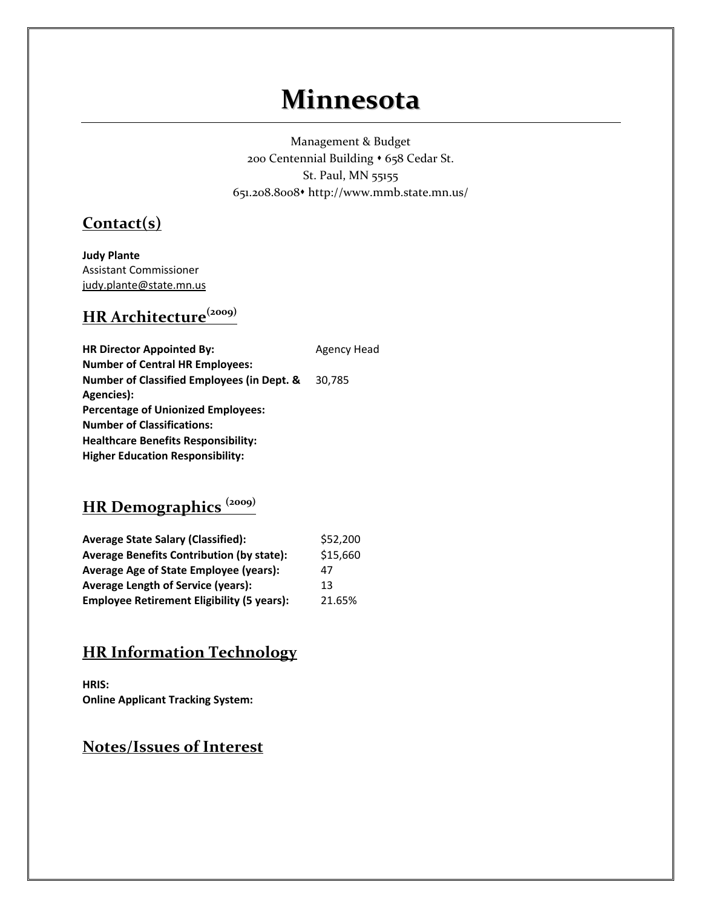# Minnesota

Management & Budget
200 Centennial Building • 658 Cedar St.
St. Paul, MN 55155
651.208.8008• http://www.mmb.state.mn.us/

## Contact(s)

**Judy Plante**
Assistant Commissioner
judy.plante@state.mn.us

## HR Architecture (2009)

| | |
|---|---|
| **HR Director Appointed By:** | Agency Head |
| **Number of Central HR Employees:** | |
| **Number of Classified Employees (in Dept. & Agencies):** | 30,785 |
| **Percentage of Unionized Employees:** | |
| **Number of Classifications:** | |
| **Healthcare Benefits Responsibility:** | |
| **Higher Education Responsibility:** | |

## HR Demographics (2009)

| | |
|---|---|
| **Average State Salary (Classified):** | $52,200 |
| **Average Benefits Contribution (by state):** | $15,660 |
| **Average Age of State Employee (years):** | 47 |
| **Average Length of Service (years):** | 13 |
| **Employee Retirement Eligibility (5 years):** | 21.65% |

## HR Information Technology

**HRIS:**
**Online Applicant Tracking System:**

## Notes/Issues of Interest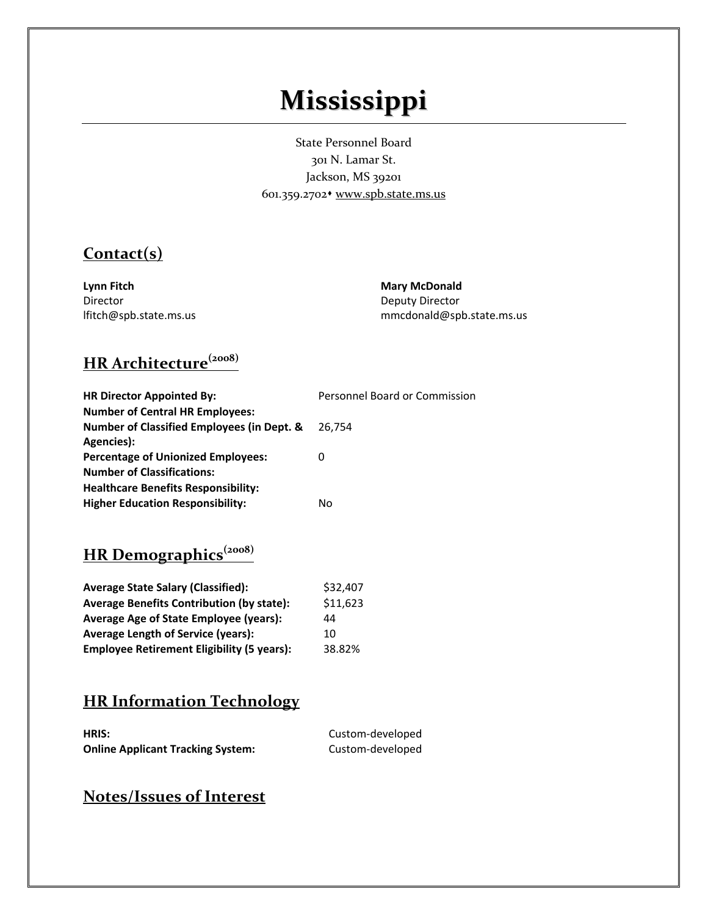# Mississippi

State Personnel Board
301 N. Lamar St.
Jackson, MS 39201
601.359.2702• www.spb.state.ms.us

## Contact(s)

**Lynn Fitch**
Director
lfitch@spb.state.ms.us

**Mary McDonald**
Deputy Director
mmcdonald@spb.state.ms.us

## HR Architecture(2008)

| | |
|---|---|
| **HR Director Appointed By:** | Personnel Board or Commission |
| **Number of Central HR Employees:** | |
| **Number of Classified Employees (in Dept. & Agencies):** | 26,754 |
| **Percentage of Unionized Employees:** | 0 |
| **Number of Classifications:** | |
| **Healthcare Benefits Responsibility:** | |
| **Higher Education Responsibility:** | No |

## HR Demographics(2008)

| | |
|---|---|
| **Average State Salary (Classified):** | $32,407 |
| **Average Benefits Contribution (by state):** | $11,623 |
| **Average Age of State Employee (years):** | 44 |
| **Average Length of Service (years):** | 10 |
| **Employee Retirement Eligibility (5 years):** | 38.82% |

## HR Information Technology

| | |
|---|---|
| **HRIS:** | Custom-developed |
| **Online Applicant Tracking System:** | Custom-developed |

## Notes/Issues of Interest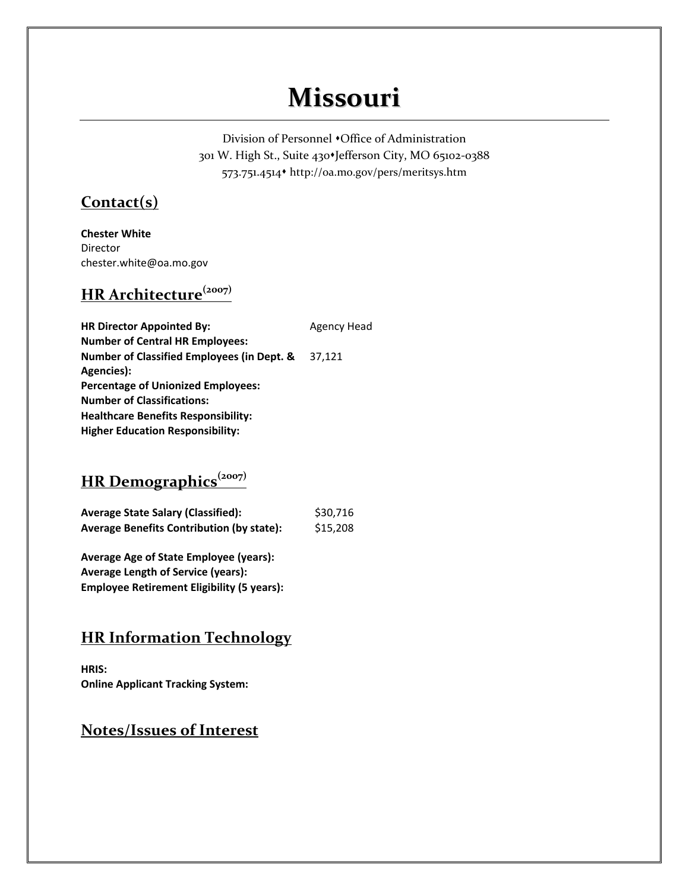# Missouri

Division of Personnel ⬩Office of Administration
301 W. High St., Suite 430⬩Jefferson City, MO 65102-0388
573.751.4514⬩ http://oa.mo.gov/pers/meritsys.htm

## Contact(s)

**Chester White**
Director
chester.white@oa.mo.gov

## HR Architecture(2007)

| | |
|---|---|
| **HR Director Appointed By:** | Agency Head |
| **Number of Central HR Employees:** | |
| **Number of Classified Employees (in Dept. & Agencies):** | 37,121 |
| **Percentage of Unionized Employees:** | |
| **Number of Classifications:** | |
| **Healthcare Benefits Responsibility:** | |
| **Higher Education Responsibility:** | |

## HR Demographics(2007)

| | |
|---|---|
| **Average State Salary (Classified):** | $30,716 |
| **Average Benefits Contribution (by state):** | $15,208 |

**Average Age of State Employee (years):**
**Average Length of Service (years):**
**Employee Retirement Eligibility (5 years):**

## HR Information Technology

**HRIS:**
**Online Applicant Tracking System:**

## Notes/Issues of Interest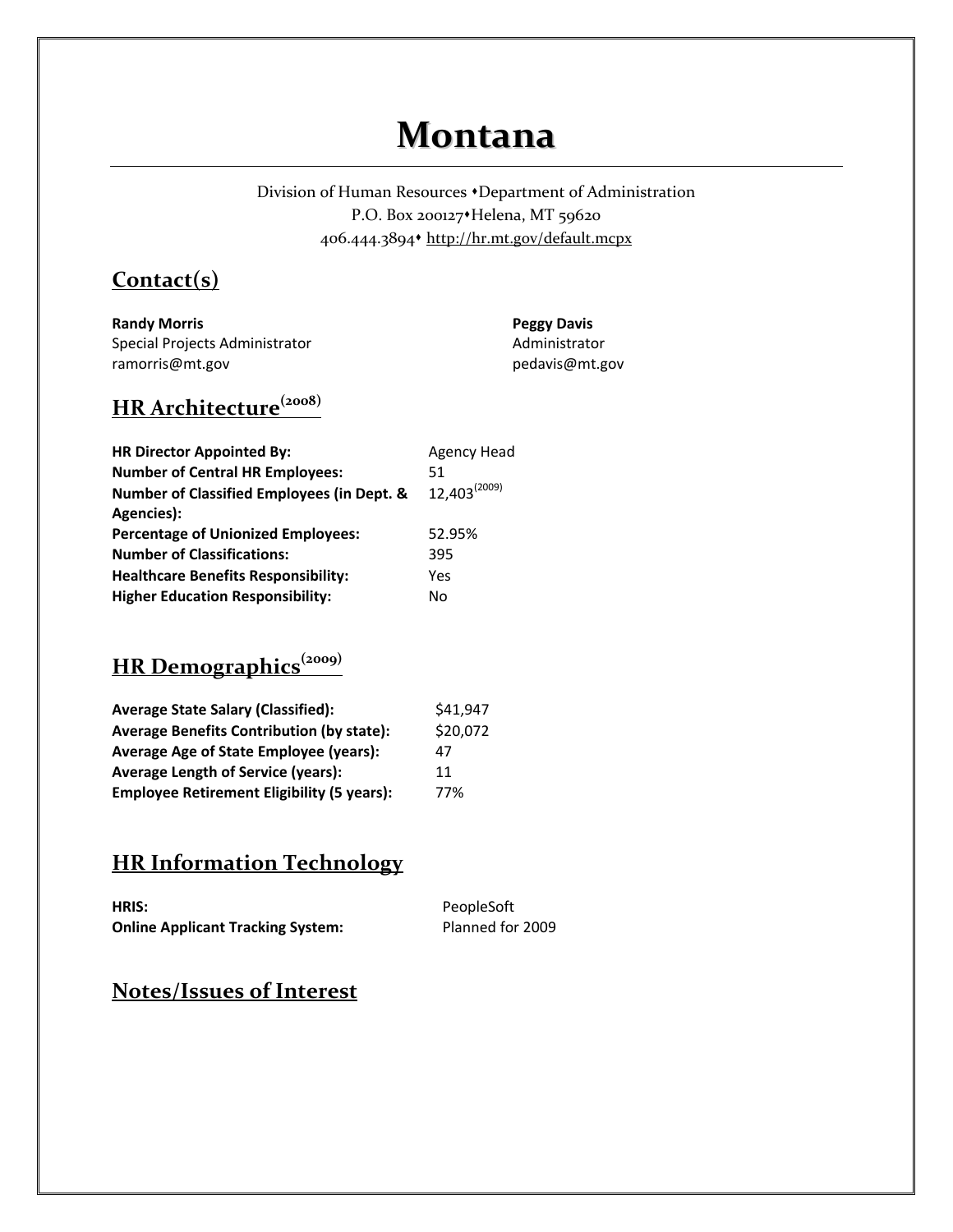# Montana

Division of Human Resources •Department of Administration
P.O. Box 200127•Helena, MT 59620
406.444.3894• http://hr.mt.gov/default.mcpx

## Contact(s)

**Randy Morris**
Special Projects Administrator
ramorris@mt.gov

**Peggy Davis**
Administrator
pedavis@mt.gov

## HR Architecture(2008)

| | |
|---|---|
| **HR Director Appointed By:** | Agency Head |
| **Number of Central HR Employees:** | 51 |
| **Number of Classified Employees (in Dept. & Agencies):** | 12,403(2009) |
| **Percentage of Unionized Employees:** | 52.95% |
| **Number of Classifications:** | 395 |
| **Healthcare Benefits Responsibility:** | Yes |
| **Higher Education Responsibility:** | No |

## HR Demographics(2009)

| | |
|---|---|
| **Average State Salary (Classified):** | $41,947 |
| **Average Benefits Contribution (by state):** | $20,072 |
| **Average Age of State Employee (years):** | 47 |
| **Average Length of Service (years):** | 11 |
| **Employee Retirement Eligibility (5 years):** | 77% |

## HR Information Technology

| | |
|---|---|
| **HRIS:** | PeopleSoft |
| **Online Applicant Tracking System:** | Planned for 2009 |

## Notes/Issues of Interest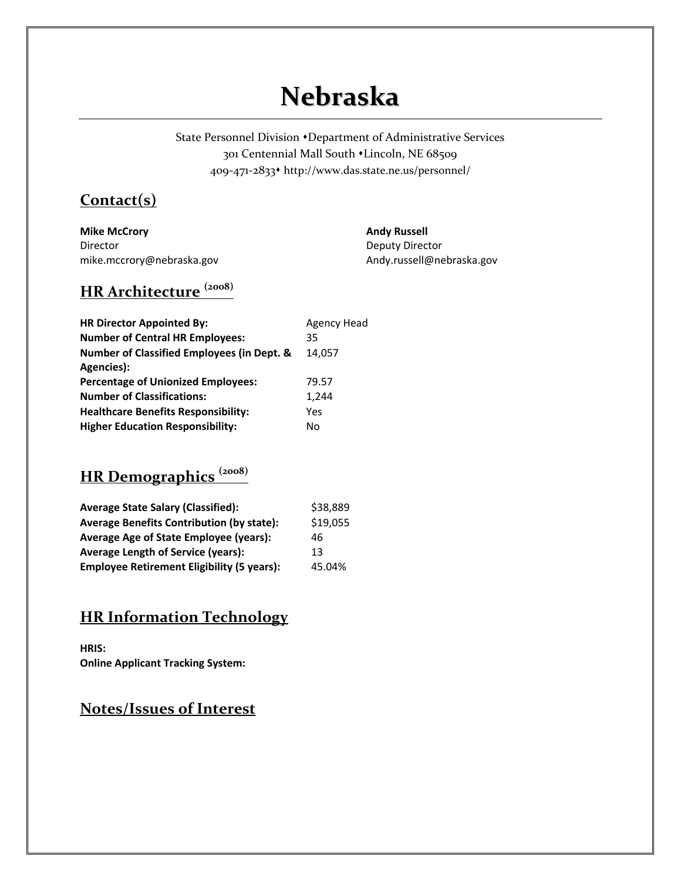# Nebraska

State Personnel Division •Department of Administrative Services
301 Centennial Mall South •Lincoln, NE 68509
409-471-2833• http://www.das.state.ne.us/personnel/

## Contact(s)

**Mike McCrory**
Director
mike.mccrory@nebraska.gov

**Andy Russell**
Deputy Director
Andy.russell@nebraska.gov

## HR Architecture (2008)

| | |
|---|---|
| **HR Director Appointed By:** | Agency Head |
| **Number of Central HR Employees:** | 35 |
| **Number of Classified Employees (in Dept. & Agencies):** | 14,057 |
| **Percentage of Unionized Employees:** | 79.57 |
| **Number of Classifications:** | 1,244 |
| **Healthcare Benefits Responsibility:** | Yes |
| **Higher Education Responsibility:** | No |

## HR Demographics (2008)

| | |
|---|---|
| **Average State Salary (Classified):** | $38,889 |
| **Average Benefits Contribution (by state):** | $19,055 |
| **Average Age of State Employee (years):** | 46 |
| **Average Length of Service (years):** | 13 |
| **Employee Retirement Eligibility (5 years):** | 45.04% |

## HR Information Technology

**HRIS:**
**Online Applicant Tracking System:**

## Notes/Issues of Interest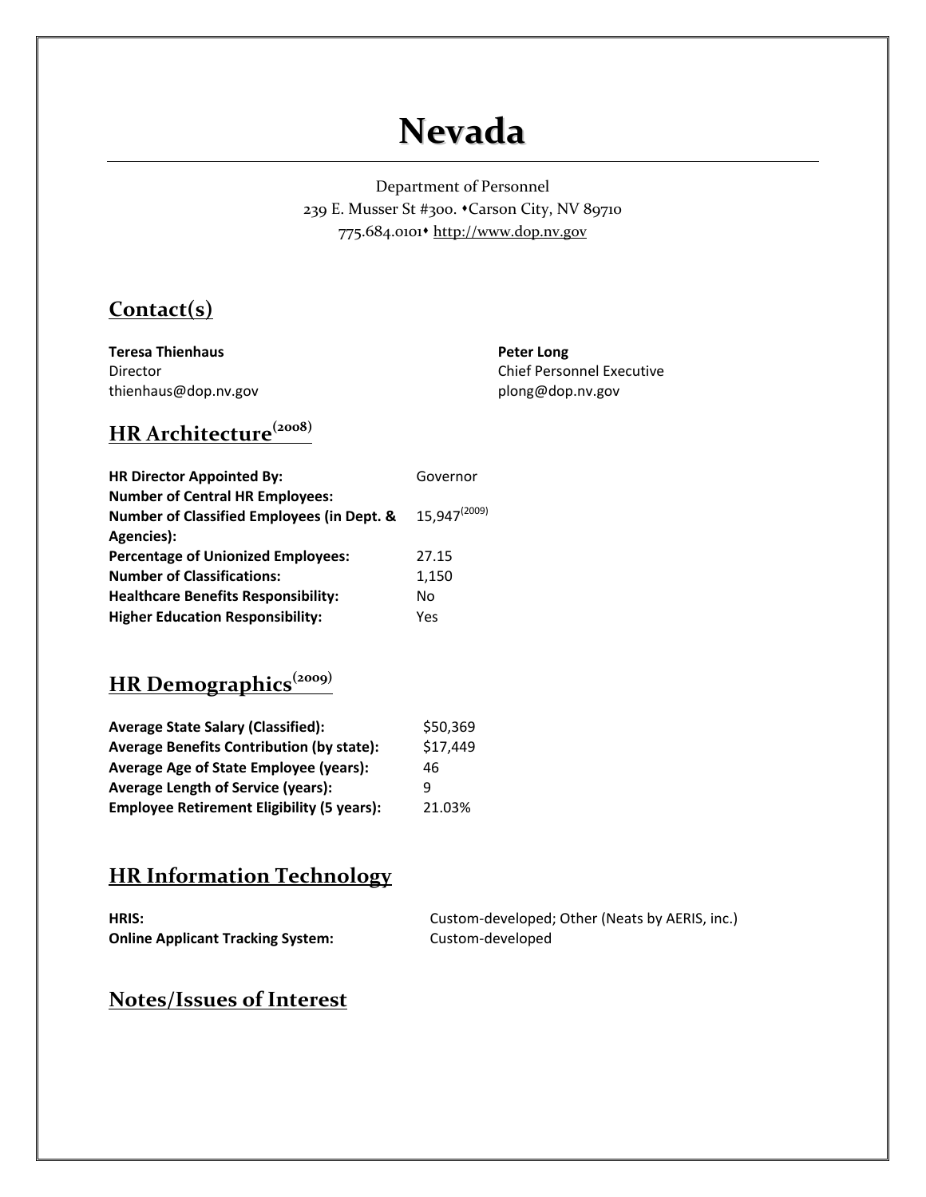# Nevada

Department of Personnel
239 E. Musser St #300. ♦Carson City, NV 89710
775.684.0101♦ http://www.dop.nv.gov

## Contact(s)

**Teresa Thienhaus**
Director
thienhaus@dop.nv.gov

**Peter Long**
Chief Personnel Executive
plong@dop.nv.gov

## HR Architecture(2008)

| | |
|---|---|
| **HR Director Appointed By:** | Governor |
| **Number of Central HR Employees:** | |
| **Number of Classified Employees (in Dept. & Agencies):** | 15,947(2009) |
| **Percentage of Unionized Employees:** | 27.15 |
| **Number of Classifications:** | 1,150 |
| **Healthcare Benefits Responsibility:** | No |
| **Higher Education Responsibility:** | Yes |

## HR Demographics(2009)

| | |
|---|---|
| **Average State Salary (Classified):** | $50,369 |
| **Average Benefits Contribution (by state):** | $17,449 |
| **Average Age of State Employee (years):** | 46 |
| **Average Length of Service (years):** | 9 |
| **Employee Retirement Eligibility (5 years):** | 21.03% |

## HR Information Technology

| | |
|---|---|
| **HRIS:** | Custom-developed; Other (Neats by AERIS, inc.) |
| **Online Applicant Tracking System:** | Custom-developed |

## Notes/Issues of Interest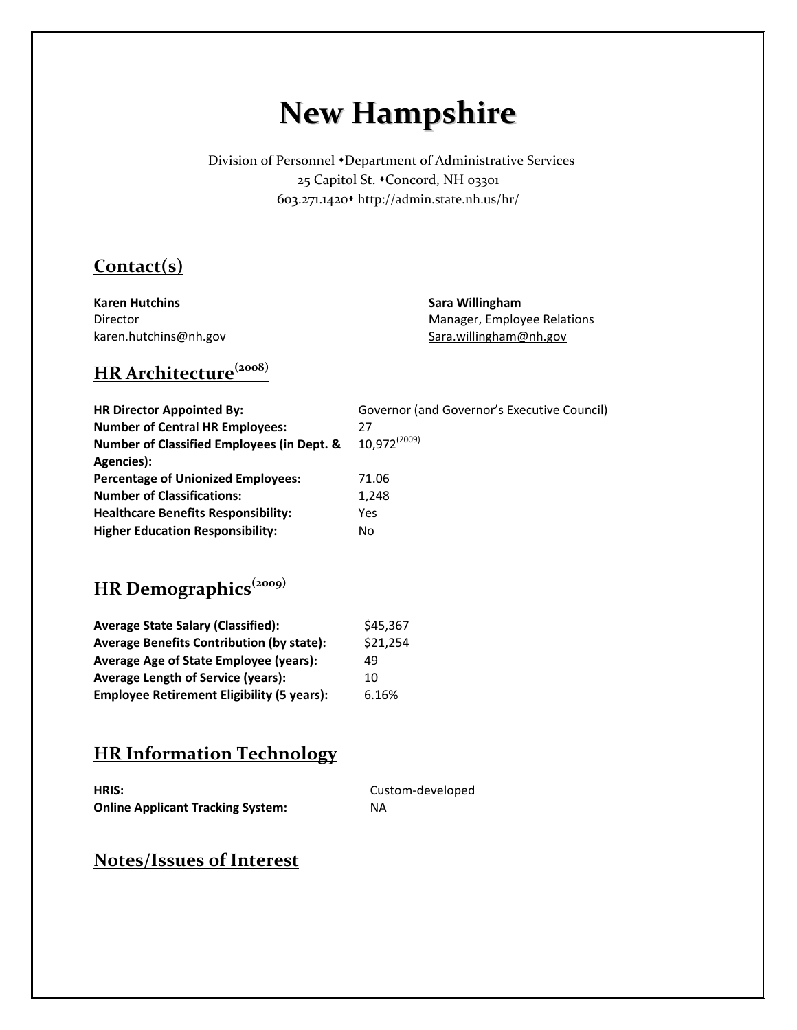# New Hampshire

Division of Personnel •Department of Administrative Services
25 Capitol St. •Concord, NH 03301
603.271.1420• http://admin.state.nh.us/hr/

## Contact(s)

**Karen Hutchins**
Director
karen.hutchins@nh.gov

**Sara Willingham**
Manager, Employee Relations
Sara.willingham@nh.gov

## HR Architecture(2008)

| | |
|---|---|
| **HR Director Appointed By:** | Governor (and Governor's Executive Council) |
| **Number of Central HR Employees:** | 27 |
| **Number of Classified Employees (in Dept. & Agencies):** | 10,972(2009) |
| **Percentage of Unionized Employees:** | 71.06 |
| **Number of Classifications:** | 1,248 |
| **Healthcare Benefits Responsibility:** | Yes |
| **Higher Education Responsibility:** | No |

## HR Demographics(2009)

| | |
|---|---|
| **Average State Salary (Classified):** | $45,367 |
| **Average Benefits Contribution (by state):** | $21,254 |
| **Average Age of State Employee (years):** | 49 |
| **Average Length of Service (years):** | 10 |
| **Employee Retirement Eligibility (5 years):** | 6.16% |

## HR Information Technology

| | |
|---|---|
| **HRIS:** | Custom-developed |
| **Online Applicant Tracking System:** | NA |

## Notes/Issues of Interest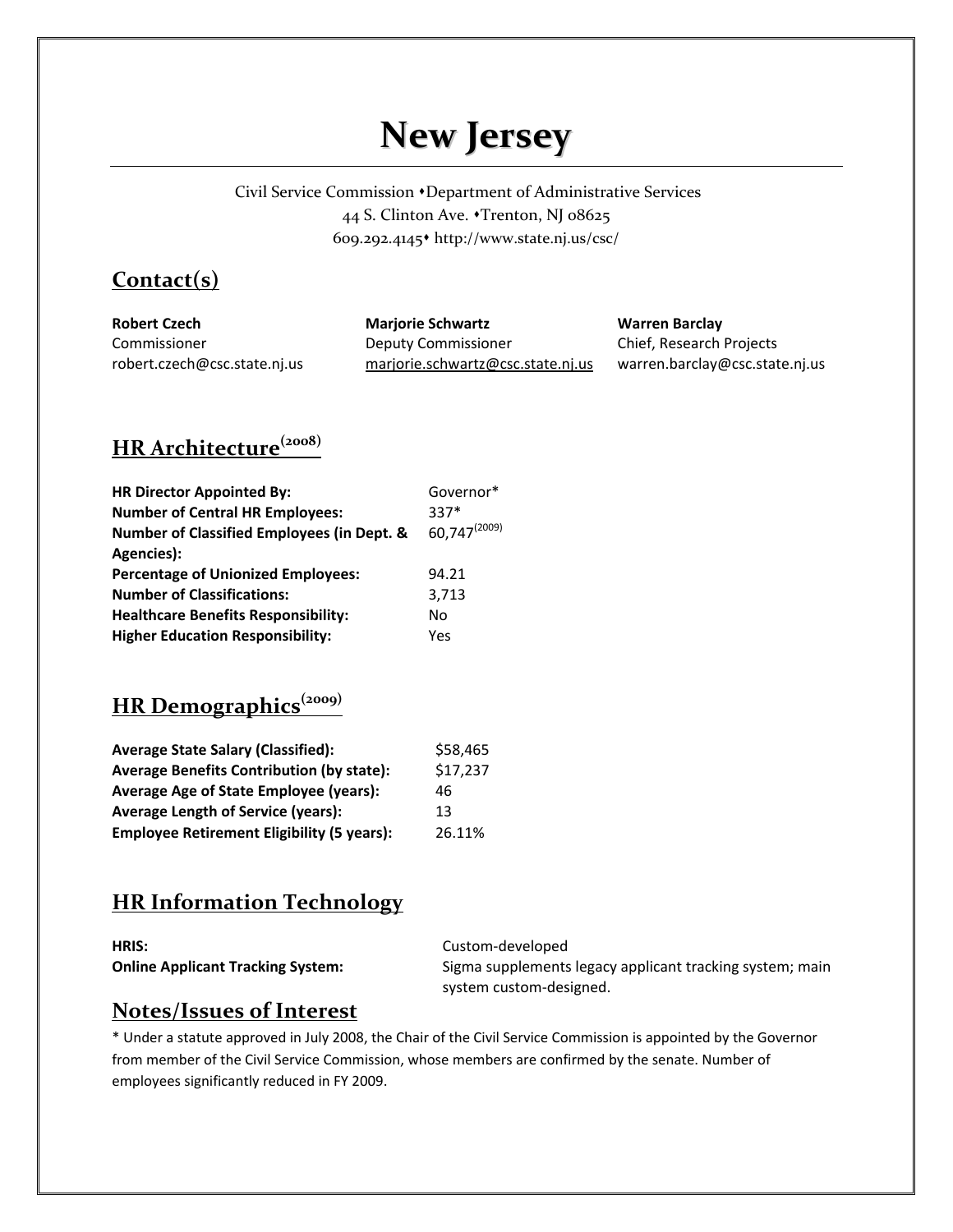# New Jersey

Civil Service Commission •Department of Administrative Services
44 S. Clinton Ave. •Trenton, NJ 08625
609.292.4145• http://www.state.nj.us/csc/

## Contact(s)

| **Robert Czech** | **Marjorie Schwartz** | **Warren Barclay** |
|---|---|---|
| Commissioner | Deputy Commissioner | Chief, Research Projects |
| robert.czech@csc.state.nj.us | marjorie.schwartz@csc.state.nj.us | warren.barclay@csc.state.nj.us |

## HR Architecture(2008)

| | |
|---|---|
| **HR Director Appointed By:** | Governor* |
| **Number of Central HR Employees:** | 337* |
| **Number of Classified Employees (in Dept. & Agencies):** | 60,747(2009) |
| **Percentage of Unionized Employees:** | 94.21 |
| **Number of Classifications:** | 3,713 |
| **Healthcare Benefits Responsibility:** | No |
| **Higher Education Responsibility:** | Yes |

## HR Demographics(2009)

| | |
|---|---|
| **Average State Salary (Classified):** | $58,465 |
| **Average Benefits Contribution (by state):** | $17,237 |
| **Average Age of State Employee (years):** | 46 |
| **Average Length of Service (years):** | 13 |
| **Employee Retirement Eligibility (5 years):** | 26.11% |

## HR Information Technology

| | |
|---|---|
| **HRIS:** | Custom-developed |
| **Online Applicant Tracking System:** | Sigma supplements legacy applicant tracking system; main system custom-designed. |

## Notes/Issues of Interest

* Under a statute approved in July 2008, the Chair of the Civil Service Commission is appointed by the Governor from member of the Civil Service Commission, whose members are confirmed by the senate. Number of employees significantly reduced in FY 2009.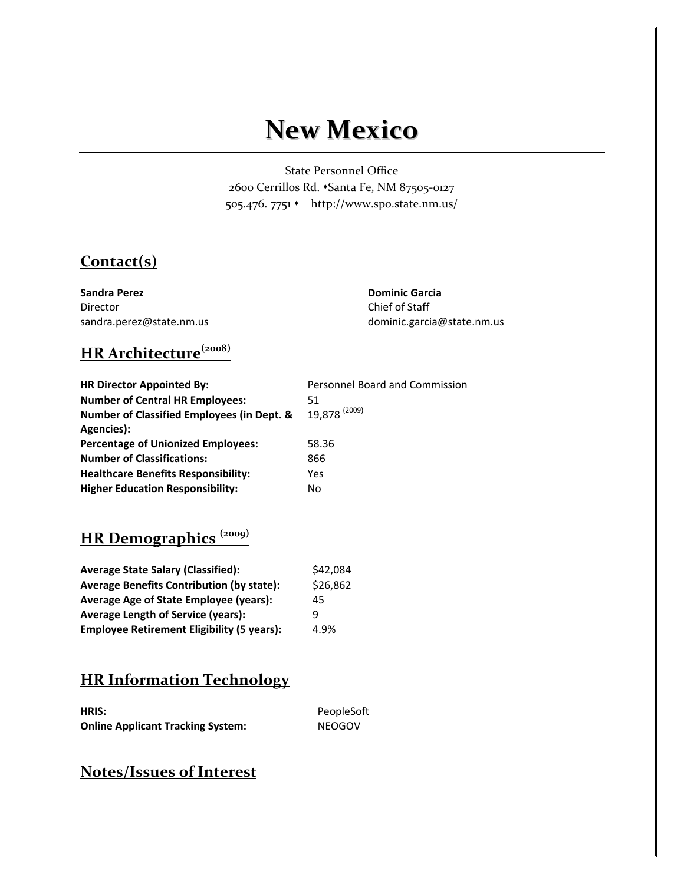# New Mexico

State Personnel Office
2600 Cerrillos Rd. ⬩Santa Fe, NM 87505-0127
505.476. 7751 ⬩ http://www.spo.state.nm.us/

## Contact(s)

**Sandra Perez**
Director
sandra.perez@state.nm.us

**Dominic Garcia**
Chief of Staff
dominic.garcia@state.nm.us

## HR Architecture (2008)

| | |
|---|---|
| **HR Director Appointed By:** | Personnel Board and Commission |
| **Number of Central HR Employees:** | 51 |
| **Number of Classified Employees (in Dept. & Agencies):** | 19,878 (2009) |
| **Percentage of Unionized Employees:** | 58.36 |
| **Number of Classifications:** | 866 |
| **Healthcare Benefits Responsibility:** | Yes |
| **Higher Education Responsibility:** | No |

## HR Demographics (2009)

| | |
|---|---|
| **Average State Salary (Classified):** | $42,084 |
| **Average Benefits Contribution (by state):** | $26,862 |
| **Average Age of State Employee (years):** | 45 |
| **Average Length of Service (years):** | 9 |
| **Employee Retirement Eligibility (5 years):** | 4.9% |

## HR Information Technology

| | |
|---|---|
| **HRIS:** | PeopleSoft |
| **Online Applicant Tracking System:** | NEOGOV |

## Notes/Issues of Interest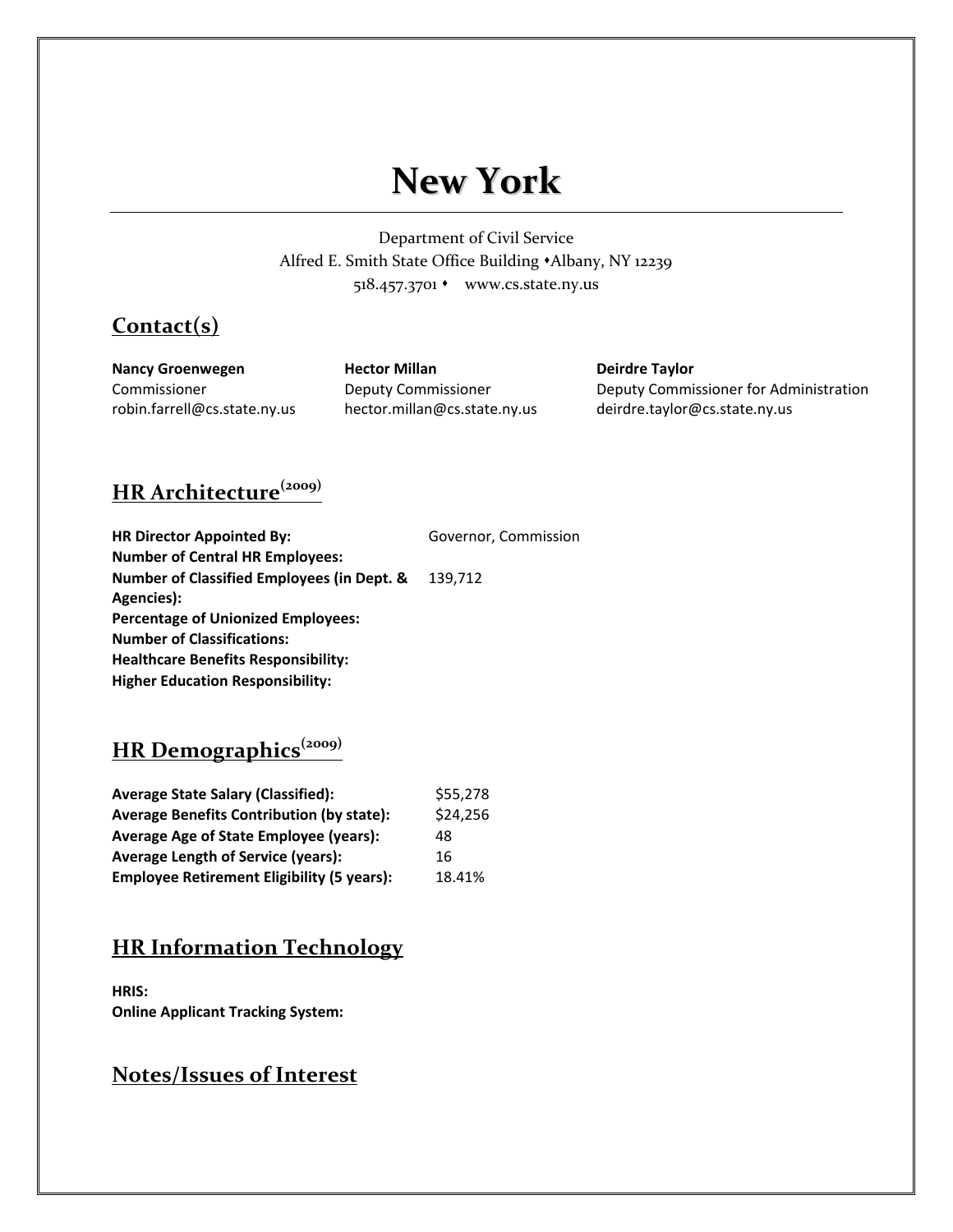# New York

Department of Civil Service
Alfred E. Smith State Office Building •Albany, NY 12239
518.457.3701 • www.cs.state.ny.us

## Contact(s)

| **Nancy Groenwegen** | **Hector Millan** | **Deirdre Taylor** |
|---|---|---|
| Commissioner | Deputy Commissioner | Deputy Commissioner for Administration |
| robin.farrell@cs.state.ny.us | hector.millan@cs.state.ny.us | deirdre.taylor@cs.state.ny.us |

## HR Architecture(2009)

| | |
|---|---|
| **HR Director Appointed By:** | Governor, Commission |
| **Number of Central HR Employees:** | |
| **Number of Classified Employees (in Dept. & Agencies):** | 139,712 |
| **Percentage of Unionized Employees:** | |
| **Number of Classifications:** | |
| **Healthcare Benefits Responsibility:** | |
| **Higher Education Responsibility:** | |

## HR Demographics(2009)

| | |
|---|---|
| **Average State Salary (Classified):** | $55,278 |
| **Average Benefits Contribution (by state):** | $24,256 |
| **Average Age of State Employee (years):** | 48 |
| **Average Length of Service (years):** | 16 |
| **Employee Retirement Eligibility (5 years):** | 18.41% |

## HR Information Technology

**HRIS:**
**Online Applicant Tracking System:**

## Notes/Issues of Interest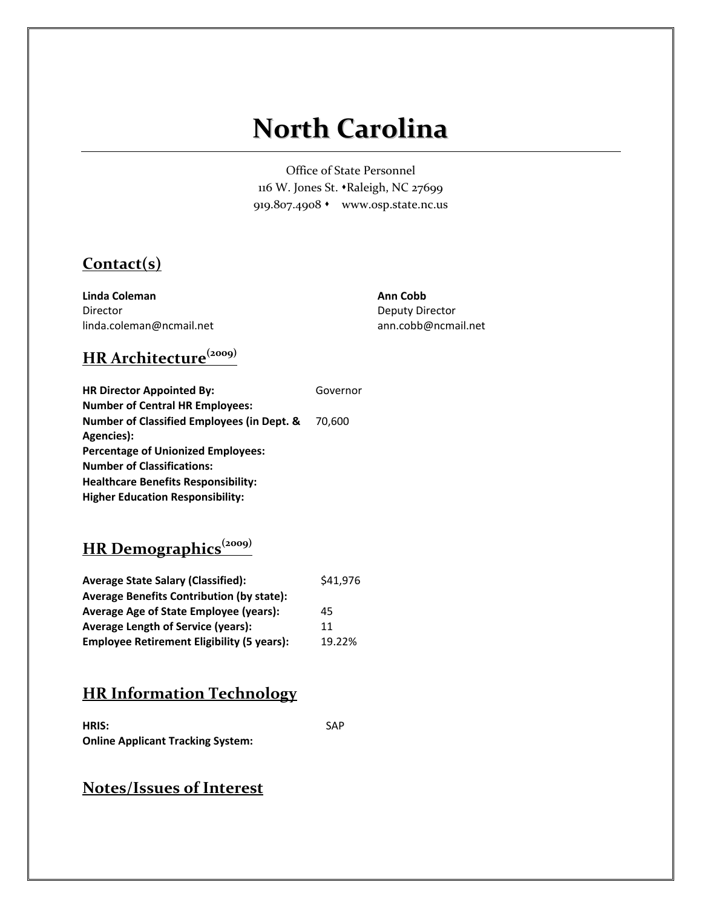# North Carolina

Office of State Personnel
116 W. Jones St. • Raleigh, NC 27699
919.807.4908 • www.osp.state.nc.us

## Contact(s)

**Linda Coleman**
Director
linda.coleman@ncmail.net

**Ann Cobb**
Deputy Director
ann.cobb@ncmail.net

## HR Architecture(2009)

| | |
|---|---|
| **HR Director Appointed By:** | Governor |
| **Number of Central HR Employees:** | |
| **Number of Classified Employees (in Dept. & Agencies):** | 70,600 |
| **Percentage of Unionized Employees:** | |
| **Number of Classifications:** | |
| **Healthcare Benefits Responsibility:** | |
| **Higher Education Responsibility:** | |

## HR Demographics(2009)

| | |
|---|---|
| **Average State Salary (Classified):** | $41,976 |
| **Average Benefits Contribution (by state):** | |
| **Average Age of State Employee (years):** | 45 |
| **Average Length of Service (years):** | 11 |
| **Employee Retirement Eligibility (5 years):** | 19.22% |

## HR Information Technology

| | |
|---|---|
| **HRIS:** | SAP |
| **Online Applicant Tracking System:** | |

## Notes/Issues of Interest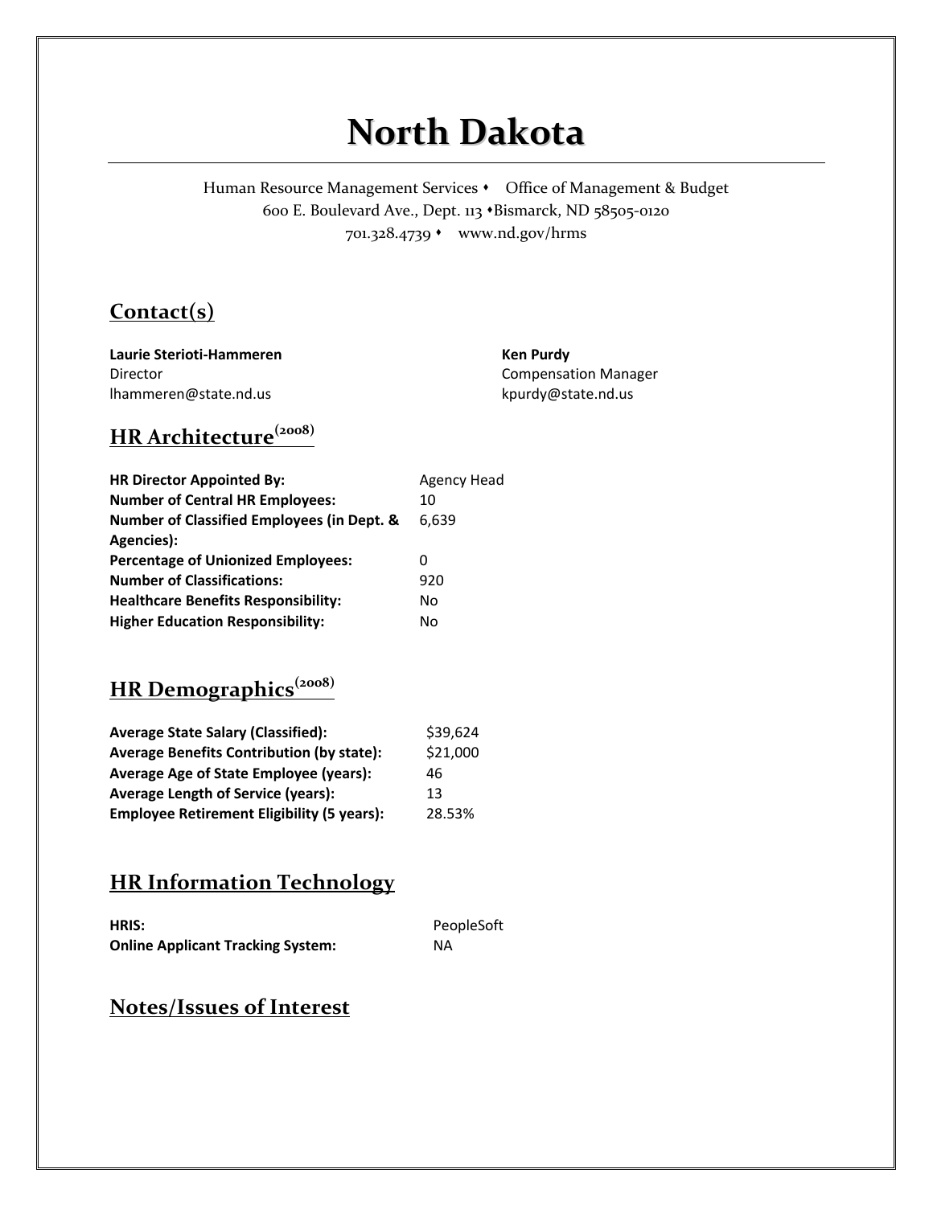# North Dakota

Human Resource Management Services • Office of Management & Budget
600 E. Boulevard Ave., Dept. 113 • Bismarck, ND 58505-0120
701.328.4739 • www.nd.gov/hrms

## Contact(s)

**Laurie Sterioti-Hammeren**
Director
lhammeren@state.nd.us

**Ken Purdy**
Compensation Manager
kpurdy@state.nd.us

## HR Architecture (2008)

| | |
|---|---|
| **HR Director Appointed By:** | Agency Head |
| **Number of Central HR Employees:** | 10 |
| **Number of Classified Employees (in Dept. & Agencies):** | 6,639 |
| **Percentage of Unionized Employees:** | 0 |
| **Number of Classifications:** | 920 |
| **Healthcare Benefits Responsibility:** | No |
| **Higher Education Responsibility:** | No |

## HR Demographics (2008)

| | |
|---|---|
| **Average State Salary (Classified):** | $39,624 |
| **Average Benefits Contribution (by state):** | $21,000 |
| **Average Age of State Employee (years):** | 46 |
| **Average Length of Service (years):** | 13 |
| **Employee Retirement Eligibility (5 years):** | 28.53% |

## HR Information Technology

| | |
|---|---|
| **HRIS:** | PeopleSoft |
| **Online Applicant Tracking System:** | NA |

## Notes/Issues of Interest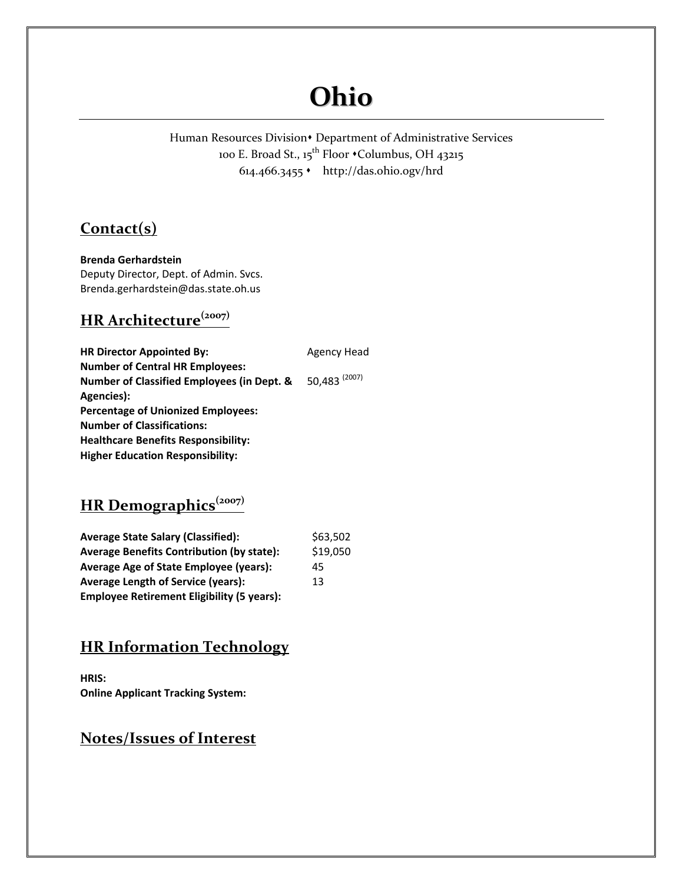# Ohio

Human Resources Division• Department of Administrative Services
100 E. Broad St., 15th Floor •Columbus, OH 43215
614.466.3455 • http://das.ohio.ogv/hrd

## Contact(s)

**Brenda Gerhardstein**
Deputy Director, Dept. of Admin. Svcs.
Brenda.gerhardstein@das.state.oh.us

## HR Architecture(2007)

| | |
|---|---|
| **HR Director Appointed By:** | Agency Head |
| **Number of Central HR Employees:** | |
| **Number of Classified Employees (in Dept. & Agencies):** | 50,483 (2007) |
| **Percentage of Unionized Employees:** | |
| **Number of Classifications:** | |
| **Healthcare Benefits Responsibility:** | |
| **Higher Education Responsibility:** | |

## HR Demographics(2007)

| | |
|---|---|
| **Average State Salary (Classified):** | $63,502 |
| **Average Benefits Contribution (by state):** | $19,050 |
| **Average Age of State Employee (years):** | 45 |
| **Average Length of Service (years):** | 13 |
| **Employee Retirement Eligibility (5 years):** | |

## HR Information Technology

**HRIS:**
**Online Applicant Tracking System:**

## Notes/Issues of Interest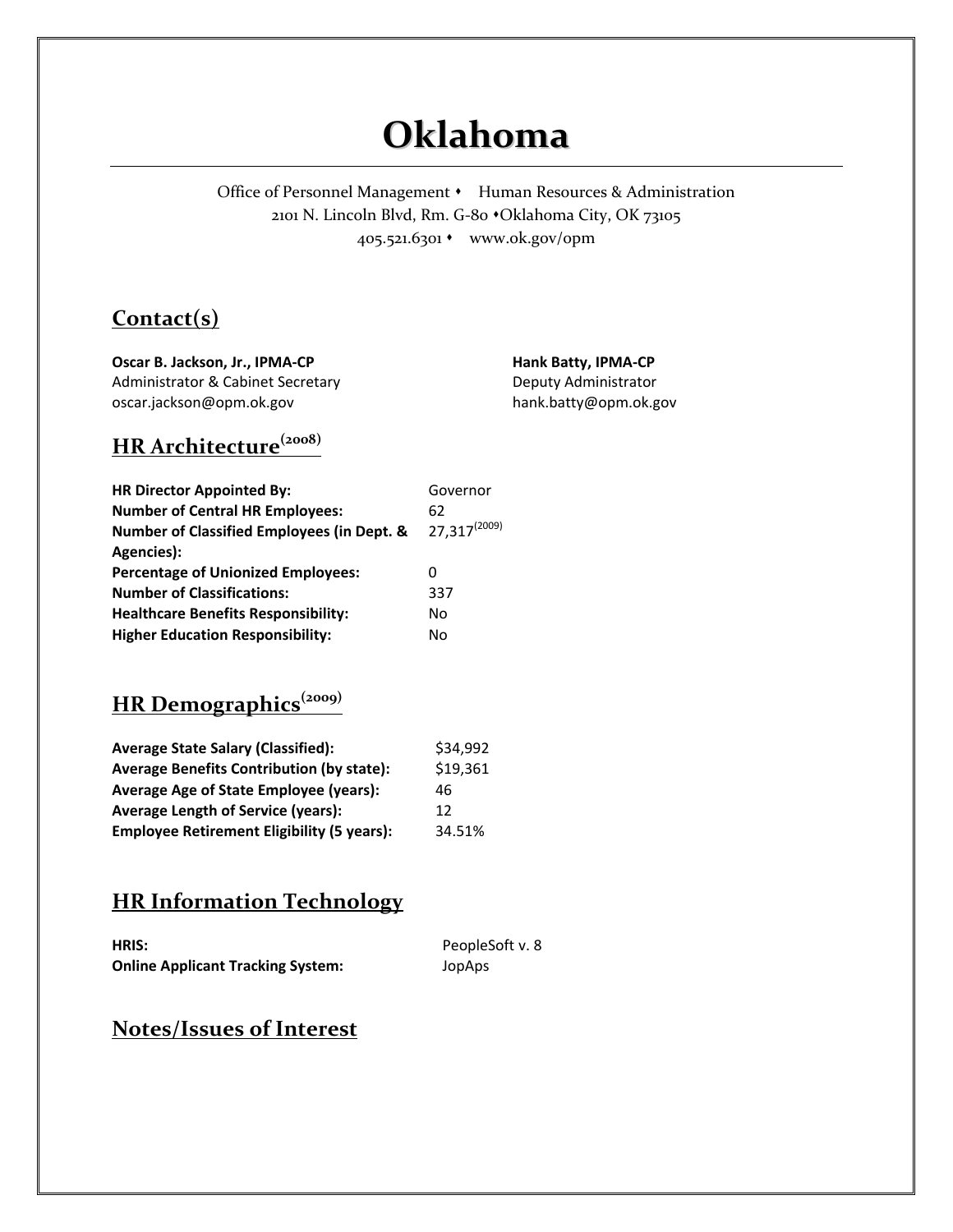# Oklahoma

Office of Personnel Management • Human Resources & Administration
2101 N. Lincoln Blvd, Rm. G-80 •Oklahoma City, OK 73105
405.521.6301 • www.ok.gov/opm

## Contact(s)

**Oscar B. Jackson, Jr., IPMA-CP**
Administrator & Cabinet Secretary
oscar.jackson@opm.ok.gov

**Hank Batty, IPMA-CP**
Deputy Administrator
hank.batty@opm.ok.gov

## HR Architecture(2008)

| | |
|---|---|
| **HR Director Appointed By:** | Governor |
| **Number of Central HR Employees:** | 62 |
| **Number of Classified Employees (in Dept. & Agencies):** | 27,317(2009) |
| **Percentage of Unionized Employees:** | 0 |
| **Number of Classifications:** | 337 |
| **Healthcare Benefits Responsibility:** | No |
| **Higher Education Responsibility:** | No |

## HR Demographics(2009)

| | |
|---|---|
| **Average State Salary (Classified):** | $34,992 |
| **Average Benefits Contribution (by state):** | $19,361 |
| **Average Age of State Employee (years):** | 46 |
| **Average Length of Service (years):** | 12 |
| **Employee Retirement Eligibility (5 years):** | 34.51% |

## HR Information Technology

| | |
|---|---|
| **HRIS:** | PeopleSoft v. 8 |
| **Online Applicant Tracking System:** | JopAps |

## Notes/Issues of Interest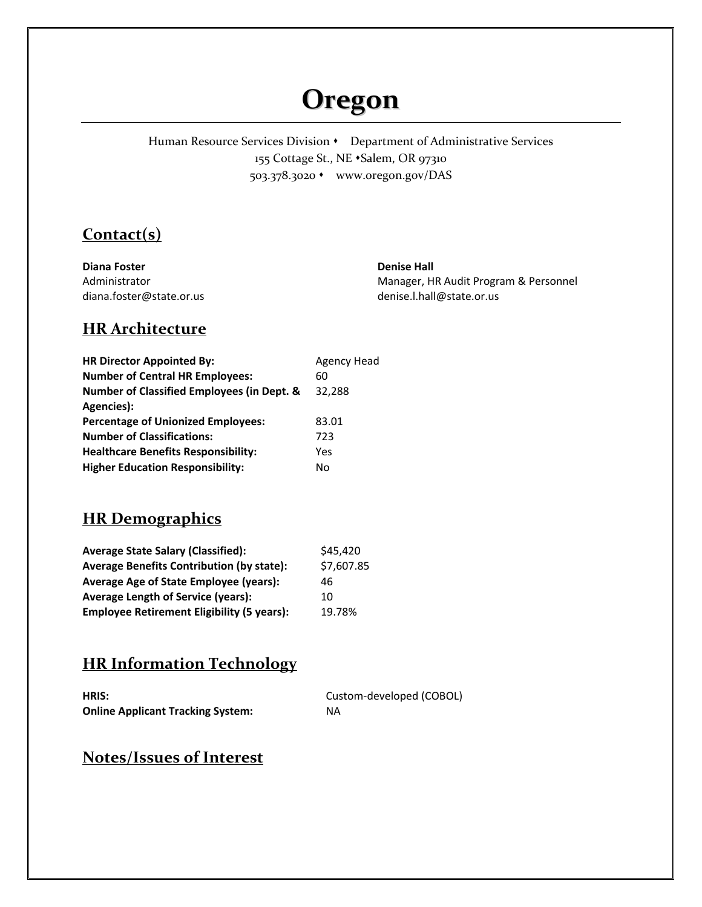# Oregon

Human Resource Services Division • Department of Administrative Services
155 Cottage St., NE •Salem, OR 97310
503.378.3020 • www.oregon.gov/DAS

## Contact(s)

**Diana Foster**
Administrator
diana.foster@state.or.us

**Denise Hall**
Manager, HR Audit Program & Personnel
denise.l.hall@state.or.us

## HR Architecture

| | |
|---|---|
| **HR Director Appointed By:** | Agency Head |
| **Number of Central HR Employees:** | 60 |
| **Number of Classified Employees (in Dept. & Agencies):** | 32,288 |
| **Percentage of Unionized Employees:** | 83.01 |
| **Number of Classifications:** | 723 |
| **Healthcare Benefits Responsibility:** | Yes |
| **Higher Education Responsibility:** | No |

## HR Demographics

| | |
|---|---|
| **Average State Salary (Classified):** | $45,420 |
| **Average Benefits Contribution (by state):** | $7,607.85 |
| **Average Age of State Employee (years):** | 46 |
| **Average Length of Service (years):** | 10 |
| **Employee Retirement Eligibility (5 years):** | 19.78% |

## HR Information Technology

| | |
|---|---|
| **HRIS:** | Custom-developed (COBOL) |
| **Online Applicant Tracking System:** | NA |

## Notes/Issues of Interest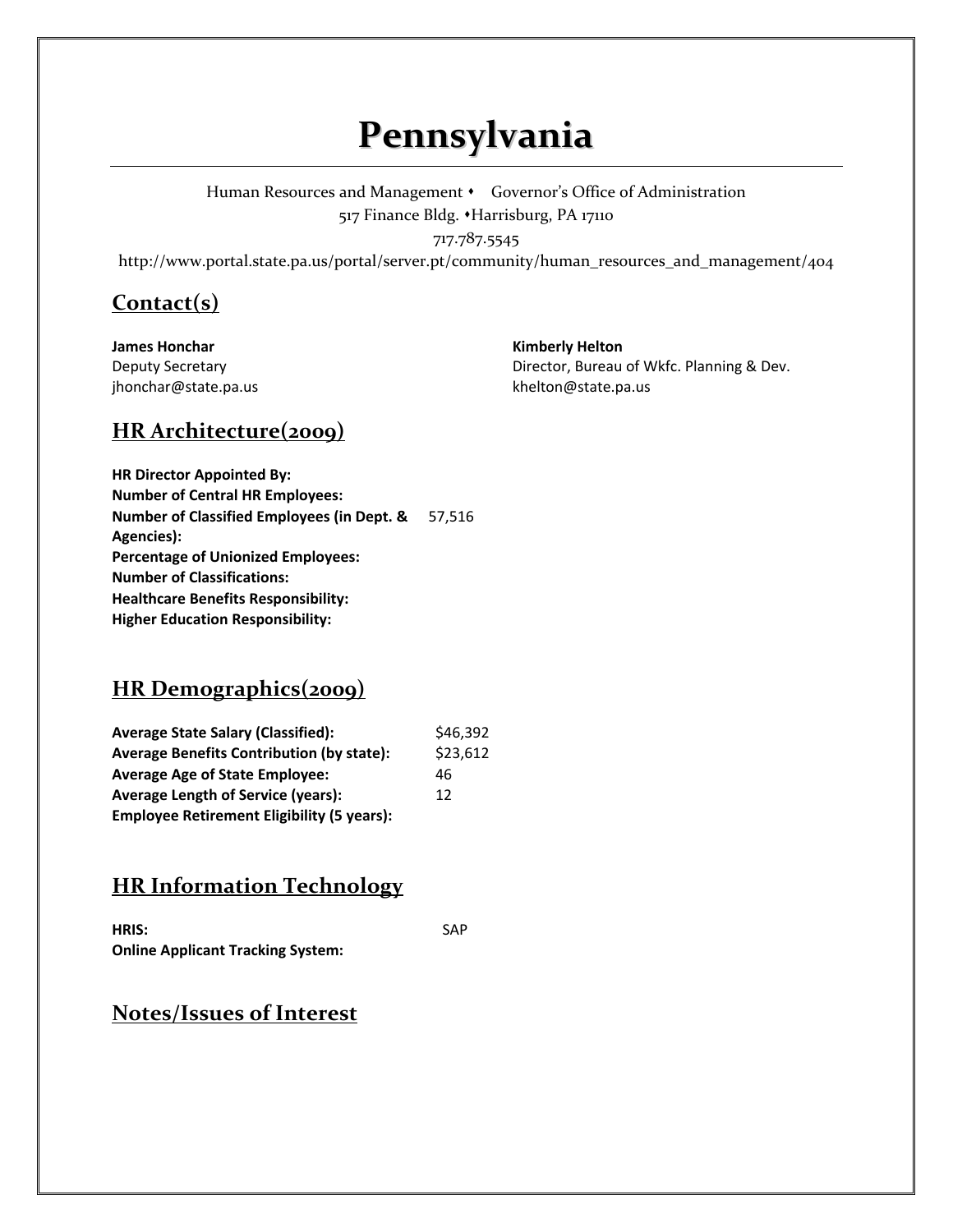# Pennsylvania

Human Resources and Management ⬩ Governor's Office of Administration

517 Finance Bldg. ⬩Harrisburg, PA 17110

717.787.5545

http://www.portal.state.pa.us/portal/server.pt/community/human_resources_and_management/404

## Contact(s)

**James Honchar**
Deputy Secretary
jhonchar@state.pa.us

**Kimberly Helton**
Director, Bureau of Wkfc. Planning & Dev.
khelton@state.pa.us

## HR Architecture(2009)

| | |
|---|---|
| **HR Director Appointed By:** | |
| **Number of Central HR Employees:** | |
| **Number of Classified Employees (in Dept. & Agencies):** | 57,516 |
| **Percentage of Unionized Employees:** | |
| **Number of Classifications:** | |
| **Healthcare Benefits Responsibility:** | |
| **Higher Education Responsibility:** | |

## HR Demographics(2009)

| | |
|---|---|
| **Average State Salary (Classified):** | $46,392 |
| **Average Benefits Contribution (by state):** | $23,612 |
| **Average Age of State Employee:** | 46 |
| **Average Length of Service (years):** | 12 |
| **Employee Retirement Eligibility (5 years):** | |

## HR Information Technology

| | |
|---|---|
| **HRIS:** | SAP |
| **Online Applicant Tracking System:** | |

## Notes/Issues of Interest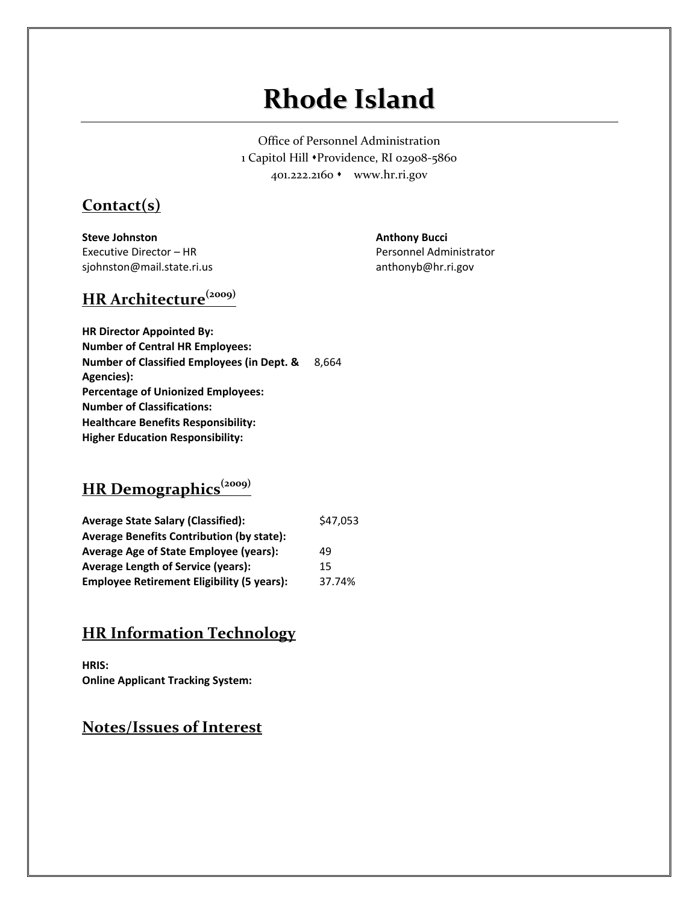# Rhode Island

Office of Personnel Administration
1 Capitol Hill •Providence, RI 02908-5860
401.222.2160 • www.hr.ri.gov

## Contact(s)

**Steve Johnston**
Executive Director – HR
sjohnston@mail.state.ri.us

**Anthony Bucci**
Personnel Administrator
anthonyb@hr.ri.gov

## HR Architecture(2009)

| | |
|---|---|
| **HR Director Appointed By:** | |
| **Number of Central HR Employees:** | |
| **Number of Classified Employees (in Dept. & Agencies):** | 8,664 |
| **Percentage of Unionized Employees:** | |
| **Number of Classifications:** | |
| **Healthcare Benefits Responsibility:** | |
| **Higher Education Responsibility:** | |

## HR Demographics(2009)

| | |
|---|---|
| **Average State Salary (Classified):** | $47,053 |
| **Average Benefits Contribution (by state):** | |
| **Average Age of State Employee (years):** | 49 |
| **Average Length of Service (years):** | 15 |
| **Employee Retirement Eligibility (5 years):** | 37.74% |

## HR Information Technology

**HRIS:**
**Online Applicant Tracking System:**

## Notes/Issues of Interest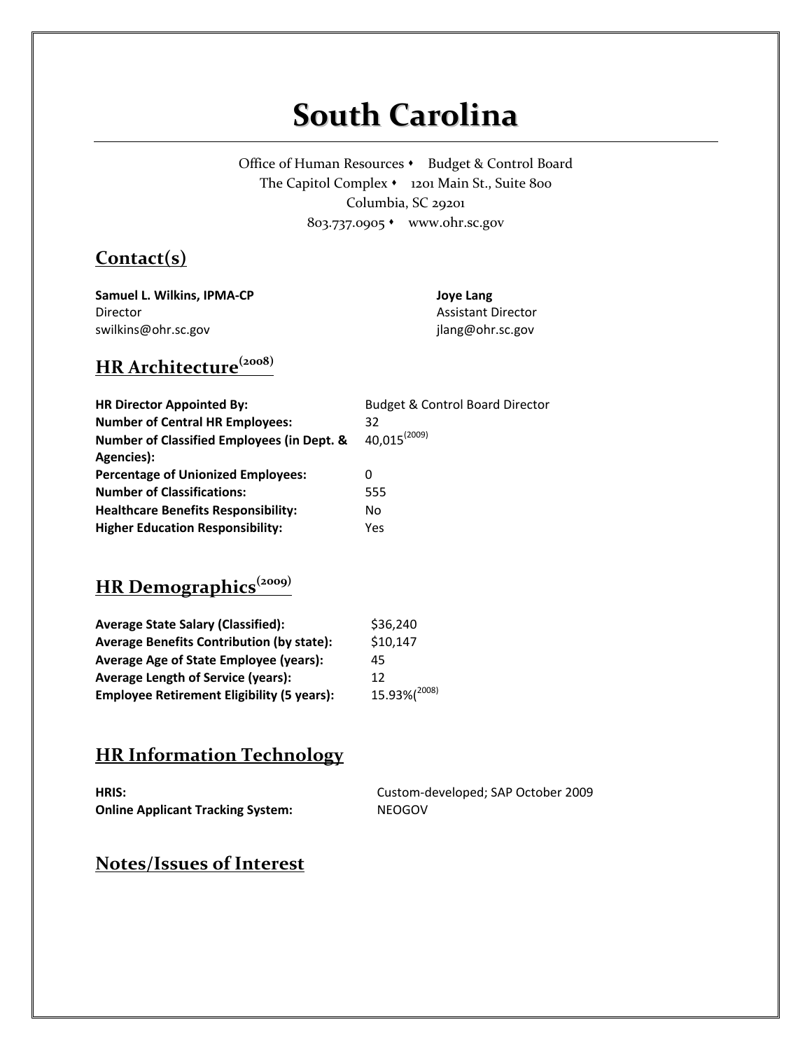# South Carolina

Office of Human Resources • Budget & Control Board
The Capitol Complex • 1201 Main St., Suite 800
Columbia, SC 29201
803.737.0905 • www.ohr.sc.gov

## Contact(s)

**Samuel L. Wilkins, IPMA-CP**
Director
swilkins@ohr.sc.gov

**Joye Lang**
Assistant Director
jlang@ohr.sc.gov

## HR Architecture(2008)

| | |
|---|---|
| **HR Director Appointed By:** | Budget & Control Board Director |
| **Number of Central HR Employees:** | 32 |
| **Number of Classified Employees (in Dept. & Agencies):** | 40,015(2009) |
| **Percentage of Unionized Employees:** | 0 |
| **Number of Classifications:** | 555 |
| **Healthcare Benefits Responsibility:** | No |
| **Higher Education Responsibility:** | Yes |

## HR Demographics(2009)

| | |
|---|---|
| **Average State Salary (Classified):** | $36,240 |
| **Average Benefits Contribution (by state):** | $10,147 |
| **Average Age of State Employee (years):** | 45 |
| **Average Length of Service (years):** | 12 |
| **Employee Retirement Eligibility (5 years):** | 15.93%(2008) |

## HR Information Technology

| | |
|---|---|
| **HRIS:** | Custom-developed; SAP October 2009 |
| **Online Applicant Tracking System:** | NEOGOV |

## Notes/Issues of Interest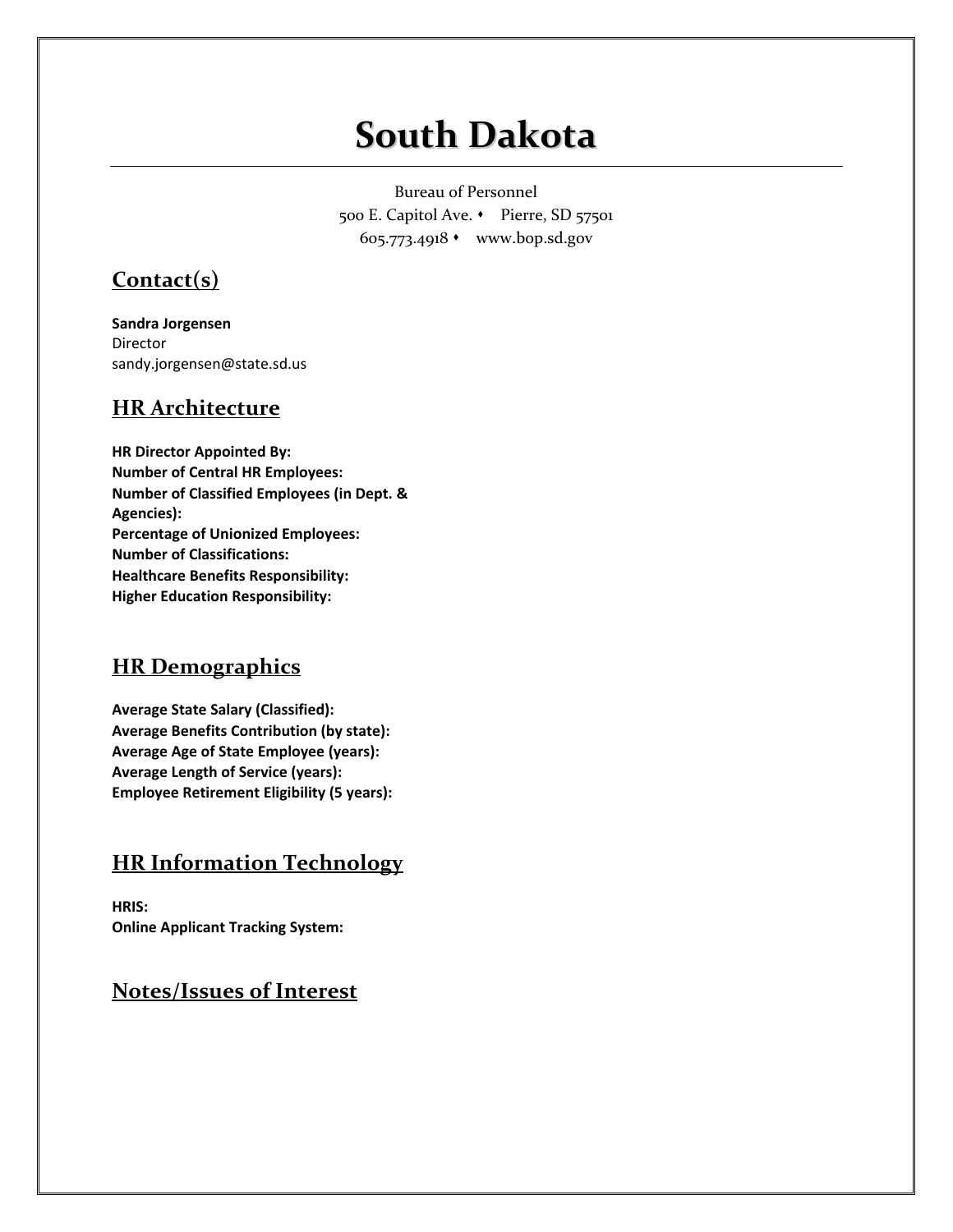# South Dakota

Bureau of Personnel
500 E. Capitol Ave. • Pierre, SD 57501
605.773.4918 • www.bop.sd.gov

## Contact(s)

**Sandra Jorgensen**
Director
sandy.jorgensen@state.sd.us

## HR Architecture

**HR Director Appointed By:**
**Number of Central HR Employees:**
**Number of Classified Employees (in Dept. & Agencies):**
**Percentage of Unionized Employees:**
**Number of Classifications:**
**Healthcare Benefits Responsibility:**
**Higher Education Responsibility:**

## HR Demographics

**Average State Salary (Classified):**
**Average Benefits Contribution (by state):**
**Average Age of State Employee (years):**
**Average Length of Service (years):**
**Employee Retirement Eligibility (5 years):**

## HR Information Technology

**HRIS:**
**Online Applicant Tracking System:**

## Notes/Issues of Interest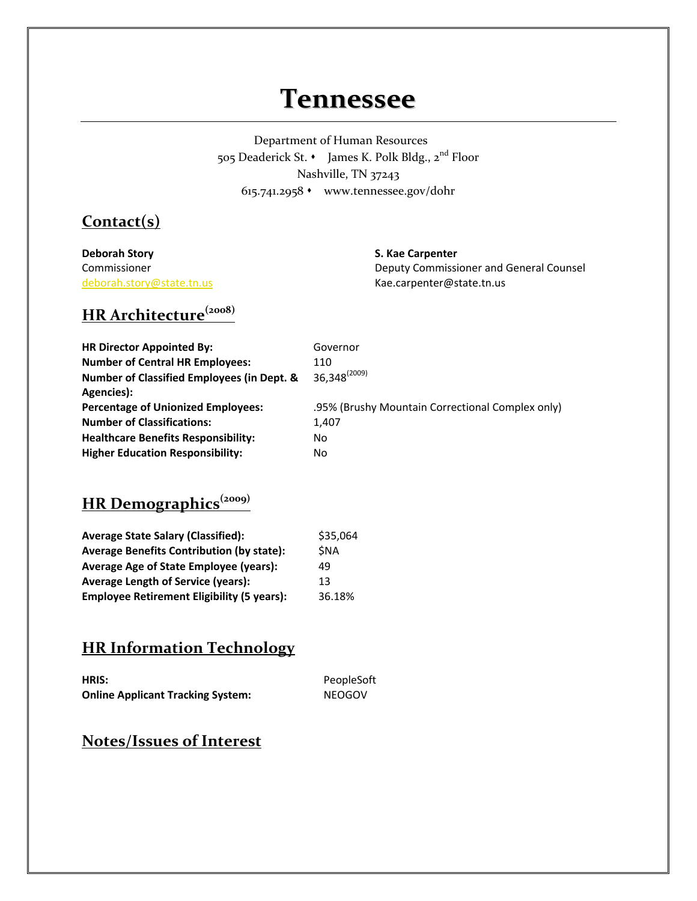# Tennessee

Department of Human Resources
505 Deaderick St. ♦ James K. Polk Bldg., 2nd Floor
Nashville, TN 37243
615.741.2958 ♦ www.tennessee.gov/dohr

## Contact(s)

**Deborah Story**
Commissioner
deborah.story@state.tn.us

**S. Kae Carpenter**
Deputy Commissioner and General Counsel
Kae.carpenter@state.tn.us

## HR Architecture(2008)

| | |
|---|---|
| **HR Director Appointed By:** | Governor |
| **Number of Central HR Employees:** | 110 |
| **Number of Classified Employees (in Dept. & Agencies):** | 36,348(2009) |
| **Percentage of Unionized Employees:** | .95% (Brushy Mountain Correctional Complex only) |
| **Number of Classifications:** | 1,407 |
| **Healthcare Benefits Responsibility:** | No |
| **Higher Education Responsibility:** | No |

## HR Demographics(2009)

| | |
|---|---|
| **Average State Salary (Classified):** | $35,064 |
| **Average Benefits Contribution (by state):** | $NA |
| **Average Age of State Employee (years):** | 49 |
| **Average Length of Service (years):** | 13 |
| **Employee Retirement Eligibility (5 years):** | 36.18% |

## HR Information Technology

| | |
|---|---|
| **HRIS:** | PeopleSoft |
| **Online Applicant Tracking System:** | NEOGOV |

## Notes/Issues of Interest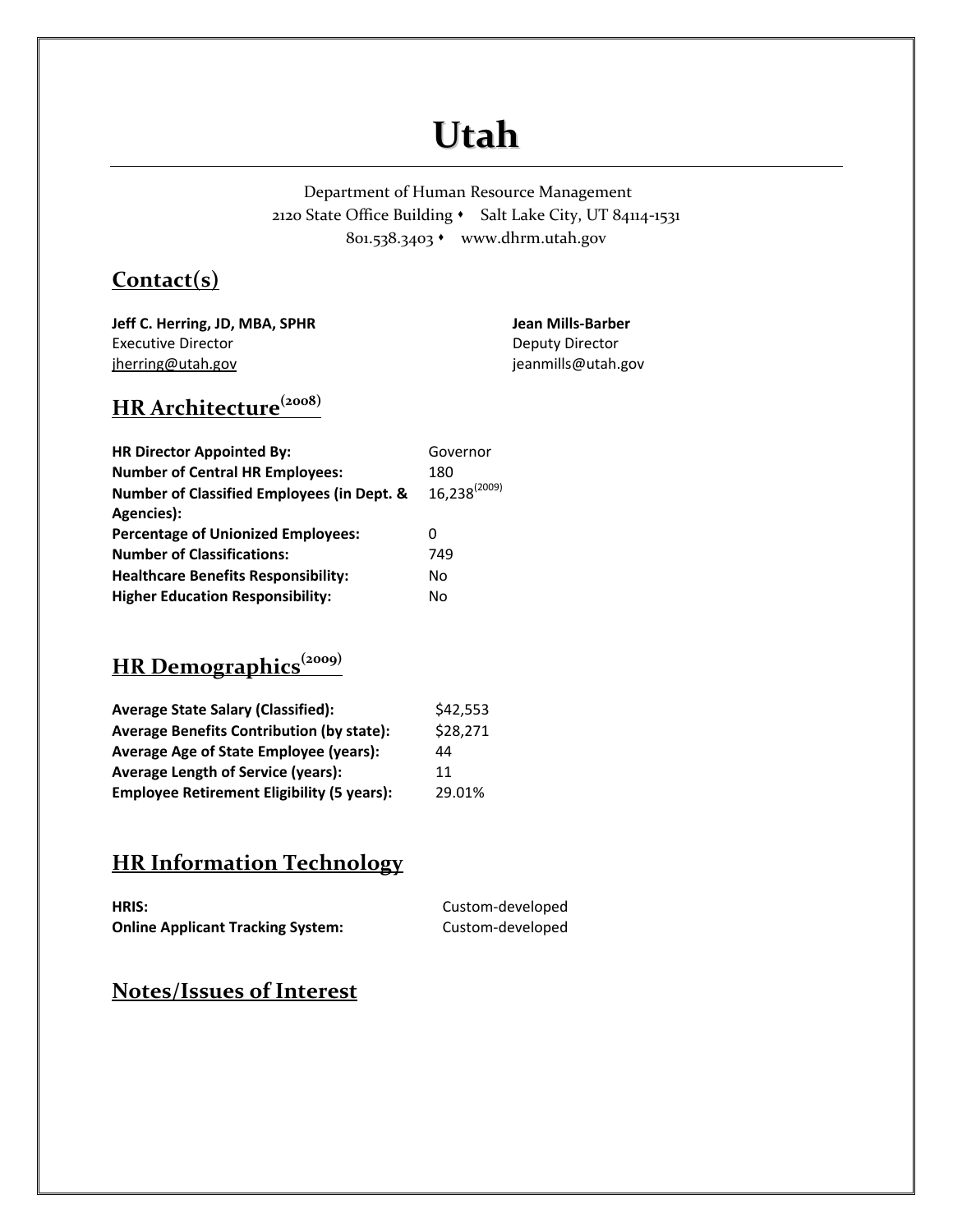# Utah

Department of Human Resource Management
2120 State Office Building • Salt Lake City, UT 84114-1531
801.538.3403 • www.dhrm.utah.gov

## Contact(s)

**Jeff C. Herring, JD, MBA, SPHR**
Executive Director
jherring@utah.gov

**Jean Mills-Barber**
Deputy Director
jeanmills@utah.gov

## HR Architecture (2008)

| | |
|---|---|
| **HR Director Appointed By:** | Governor |
| **Number of Central HR Employees:** | 180 |
| **Number of Classified Employees (in Dept. & Agencies):** | 16,238 (2009) |
| **Percentage of Unionized Employees:** | 0 |
| **Number of Classifications:** | 749 |
| **Healthcare Benefits Responsibility:** | No |
| **Higher Education Responsibility:** | No |

## HR Demographics (2009)

| | |
|---|---|
| **Average State Salary (Classified):** | $42,553 |
| **Average Benefits Contribution (by state):** | $28,271 |
| **Average Age of State Employee (years):** | 44 |
| **Average Length of Service (years):** | 11 |
| **Employee Retirement Eligibility (5 years):** | 29.01% |

## HR Information Technology

| | |
|---|---|
| **HRIS:** | Custom-developed |
| **Online Applicant Tracking System:** | Custom-developed |

## Notes/Issues of Interest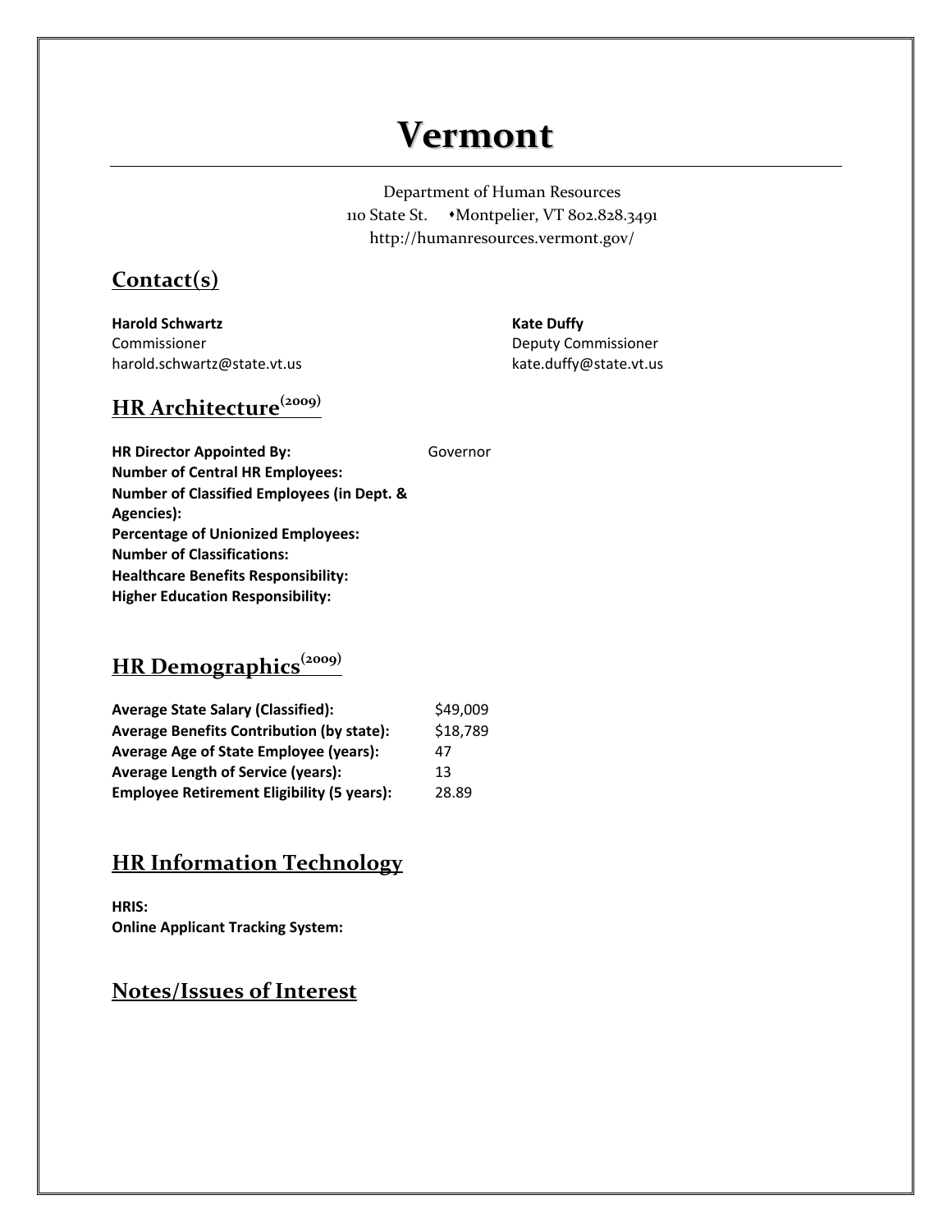# Vermont

Department of Human Resources
110 State St. ⬩Montpelier, VT 802.828.3491
http://humanresources.vermont.gov/

## Contact(s)

**Harold Schwartz**
Commissioner
harold.schwartz@state.vt.us

**Kate Duffy**
Deputy Commissioner
kate.duffy@state.vt.us

## HR Architecture(2009)

| | |
|---|---|
| **HR Director Appointed By:** | Governor |
| **Number of Central HR Employees:** | |
| **Number of Classified Employees (in Dept. & Agencies):** | |
| **Percentage of Unionized Employees:** | |
| **Number of Classifications:** | |
| **Healthcare Benefits Responsibility:** | |
| **Higher Education Responsibility:** | |

## HR Demographics(2009)

| | |
|---|---|
| **Average State Salary (Classified):** | $49,009 |
| **Average Benefits Contribution (by state):** | $18,789 |
| **Average Age of State Employee (years):** | 47 |
| **Average Length of Service (years):** | 13 |
| **Employee Retirement Eligibility (5 years):** | 28.89 |

## HR Information Technology

**HRIS:**
**Online Applicant Tracking System:**

## Notes/Issues of Interest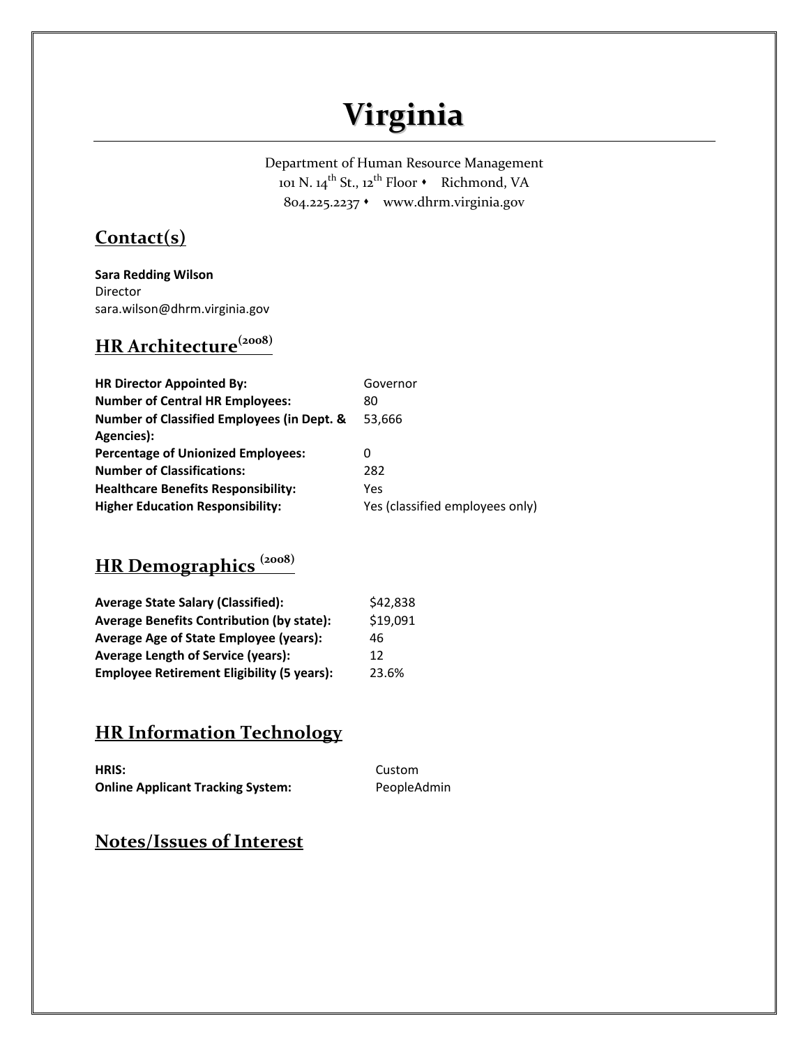# Virginia

Department of Human Resource Management
101 N. 14th St., 12th Floor • Richmond, VA
804.225.2237 • www.dhrm.virginia.gov

## Contact(s)

**Sara Redding Wilson**
Director
sara.wilson@dhrm.virginia.gov

## HR Architecture (2008)

| | |
|---|---|
| **HR Director Appointed By:** | Governor |
| **Number of Central HR Employees:** | 80 |
| **Number of Classified Employees (in Dept. & Agencies):** | 53,666 |
| **Percentage of Unionized Employees:** | 0 |
| **Number of Classifications:** | 282 |
| **Healthcare Benefits Responsibility:** | Yes |
| **Higher Education Responsibility:** | Yes (classified employees only) |

## HR Demographics (2008)

| | |
|---|---|
| **Average State Salary (Classified):** | $42,838 |
| **Average Benefits Contribution (by state):** | $19,091 |
| **Average Age of State Employee (years):** | 46 |
| **Average Length of Service (years):** | 12 |
| **Employee Retirement Eligibility (5 years):** | 23.6% |

## HR Information Technology

| | |
|---|---|
| **HRIS:** | Custom |
| **Online Applicant Tracking System:** | PeopleAdmin |

## Notes/Issues of Interest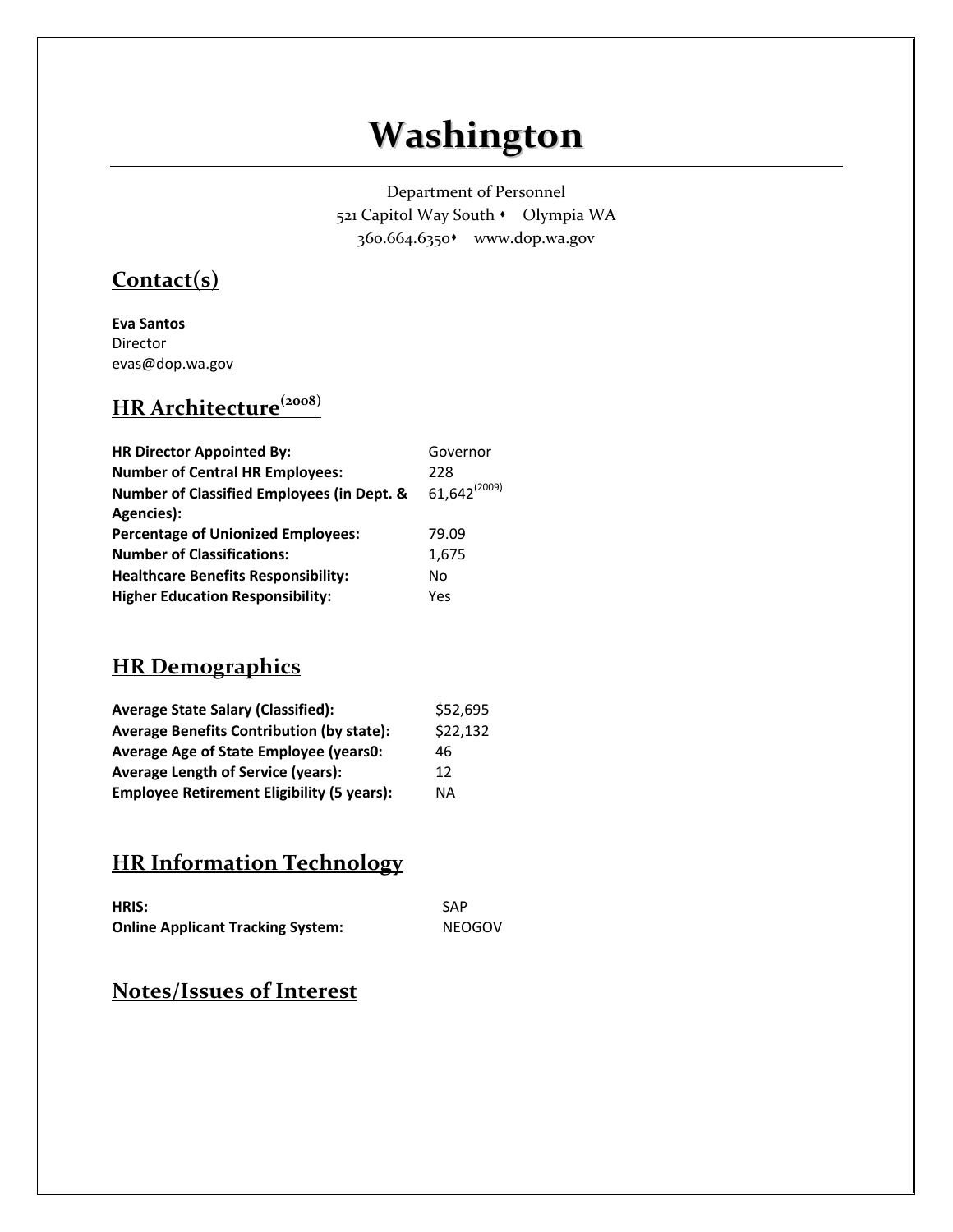# Washington

Department of Personnel
521 Capitol Way South • Olympia WA
360.664.6350 • www.dop.wa.gov

## Contact(s)

**Eva Santos**
Director
evas@dop.wa.gov

## HR Architecture(2008)

| | |
|---|---|
| **HR Director Appointed By:** | Governor |
| **Number of Central HR Employees:** | 228 |
| **Number of Classified Employees (in Dept. & Agencies):** | 61,642(2009) |
| **Percentage of Unionized Employees:** | 79.09 |
| **Number of Classifications:** | 1,675 |
| **Healthcare Benefits Responsibility:** | No |
| **Higher Education Responsibility:** | Yes |

## HR Demographics

| | |
|---|---|
| **Average State Salary (Classified):** | $52,695 |
| **Average Benefits Contribution (by state):** | $22,132 |
| **Average Age of State Employee (years0:** | 46 |
| **Average Length of Service (years):** | 12 |
| **Employee Retirement Eligibility (5 years):** | NA |

## HR Information Technology

| | |
|---|---|
| **HRIS:** | SAP |
| **Online Applicant Tracking System:** | NEOGOV |

## Notes/Issues of Interest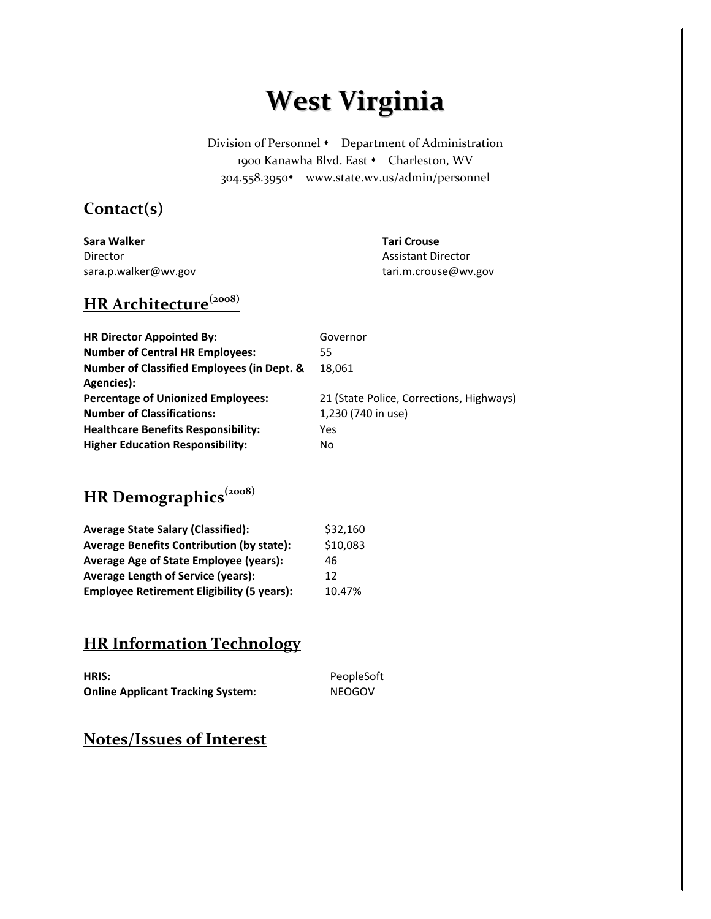# West Virginia

Division of Personnel ♦ Department of Administration
1900 Kanawha Blvd. East ♦ Charleston, WV
304.558.3950♦ www.state.wv.us/admin/personnel

## Contact(s)

**Sara Walker**
Director
sara.p.walker@wv.gov

**Tari Crouse**
Assistant Director
tari.m.crouse@wv.gov

## HR Architecture(2008)

| | |
|---|---|
| **HR Director Appointed By:** | Governor |
| **Number of Central HR Employees:** | 55 |
| **Number of Classified Employees (in Dept. & Agencies):** | 18,061 |
| **Percentage of Unionized Employees:** | 21 (State Police, Corrections, Highways) |
| **Number of Classifications:** | 1,230 (740 in use) |
| **Healthcare Benefits Responsibility:** | Yes |
| **Higher Education Responsibility:** | No |

## HR Demographics(2008)

| | |
|---|---|
| **Average State Salary (Classified):** | $32,160 |
| **Average Benefits Contribution (by state):** | $10,083 |
| **Average Age of State Employee (years):** | 46 |
| **Average Length of Service (years):** | 12 |
| **Employee Retirement Eligibility (5 years):** | 10.47% |

## HR Information Technology

| | |
|---|---|
| **HRIS:** | PeopleSoft |
| **Online Applicant Tracking System:** | NEOGOV |

## Notes/Issues of Interest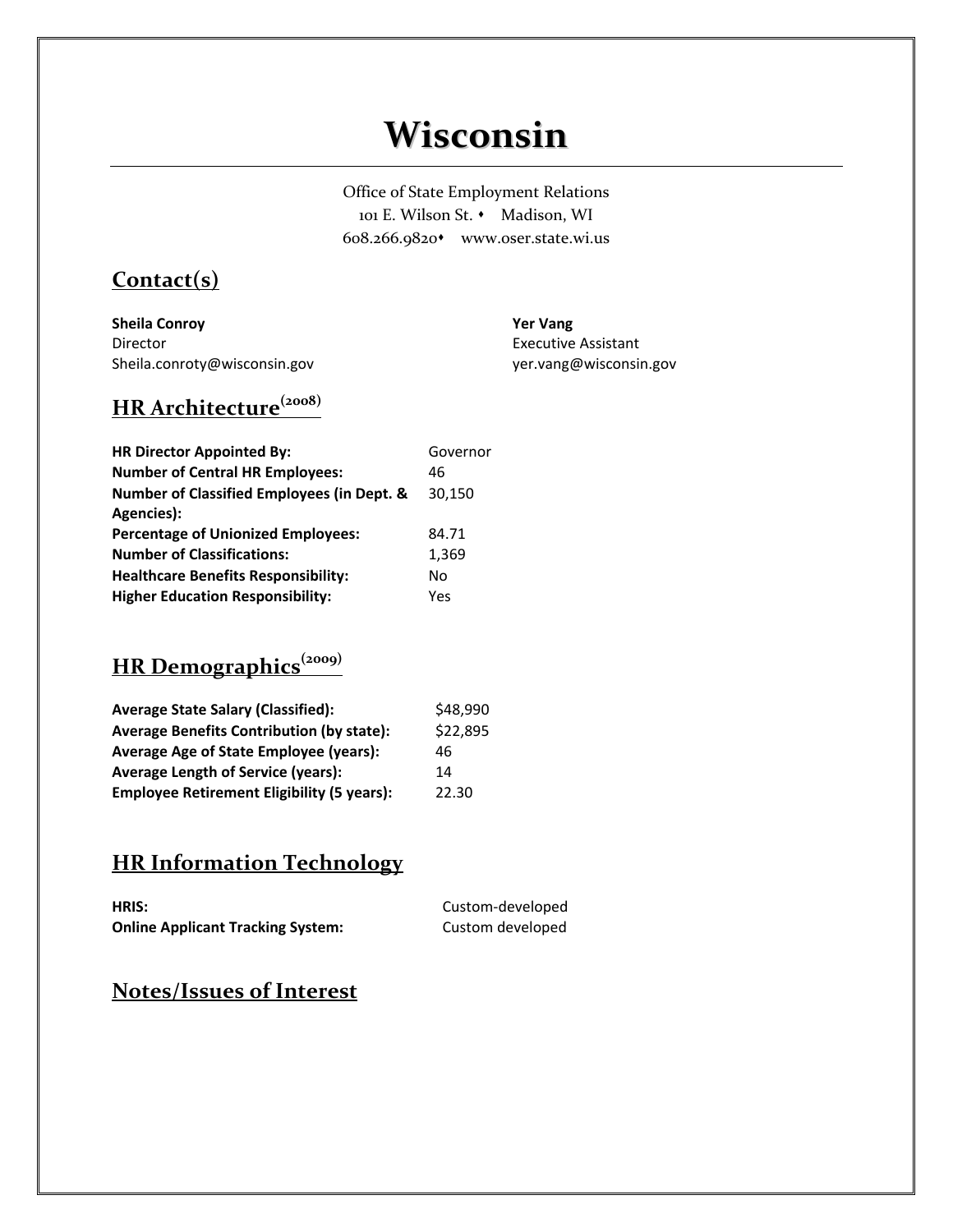# Wisconsin

Office of State Employment Relations
101 E. Wilson St. • Madison, WI
608.266.9820• www.oser.state.wi.us

## Contact(s)

**Sheila Conroy**
Director
Sheila.conroty@wisconsin.gov

**Yer Vang**
Executive Assistant
yer.vang@wisconsin.gov

## HR Architecture(2008)

| | |
|---|---|
| **HR Director Appointed By:** | Governor |
| **Number of Central HR Employees:** | 46 |
| **Number of Classified Employees (in Dept. & Agencies):** | 30,150 |
| **Percentage of Unionized Employees:** | 84.71 |
| **Number of Classifications:** | 1,369 |
| **Healthcare Benefits Responsibility:** | No |
| **Higher Education Responsibility:** | Yes |

## HR Demographics(2009)

| | |
|---|---|
| **Average State Salary (Classified):** | $48,990 |
| **Average Benefits Contribution (by state):** | $22,895 |
| **Average Age of State Employee (years):** | 46 |
| **Average Length of Service (years):** | 14 |
| **Employee Retirement Eligibility (5 years):** | 22.30 |

## HR Information Technology

| | |
|---|---|
| **HRIS:** | Custom-developed |
| **Online Applicant Tracking System:** | Custom developed |

## Notes/Issues of Interest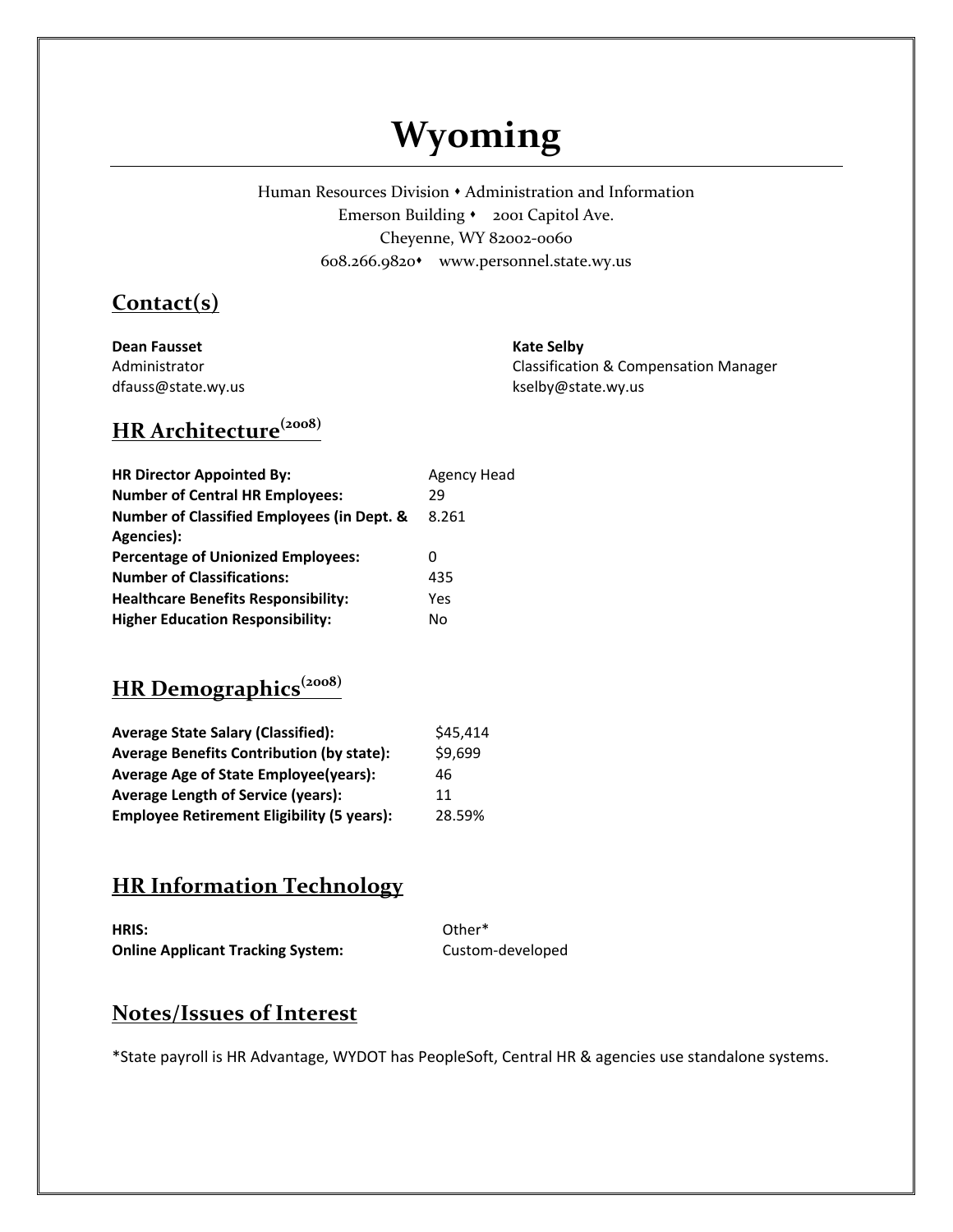# Wyoming

Human Resources Division • Administration and Information
Emerson Building • 2001 Capitol Ave.
Cheyenne, WY 82002-0060
608.266.9820• www.personnel.state.wy.us

## Contact(s)

**Dean Fausset**
Administrator
dfauss@state.wy.us

**Kate Selby**
Classification & Compensation Manager
kselby@state.wy.us

## HR Architecture(2008)

| | |
|---|---|
| **HR Director Appointed By:** | Agency Head |
| **Number of Central HR Employees:** | 29 |
| **Number of Classified Employees (in Dept. & Agencies):** | 8.261 |
| **Percentage of Unionized Employees:** | 0 |
| **Number of Classifications:** | 435 |
| **Healthcare Benefits Responsibility:** | Yes |
| **Higher Education Responsibility:** | No |

## HR Demographics(2008)

| | |
|---|---|
| **Average State Salary (Classified):** | $45,414 |
| **Average Benefits Contribution (by state):** | $9,699 |
| **Average Age of State Employee(years):** | 46 |
| **Average Length of Service (years):** | 11 |
| **Employee Retirement Eligibility (5 years):** | 28.59% |

## HR Information Technology

| | |
|---|---|
| **HRIS:** | Other* |
| **Online Applicant Tracking System:** | Custom-developed |

## Notes/Issues of Interest

*State payroll is HR Advantage, WYDOT has PeopleSoft, Central HR & agencies use standalone systems.